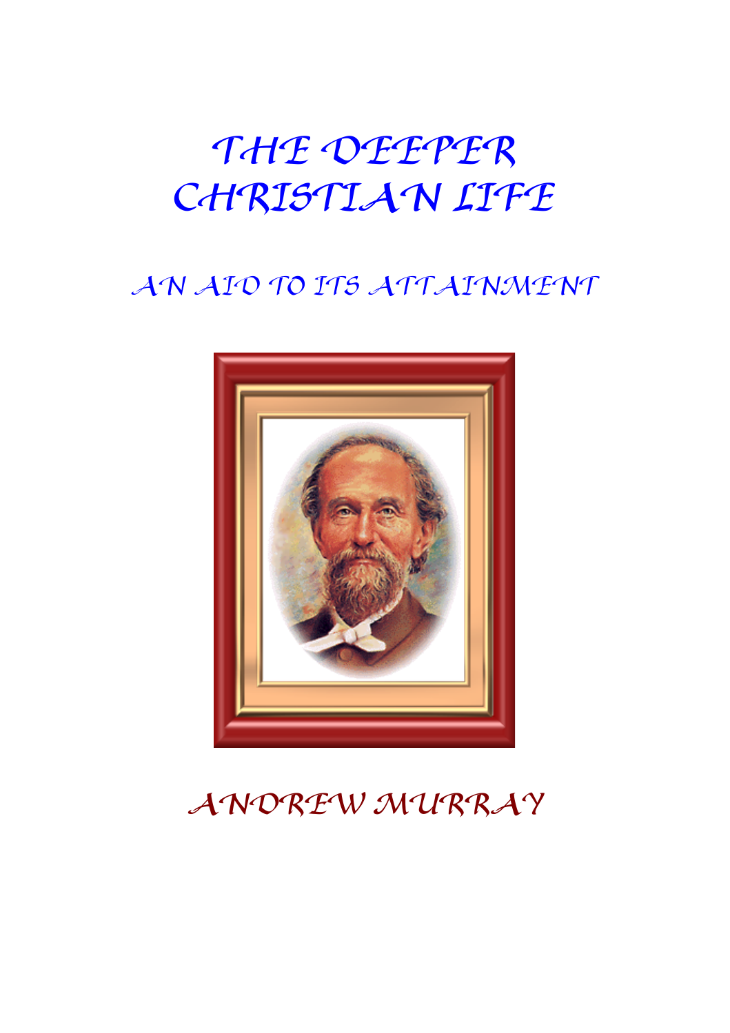# THE DEEPER CHRISTIAN LIFE

## AN AID TO ITS ATTAINMENT

ANDREW MURRAY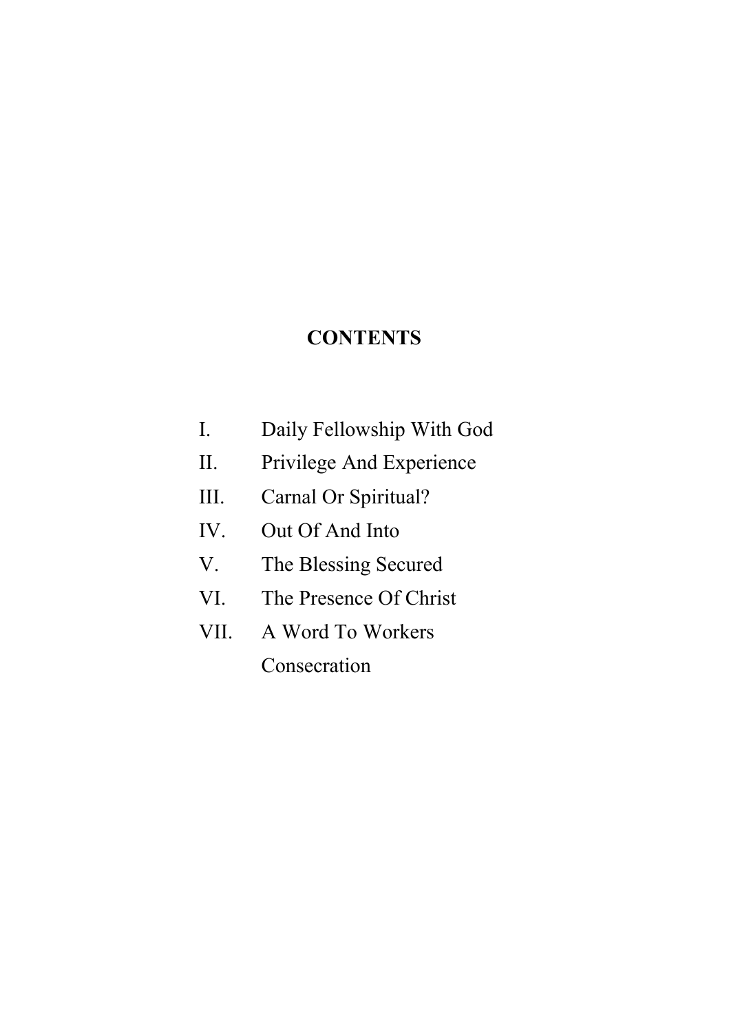# CONTENTS

I. Daily Fellowship With God

II. Privilege And Experience

III. Carnal Or Spiritual?

IV. Out Of And Into

V. The Blessing Secured

VI. The Presence Of Christ

VII. A Word To Workers

Consecration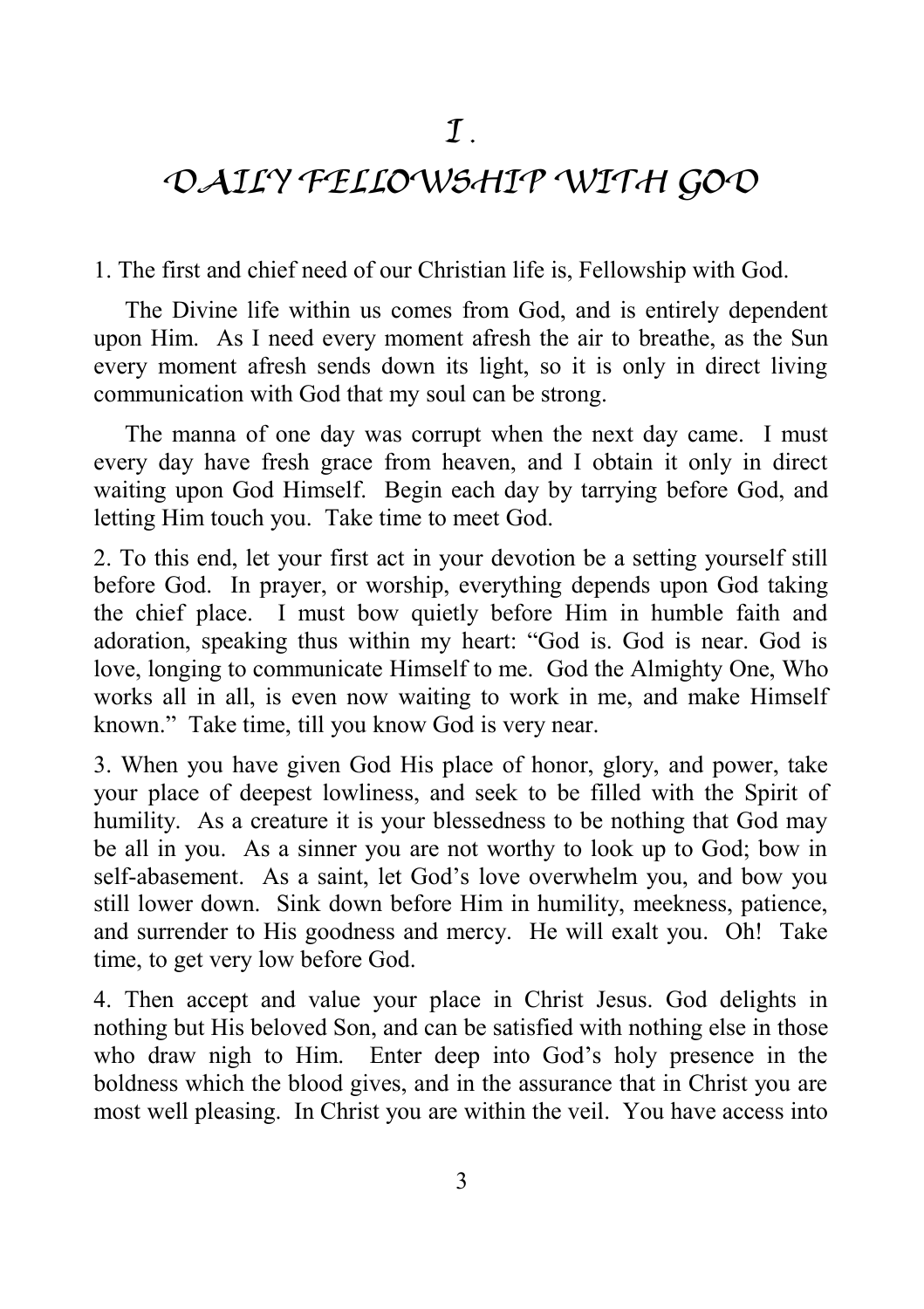# I.

# DAILY FELLOWSHIP WITH GOD

1. The first and chief need of our Christian life is, Fellowship with God.

The Divine life within us comes from God, and is entirely dependent upon Him. As I need every moment afresh the air to breathe, as the Sun every moment afresh sends down its light, so it is only in direct living communication with God that my soul can be strong.

The manna of one day was corrupt when the next day came. I must every day have fresh grace from heaven, and I obtain it only in direct waiting upon God Himself. Begin each day by tarrying before God, and letting Him touch you. Take time to meet God.

2. To this end, let your first act in your devotion be a setting yourself still before God. In prayer, or worship, everything depends upon God taking the chief place. I must bow quietly before Him in humble faith and adoration, speaking thus within my heart: "God is. God is near. God is love, longing to communicate Himself to me. God the Almighty One, Who works all in all, is even now waiting to work in me, and make Himself known." Take time, till you know God is very near.

3. When you have given God His place of honor, glory, and power, take your place of deepest lowliness, and seek to be filled with the Spirit of humility. As a creature it is your blessedness to be nothing that God may be all in you. As a sinner you are not worthy to look up to God; bow in self-abasement. As a saint, let God's love overwhelm you, and bow you still lower down. Sink down before Him in humility, meekness, patience, and surrender to His goodness and mercy. He will exalt you. Oh! Take time, to get very low before God.

4. Then accept and value your place in Christ Jesus. God delights in nothing but His beloved Son, and can be satisfied with nothing else in those who draw nigh to Him. Enter deep into God's holy presence in the boldness which the blood gives, and in the assurance that in Christ you are most well pleasing. In Christ you are within the veil. You have access into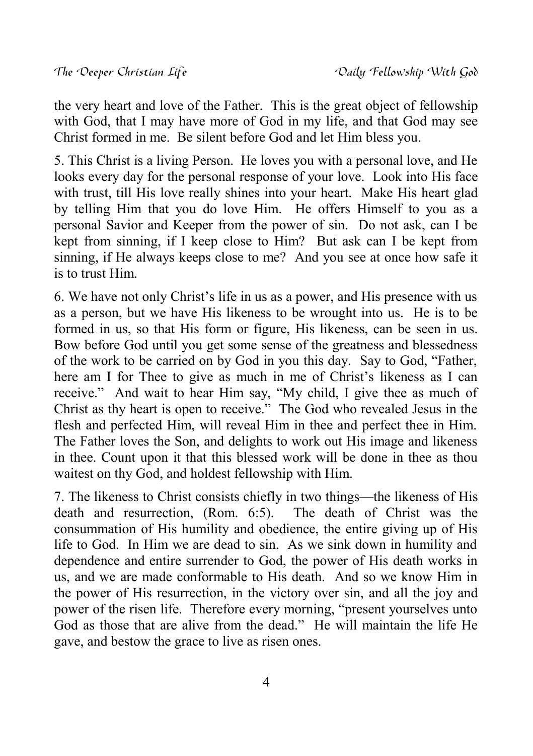the very heart and love of the Father. This is the great object of fellowship with God, that I may have more of God in my life, and that God may see Christ formed in me. Be silent before God and let Him bless you.

5. This Christ is a living Person. He loves you with a personal love, and He looks every day for the personal response of your love. Look into His face with trust, till His love really shines into your heart. Make His heart glad by telling Him that you do love Him. He offers Himself to you as a personal Savior and Keeper from the power of sin. Do not ask, can I be kept from sinning, if I keep close to Him? But ask can I be kept from sinning, if He always keeps close to me? And you see at once how safe it is to trust Him.

6. We have not only Christ's life in us as a power, and His presence with us as a person, but we have His likeness to be wrought into us. He is to be formed in us, so that His form or figure, His likeness, can be seen in us. Bow before God until you get some sense of the greatness and blessedness of the work to be carried on by God in you this day. Say to God, "Father, here am I for Thee to give as much in me of Christ's likeness as I can receive." And wait to hear Him say, "My child, I give thee as much of Christ as thy heart is open to receive." The God who revealed Jesus in the flesh and perfected Him, will reveal Him in thee and perfect thee in Him. The Father loves the Son, and delights to work out His image and likeness in thee. Count upon it that this blessed work will be done in thee as thou waitest on thy God, and holdest fellowship with Him.

7. The likeness to Christ consists chiefly in two things—the likeness of His death and resurrection, (Rom. 6:5). The death of Christ was the consummation of His humility and obedience, the entire giving up of His life to God. In Him we are dead to sin. As we sink down in humility and dependence and entire surrender to God, the power of His death works in us, and we are made conformable to His death. And so we know Him in the power of His resurrection, in the victory over sin, and all the joy and power of the risen life. Therefore every morning, "present yourselves unto God as those that are alive from the dead." He will maintain the life He gave, and bestow the grace to live as risen ones.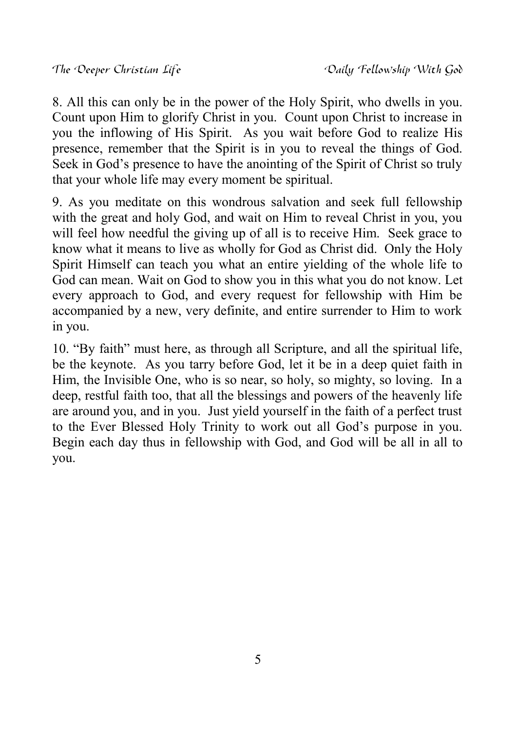8. All this can only be in the power of the Holy Spirit, who dwells in you. Count upon Him to glorify Christ in you. Count upon Christ to increase in you the inflowing of His Spirit. As you wait before God to realize His presence, remember that the Spirit is in you to reveal the things of God. Seek in God's presence to have the anointing of the Spirit of Christ so truly that your whole life may every moment be spiritual.

9. As you meditate on this wondrous salvation and seek full fellowship with the great and holy God, and wait on Him to reveal Christ in you, you will feel how needful the giving up of all is to receive Him. Seek grace to know what it means to live as wholly for God as Christ did. Only the Holy Spirit Himself can teach you what an entire yielding of the whole life to God can mean. Wait on God to show you in this what you do not know. Let every approach to God, and every request for fellowship with Him be accompanied by a new, very definite, and entire surrender to Him to work in you.

10. "By faith" must here, as through all Scripture, and all the spiritual life, be the keynote. As you tarry before God, let it be in a deep quiet faith in Him, the Invisible One, who is so near, so holy, so mighty, so loving. In a deep, restful faith too, that all the blessings and powers of the heavenly life are around you, and in you. Just yield yourself in the faith of a perfect trust to the Ever Blessed Holy Trinity to work out all God's purpose in you. Begin each day thus in fellowship with God, and God will be all in all to you.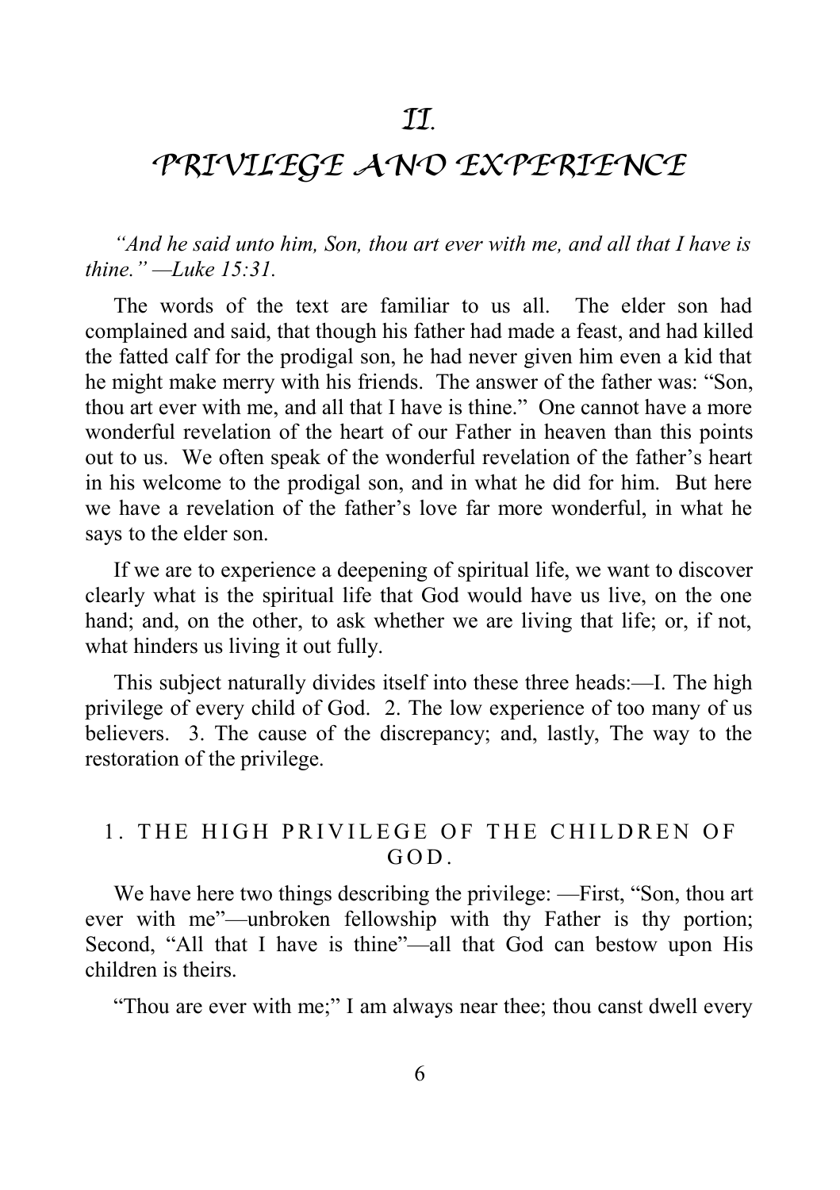# II.

# PRIVILEGE AND EXPERIENCE

*"And he said unto him, Son, thou art ever with me, and all that I have is thine." —Luke 15:31.*

The words of the text are familiar to us all. The elder son had complained and said, that though his father had made a feast, and had killed the fatted calf for the prodigal son, he had never given him even a kid that he might make merry with his friends. The answer of the father was: "Son, thou art ever with me, and all that I have is thine." One cannot have a more wonderful revelation of the heart of our Father in heaven than this points out to us. We often speak of the wonderful revelation of the father's heart in his welcome to the prodigal son, and in what he did for him. But here we have a revelation of the father's love far more wonderful, in what he says to the elder son.

If we are to experience a deepening of spiritual life, we want to discover clearly what is the spiritual life that God would have us live, on the one hand; and, on the other, to ask whether we are living that life; or, if not, what hinders us living it out fully.

This subject naturally divides itself into these three heads:—I. The high privilege of every child of God. 2. The low experience of too many of us believers. 3. The cause of the discrepancy; and, lastly, The way to the restoration of the privilege.

## 1. THE HIGH PRIVILEGE OF THE CHILDREN OF GOD.

We have here two things describing the privilege: —First, "Son, thou art ever with me"—unbroken fellowship with thy Father is thy portion; Second, "All that I have is thine"—all that God can bestow upon His children is theirs.

"Thou are ever with me;" I am always near thee; thou canst dwell every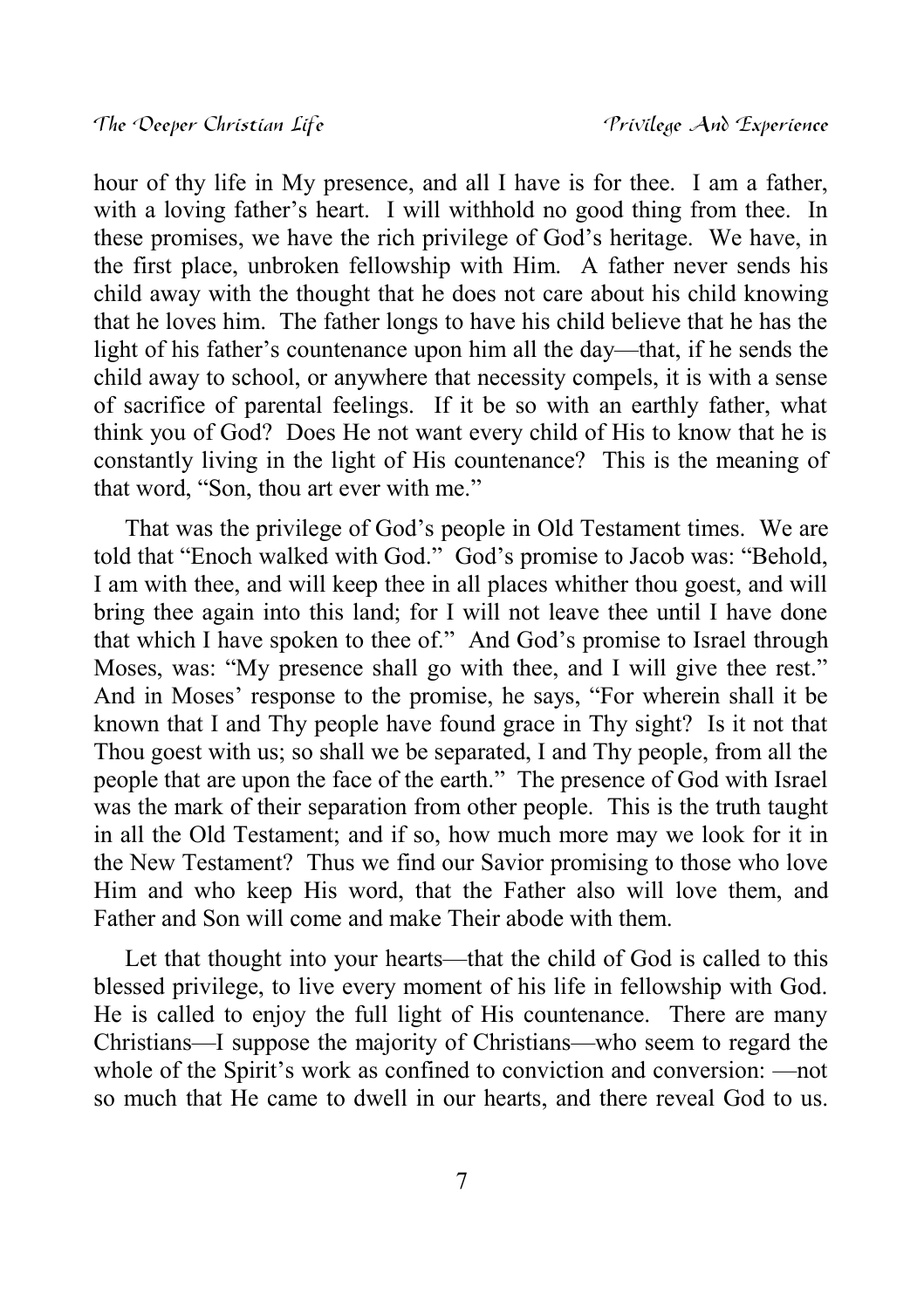hour of thy life in My presence, and all I have is for thee. I am a father, with a loving father's heart. I will withhold no good thing from thee. In these promises, we have the rich privilege of God's heritage. We have, in the first place, unbroken fellowship with Him. A father never sends his child away with the thought that he does not care about his child knowing that he loves him. The father longs to have his child believe that he has the light of his father's countenance upon him all the day—that, if he sends the child away to school, or anywhere that necessity compels, it is with a sense of sacrifice of parental feelings. If it be so with an earthly father, what think you of God? Does He not want every child of His to know that he is constantly living in the light of His countenance? This is the meaning of that word, "Son, thou art ever with me."

That was the privilege of God's people in Old Testament times. We are told that "Enoch walked with God." God's promise to Jacob was: "Behold, I am with thee, and will keep thee in all places whither thou goest, and will bring thee again into this land; for I will not leave thee until I have done that which I have spoken to thee of." And God's promise to Israel through Moses, was: "My presence shall go with thee, and I will give thee rest." And in Moses' response to the promise, he says, "For wherein shall it be known that I and Thy people have found grace in Thy sight? Is it not that Thou goest with us; so shall we be separated, I and Thy people, from all the people that are upon the face of the earth." The presence of God with Israel was the mark of their separation from other people. This is the truth taught in all the Old Testament; and if so, how much more may we look for it in the New Testament? Thus we find our Savior promising to those who love Him and who keep His word, that the Father also will love them, and Father and Son will come and make Their abode with them.

Let that thought into your hearts—that the child of God is called to this blessed privilege, to live every moment of his life in fellowship with God. He is called to enjoy the full light of His countenance. There are many Christians—I suppose the majority of Christians—who seem to regard the whole of the Spirit's work as confined to conviction and conversion: —not so much that He came to dwell in our hearts, and there reveal God to us.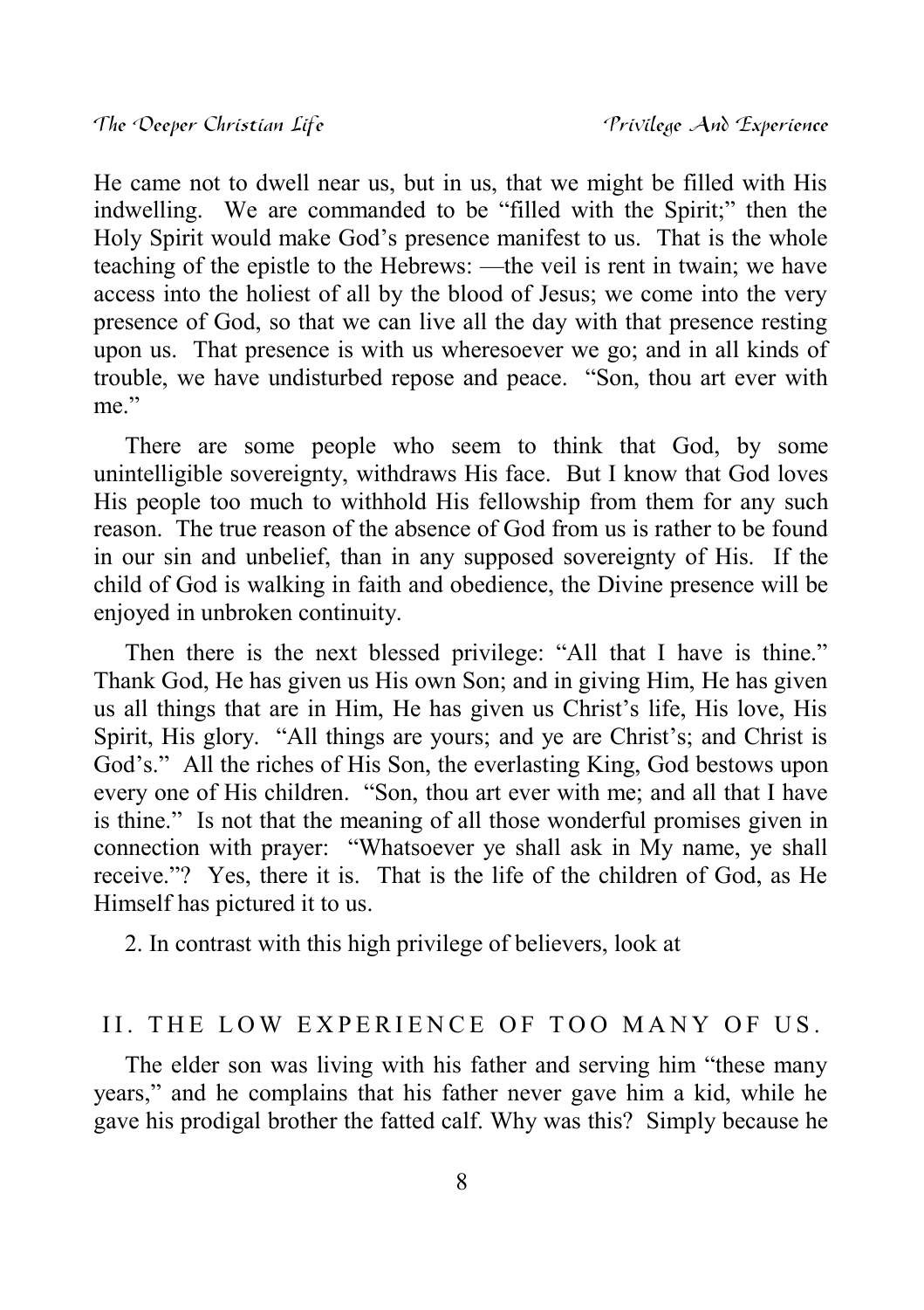He came not to dwell near us, but in us, that we might be filled with His indwelling. We are commanded to be "filled with the Spirit;" then the Holy Spirit would make God's presence manifest to us. That is the whole teaching of the epistle to the Hebrews: —the veil is rent in twain; we have access into the holiest of all by the blood of Jesus; we come into the very presence of God, so that we can live all the day with that presence resting upon us. That presence is with us wheresoever we go; and in all kinds of trouble, we have undisturbed repose and peace. "Son, thou art ever with me."

There are some people who seem to think that God, by some unintelligible sovereignty, withdraws His face. But I know that God loves His people too much to withhold His fellowship from them for any such reason. The true reason of the absence of God from us is rather to be found in our sin and unbelief, than in any supposed sovereignty of His. If the child of God is walking in faith and obedience, the Divine presence will be enjoyed in unbroken continuity.

Then there is the next blessed privilege: "All that I have is thine." Thank God, He has given us His own Son; and in giving Him, He has given us all things that are in Him, He has given us Christ's life, His love, His Spirit, His glory. "All things are yours; and ye are Christ's; and Christ is God's." All the riches of His Son, the everlasting King, God bestows upon every one of His children. "Son, thou art ever with me; and all that I have is thine." Is not that the meaning of all those wonderful promises given in connection with prayer: "Whatsoever ye shall ask in My name, ye shall receive."? Yes, there it is. That is the life of the children of God, as He Himself has pictured it to us.

2. In contrast with this high privilege of believers, look at

## II. THE LOW EXPERIENCE OF TOO MANY OF US.

The elder son was living with his father and serving him "these many years," and he complains that his father never gave him a kid, while he gave his prodigal brother the fatted calf. Why was this? Simply because he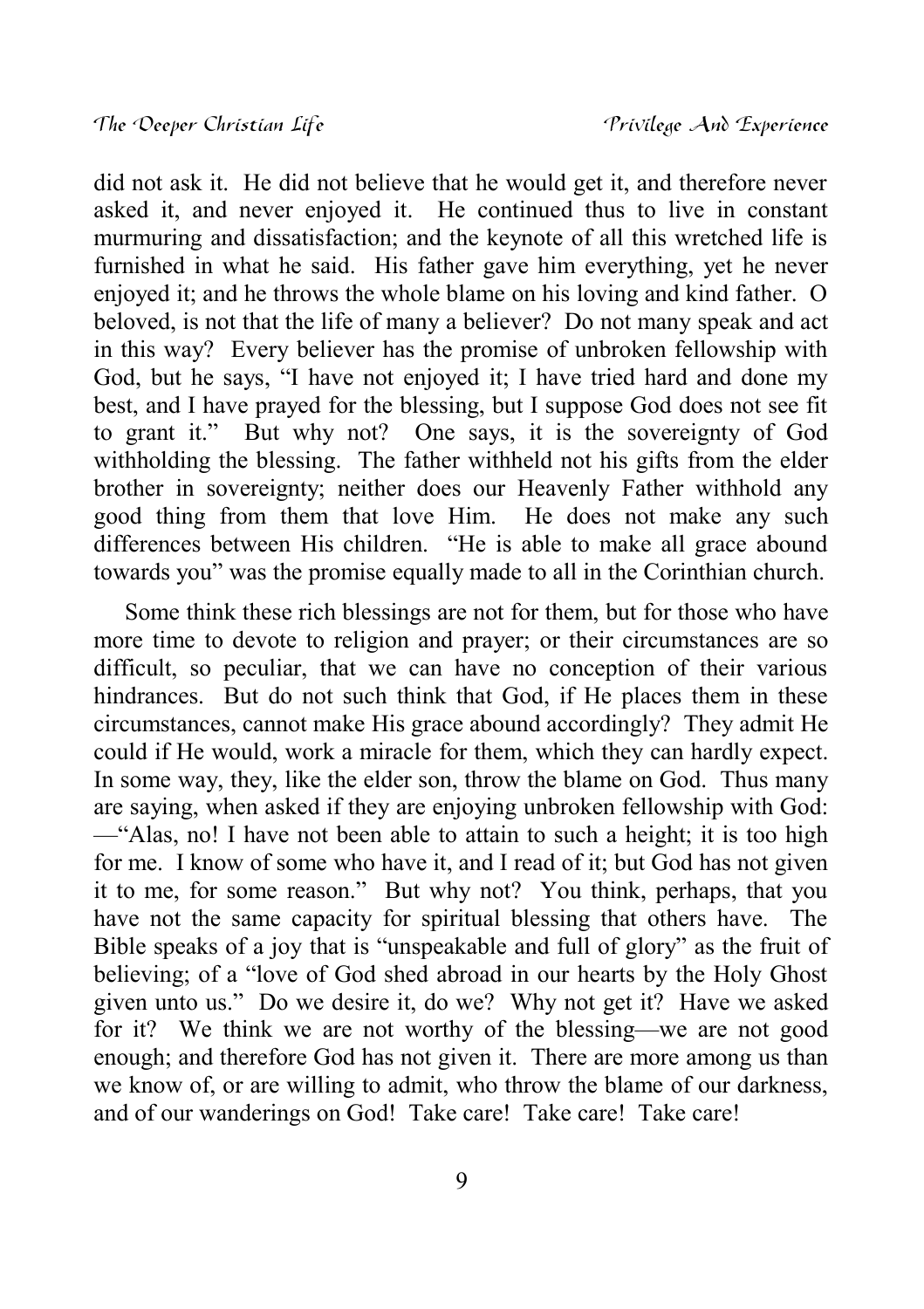did not ask it. He did not believe that he would get it, and therefore never asked it, and never enjoyed it. He continued thus to live in constant murmuring and dissatisfaction; and the keynote of all this wretched life is furnished in what he said. His father gave him everything, yet he never enjoyed it; and he throws the whole blame on his loving and kind father. O beloved, is not that the life of many a believer? Do not many speak and act in this way? Every believer has the promise of unbroken fellowship with God, but he says, "I have not enjoyed it; I have tried hard and done my best, and I have prayed for the blessing, but I suppose God does not see fit to grant it." But why not? One says, it is the sovereignty of God withholding the blessing. The father withheld not his gifts from the elder brother in sovereignty; neither does our Heavenly Father withhold any good thing from them that love Him. He does not make any such differences between His children. "He is able to make all grace abound towards you" was the promise equally made to all in the Corinthian church.

Some think these rich blessings are not for them, but for those who have more time to devote to religion and prayer; or their circumstances are so difficult, so peculiar, that we can have no conception of their various hindrances. But do not such think that God, if He places them in these circumstances, cannot make His grace abound accordingly? They admit He could if He would, work a miracle for them, which they can hardly expect. In some way, they, like the elder son, throw the blame on God. Thus many are saying, when asked if they are enjoying unbroken fellowship with God: —"Alas, no! I have not been able to attain to such a height; it is too high for me. I know of some who have it, and I read of it; but God has not given it to me, for some reason." But why not? You think, perhaps, that you have not the same capacity for spiritual blessing that others have. The Bible speaks of a joy that is "unspeakable and full of glory" as the fruit of believing; of a "love of God shed abroad in our hearts by the Holy Ghost given unto us." Do we desire it, do we? Why not get it? Have we asked for it? We think we are not worthy of the blessing—we are not good enough; and therefore God has not given it. There are more among us than we know of, or are willing to admit, who throw the blame of our darkness, and of our wanderings on God! Take care! Take care! Take care!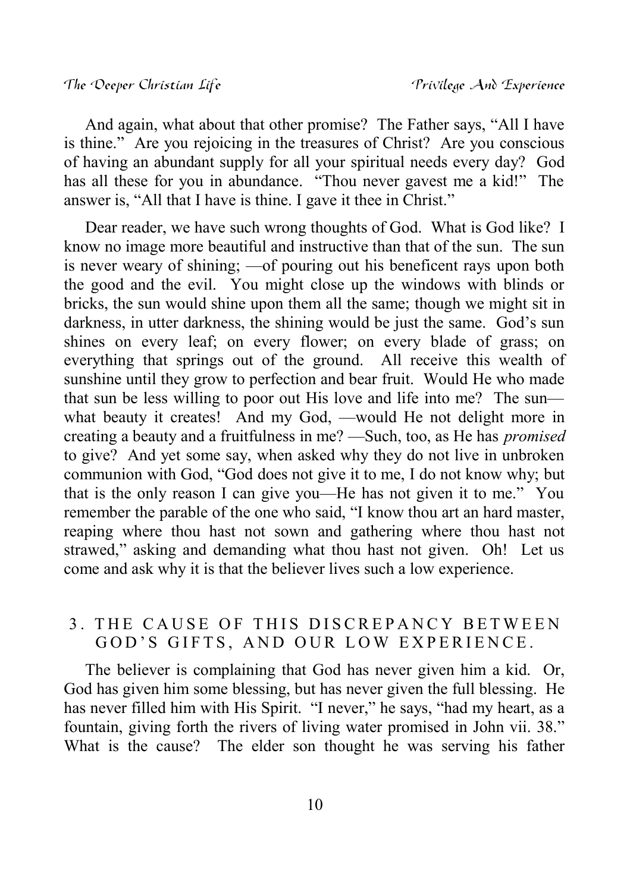And again, what about that other promise? The Father says, "All I have is thine." Are you rejoicing in the treasures of Christ? Are you conscious of having an abundant supply for all your spiritual needs every day? God has all these for you in abundance. "Thou never gavest me a kid!" The answer is, "All that I have is thine. I gave it thee in Christ."

Dear reader, we have such wrong thoughts of God. What is God like? I know no image more beautiful and instructive than that of the sun. The sun is never weary of shining; —of pouring out his beneficent rays upon both the good and the evil. You might close up the windows with blinds or bricks, the sun would shine upon them all the same; though we might sit in darkness, in utter darkness, the shining would be just the same. God's sun shines on every leaf; on every flower; on every blade of grass; on everything that springs out of the ground. All receive this wealth of sunshine until they grow to perfection and bear fruit. Would He who made that sun be less willing to poor out His love and life into me? The sun—what beauty it creates! And my God, —would He not delight more in creating a beauty and a fruitfulness in me? —Such, too, as He has *promised* to give? And yet some say, when asked why they do not live in unbroken communion with God, "God does not give it to me, I do not know why; but that is the only reason I can give you—He has not given it to me." You remember the parable of the one who said, "I know thou art an hard master, reaping where thou hast not sown and gathering where thou hast not strawed," asking and demanding what thou hast not given. Oh! Let us come and ask why it is that the believer lives such a low experience.

## 3. THE CAUSE OF THIS DISCREPANCY BETWEEN GOD'S GIFTS, AND OUR LOW EXPERIENCE.

The believer is complaining that God has never given him a kid. Or, God has given him some blessing, but has never given the full blessing. He has never filled him with His Spirit. "I never," he says, "had my heart, as a fountain, giving forth the rivers of living water promised in John vii. 38." What is the cause? The elder son thought he was serving his father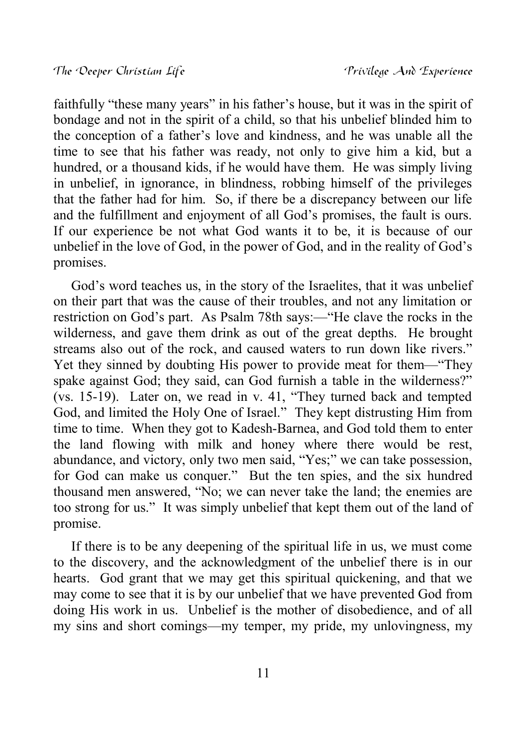faithfully "these many years" in his father's house, but it was in the spirit of bondage and not in the spirit of a child, so that his unbelief blinded him to the conception of a father's love and kindness, and he was unable all the time to see that his father was ready, not only to give him a kid, but a hundred, or a thousand kids, if he would have them. He was simply living in unbelief, in ignorance, in blindness, robbing himself of the privileges that the father had for him. So, if there be a discrepancy between our life and the fulfillment and enjoyment of all God's promises, the fault is ours. If our experience be not what God wants it to be, it is because of our unbelief in the love of God, in the power of God, and in the reality of God's promises.

God's word teaches us, in the story of the Israelites, that it was unbelief on their part that was the cause of their troubles, and not any limitation or restriction on God's part. As Psalm 78th says:—"He clave the rocks in the wilderness, and gave them drink as out of the great depths. He brought streams also out of the rock, and caused waters to run down like rivers." Yet they sinned by doubting His power to provide meat for them—"They spake against God; they said, can God furnish a table in the wilderness?" (vs. 15-19). Later on, we read in v. 41, "They turned back and tempted God, and limited the Holy One of Israel." They kept distrusting Him from time to time. When they got to Kadesh-Barnea, and God told them to enter the land flowing with milk and honey where there would be rest, abundance, and victory, only two men said, "Yes;" we can take possession, for God can make us conquer." But the ten spies, and the six hundred thousand men answered, "No; we can never take the land; the enemies are too strong for us." It was simply unbelief that kept them out of the land of promise.

If there is to be any deepening of the spiritual life in us, we must come to the discovery, and the acknowledgment of the unbelief there is in our hearts. God grant that we may get this spiritual quickening, and that we may come to see that it is by our unbelief that we have prevented God from doing His work in us. Unbelief is the mother of disobedience, and of all my sins and short comings—my temper, my pride, my unlovingness, my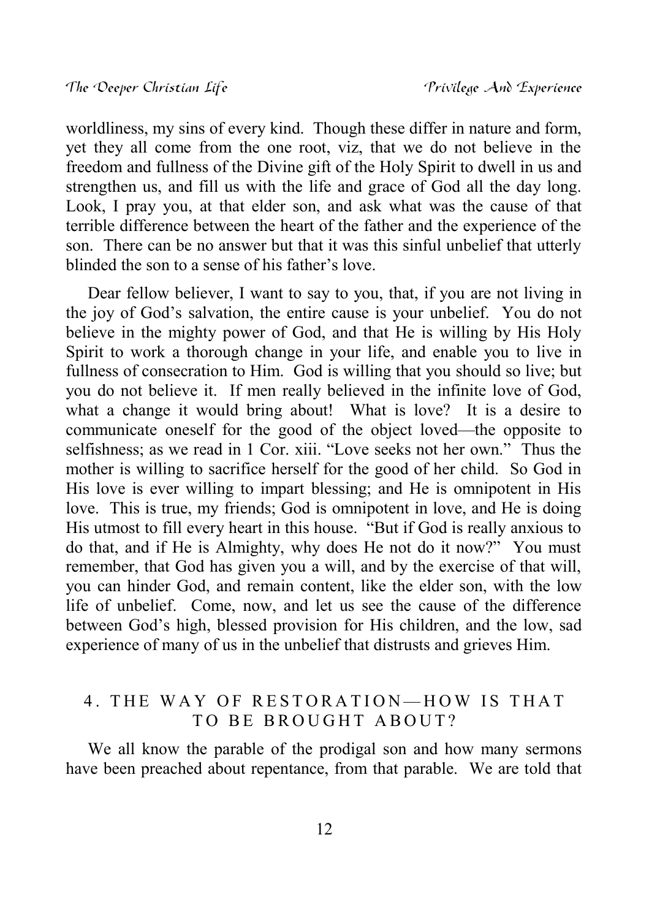worldliness, my sins of every kind. Though these differ in nature and form, yet they all come from the one root, viz, that we do not believe in the freedom and fullness of the Divine gift of the Holy Spirit to dwell in us and strengthen us, and fill us with the life and grace of God all the day long. Look, I pray you, at that elder son, and ask what was the cause of that terrible difference between the heart of the father and the experience of the son. There can be no answer but that it was this sinful unbelief that utterly blinded the son to a sense of his father's love.

Dear fellow believer, I want to say to you, that, if you are not living in the joy of God's salvation, the entire cause is your unbelief. You do not believe in the mighty power of God, and that He is willing by His Holy Spirit to work a thorough change in your life, and enable you to live in fullness of consecration to Him. God is willing that you should so live; but you do not believe it. If men really believed in the infinite love of God, what a change it would bring about! What is love? It is a desire to communicate oneself for the good of the object loved—the opposite to selfishness; as we read in 1 Cor. xiii. "Love seeks not her own." Thus the mother is willing to sacrifice herself for the good of her child. So God in His love is ever willing to impart blessing; and He is omnipotent in His love. This is true, my friends; God is omnipotent in love, and He is doing His utmost to fill every heart in this house. "But if God is really anxious to do that, and if He is Almighty, why does He not do it now?" You must remember, that God has given you a will, and by the exercise of that will, you can hinder God, and remain content, like the elder son, with the low life of unbelief. Come, now, and let us see the cause of the difference between God's high, blessed provision for His children, and the low, sad experience of many of us in the unbelief that distrusts and grieves Him.

## 4. THE WAY OF RESTORATION—HOW IS THAT TO BE BROUGHT ABOUT?

We all know the parable of the prodigal son and how many sermons have been preached about repentance, from that parable. We are told that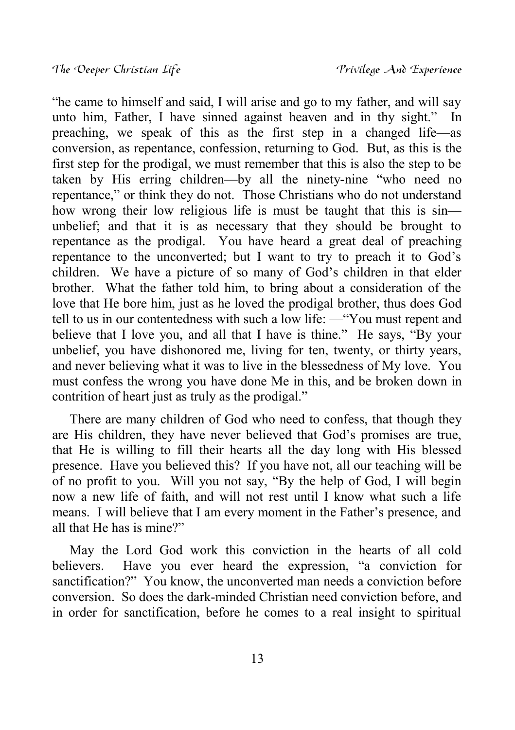"he came to himself and said, I will arise and go to my father, and will say unto him, Father, I have sinned against heaven and in thy sight." In preaching, we speak of this as the first step in a changed life—as conversion, as repentance, confession, returning to God. But, as this is the first step for the prodigal, we must remember that this is also the step to be taken by His erring children—by all the ninety-nine "who need no repentance," or think they do not. Those Christians who do not understand how wrong their low religious life is must be taught that this is sin—unbelief; and that it is as necessary that they should be brought to repentance as the prodigal. You have heard a great deal of preaching repentance to the unconverted; but I want to try to preach it to God's children. We have a picture of so many of God's children in that elder brother. What the father told him, to bring about a consideration of the love that He bore him, just as he loved the prodigal brother, thus does God tell to us in our contentedness with such a low life: —"You must repent and believe that I love you, and all that I have is thine." He says, "By your unbelief, you have dishonored me, living for ten, twenty, or thirty years, and never believing what it was to live in the blessedness of My love. You must confess the wrong you have done Me in this, and be broken down in contrition of heart just as truly as the prodigal."

There are many children of God who need to confess, that though they are His children, they have never believed that God's promises are true, that He is willing to fill their hearts all the day long with His blessed presence. Have you believed this? If you have not, all our teaching will be of no profit to you. Will you not say, "By the help of God, I will begin now a new life of faith, and will not rest until I know what such a life means. I will believe that I am every moment in the Father's presence, and all that He has is mine?"

May the Lord God work this conviction in the hearts of all cold believers. Have you ever heard the expression, "a conviction for sanctification?" You know, the unconverted man needs a conviction before conversion. So does the dark-minded Christian need conviction before, and in order for sanctification, before he comes to a real insight to spiritual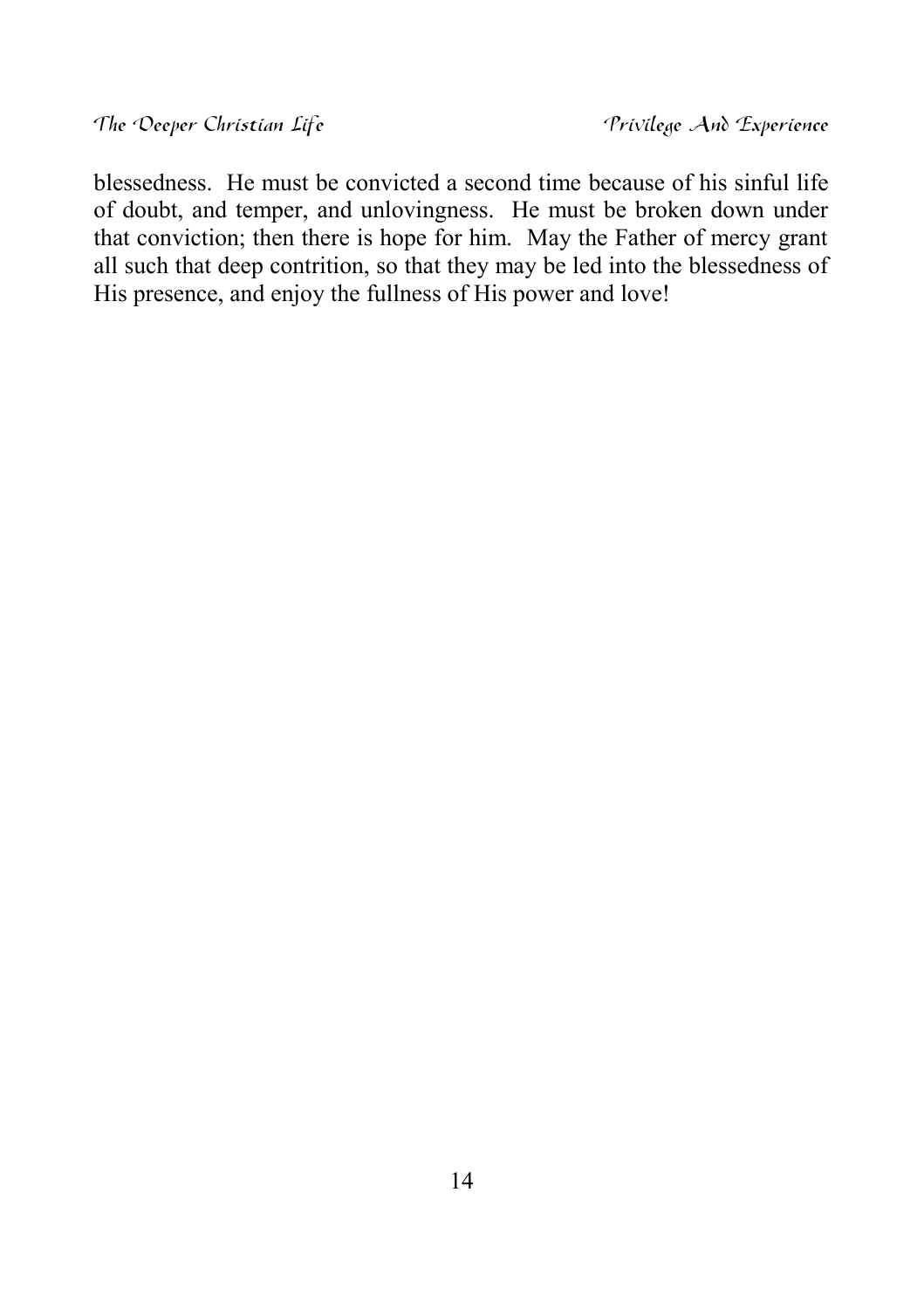blessedness. He must be convicted a second time because of his sinful life of doubt, and temper, and unlovingness. He must be broken down under that conviction; then there is hope for him. May the Father of mercy grant all such that deep contrition, so that they may be led into the blessedness of His presence, and enjoy the fullness of His power and love!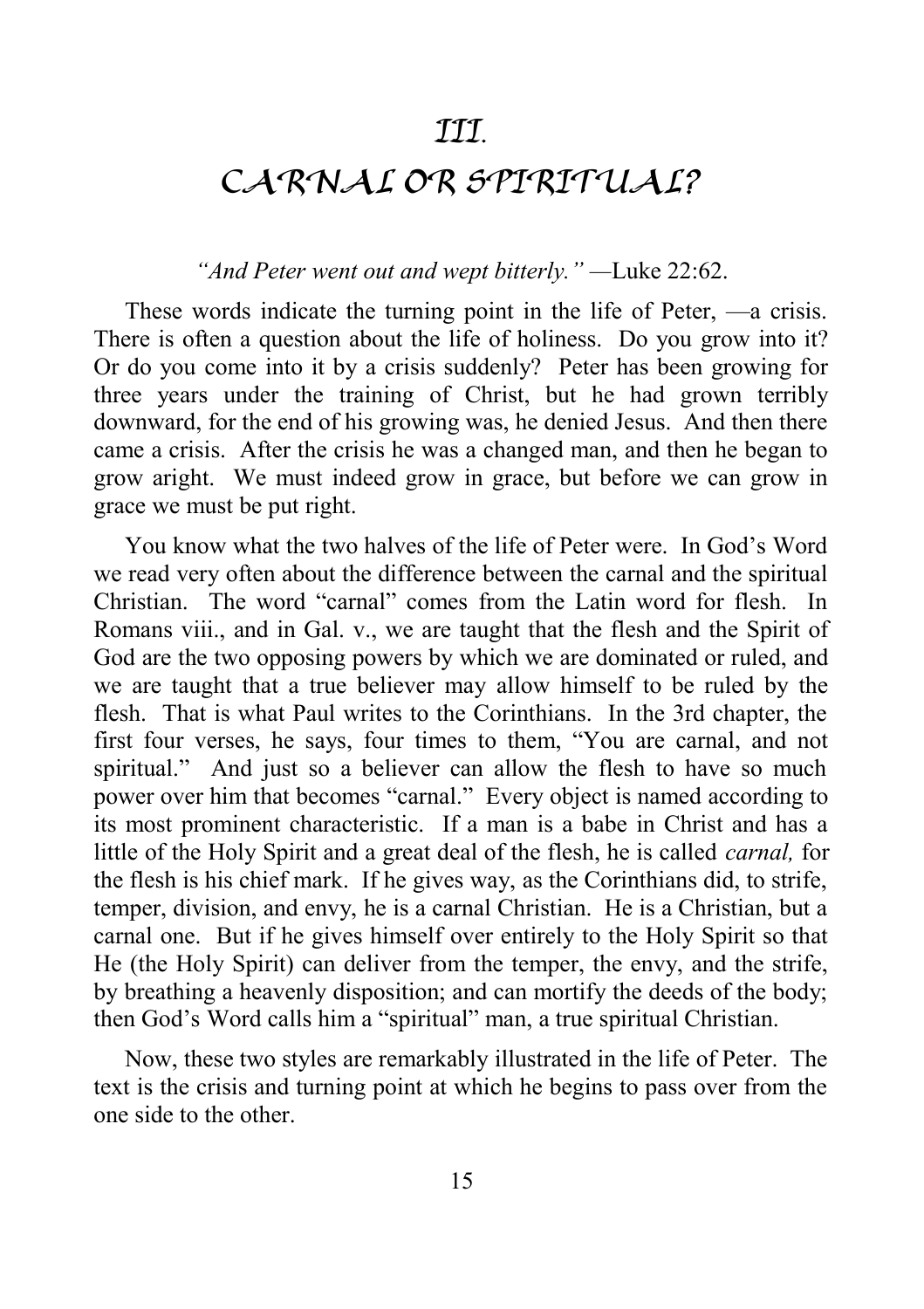# III.

# CARNAL OR SPIRITUAL?

*"And Peter went out and wept bitterly."* —Luke 22:62.

These words indicate the turning point in the life of Peter, —a crisis. There is often a question about the life of holiness. Do you grow into it? Or do you come into it by a crisis suddenly? Peter has been growing for three years under the training of Christ, but he had grown terribly downward, for the end of his growing was, he denied Jesus. And then there came a crisis. After the crisis he was a changed man, and then he began to grow aright. We must indeed grow in grace, but before we can grow in grace we must be put right.

You know what the two halves of the life of Peter were. In God's Word we read very often about the difference between the carnal and the spiritual Christian. The word "carnal" comes from the Latin word for flesh. In Romans viii., and in Gal. v., we are taught that the flesh and the Spirit of God are the two opposing powers by which we are dominated or ruled, and we are taught that a true believer may allow himself to be ruled by the flesh. That is what Paul writes to the Corinthians. In the 3rd chapter, the first four verses, he says, four times to them, "You are carnal, and not spiritual." And just so a believer can allow the flesh to have so much power over him that becomes "carnal." Every object is named according to its most prominent characteristic. If a man is a babe in Christ and has a little of the Holy Spirit and a great deal of the flesh, he is called *carnal,* for the flesh is his chief mark. If he gives way, as the Corinthians did, to strife, temper, division, and envy, he is a carnal Christian. He is a Christian, but a carnal one. But if he gives himself over entirely to the Holy Spirit so that He (the Holy Spirit) can deliver from the temper, the envy, and the strife, by breathing a heavenly disposition; and can mortify the deeds of the body; then God's Word calls him a "spiritual" man, a true spiritual Christian.

Now, these two styles are remarkably illustrated in the life of Peter. The text is the crisis and turning point at which he begins to pass over from the one side to the other.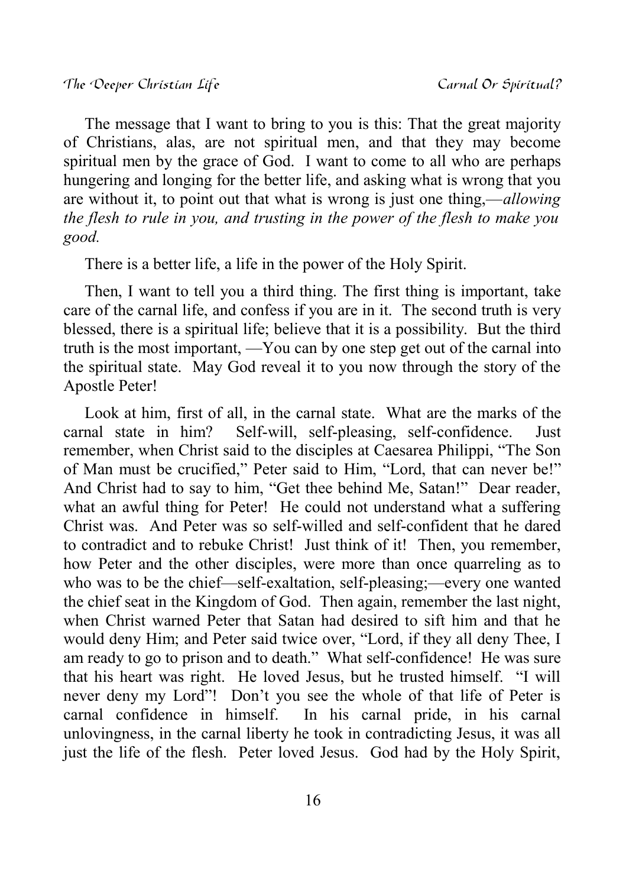The message that I want to bring to you is this: That the great majority of Christians, alas, are not spiritual men, and that they may become spiritual men by the grace of God. I want to come to all who are perhaps hungering and longing for the better life, and asking what is wrong that you are without it, to point out that what is wrong is just one thing,—*allowing the flesh to rule in you, and trusting in the power of the flesh to make you good.*

There is a better life, a life in the power of the Holy Spirit.

Then, I want to tell you a third thing. The first thing is important, take care of the carnal life, and confess if you are in it. The second truth is very blessed, there is a spiritual life; believe that it is a possibility. But the third truth is the most important, —You can by one step get out of the carnal into the spiritual state. May God reveal it to you now through the story of the Apostle Peter!

Look at him, first of all, in the carnal state. What are the marks of the carnal state in him? Self-will, self-pleasing, self-confidence. Just remember, when Christ said to the disciples at Caesarea Philippi, "The Son of Man must be crucified," Peter said to Him, "Lord, that can never be!" And Christ had to say to him, "Get thee behind Me, Satan!" Dear reader, what an awful thing for Peter! He could not understand what a suffering Christ was. And Peter was so self-willed and self-confident that he dared to contradict and to rebuke Christ! Just think of it! Then, you remember, how Peter and the other disciples, were more than once quarreling as to who was to be the chief—self-exaltation, self-pleasing;—every one wanted the chief seat in the Kingdom of God. Then again, remember the last night, when Christ warned Peter that Satan had desired to sift him and that he would deny Him; and Peter said twice over, "Lord, if they all deny Thee, I am ready to go to prison and to death." What self-confidence! He was sure that his heart was right. He loved Jesus, but he trusted himself. "I will never deny my Lord"! Don't you see the whole of that life of Peter is carnal confidence in himself. In his carnal pride, in his carnal unlovingness, in the carnal liberty he took in contradicting Jesus, it was all just the life of the flesh. Peter loved Jesus. God had by the Holy Spirit,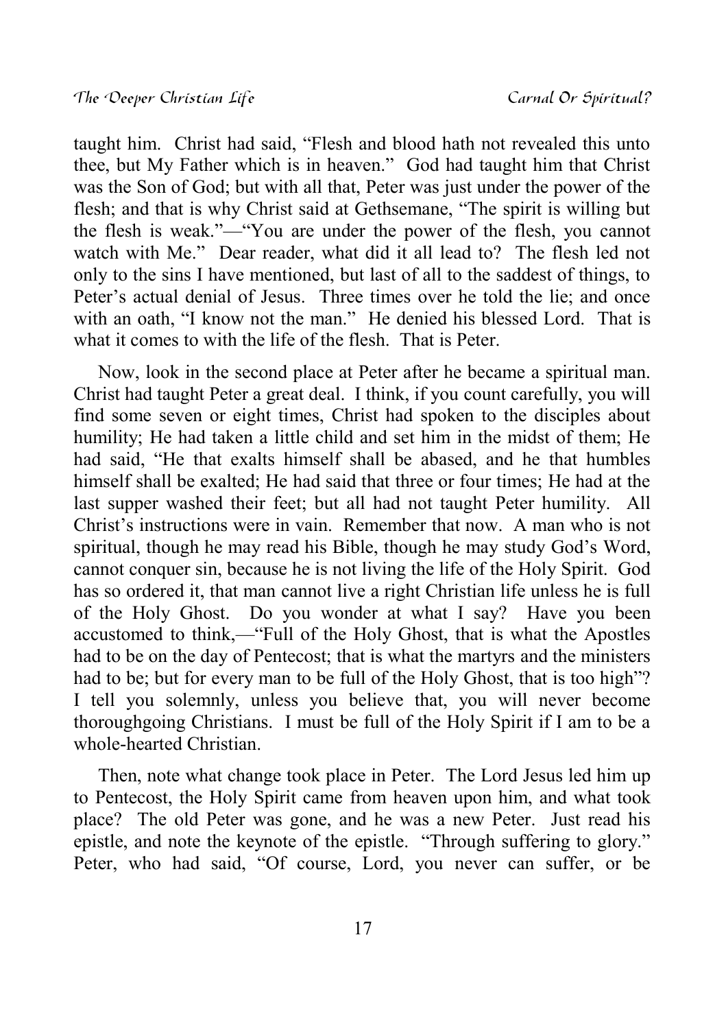taught him. Christ had said, "Flesh and blood hath not revealed this unto thee, but My Father which is in heaven." God had taught him that Christ was the Son of God; but with all that, Peter was just under the power of the flesh; and that is why Christ said at Gethsemane, "The spirit is willing but the flesh is weak."—"You are under the power of the flesh, you cannot watch with Me." Dear reader, what did it all lead to? The flesh led not only to the sins I have mentioned, but last of all to the saddest of things, to Peter's actual denial of Jesus. Three times over he told the lie; and once with an oath, "I know not the man." He denied his blessed Lord. That is what it comes to with the life of the flesh. That is Peter.

Now, look in the second place at Peter after he became a spiritual man. Christ had taught Peter a great deal. I think, if you count carefully, you will find some seven or eight times, Christ had spoken to the disciples about humility; He had taken a little child and set him in the midst of them; He had said, "He that exalts himself shall be abased, and he that humbles himself shall be exalted; He had said that three or four times; He had at the last supper washed their feet; but all had not taught Peter humility. All Christ's instructions were in vain. Remember that now. A man who is not spiritual, though he may read his Bible, though he may study God's Word, cannot conquer sin, because he is not living the life of the Holy Spirit. God has so ordered it, that man cannot live a right Christian life unless he is full of the Holy Ghost. Do you wonder at what I say? Have you been accustomed to think,—"Full of the Holy Ghost, that is what the Apostles had to be on the day of Pentecost; that is what the martyrs and the ministers had to be; but for every man to be full of the Holy Ghost, that is too high"? I tell you solemnly, unless you believe that, you will never become thoroughgoing Christians. I must be full of the Holy Spirit if I am to be a whole-hearted Christian.

Then, note what change took place in Peter. The Lord Jesus led him up to Pentecost, the Holy Spirit came from heaven upon him, and what took place? The old Peter was gone, and he was a new Peter. Just read his epistle, and note the keynote of the epistle. "Through suffering to glory." Peter, who had said, "Of course, Lord, you never can suffer, or be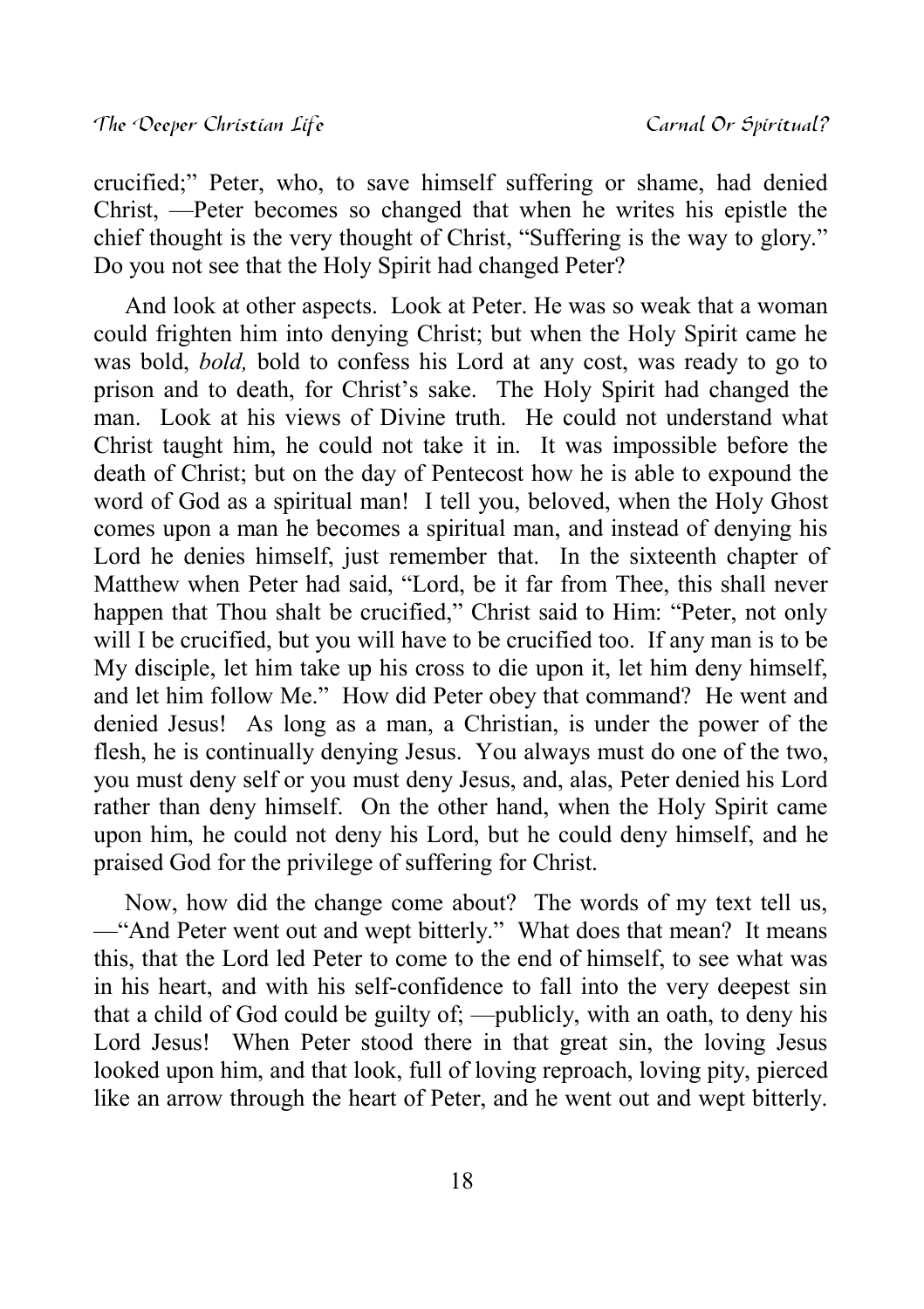crucified;" Peter, who, to save himself suffering or shame, had denied Christ, —Peter becomes so changed that when he writes his epistle the chief thought is the very thought of Christ, "Suffering is the way to glory." Do you not see that the Holy Spirit had changed Peter?

And look at other aspects. Look at Peter. He was so weak that a woman could frighten him into denying Christ; but when the Holy Spirit came he was bold, *bold,* bold to confess his Lord at any cost, was ready to go to prison and to death, for Christ's sake. The Holy Spirit had changed the man. Look at his views of Divine truth. He could not understand what Christ taught him, he could not take it in. It was impossible before the death of Christ; but on the day of Pentecost how he is able to expound the word of God as a spiritual man! I tell you, beloved, when the Holy Ghost comes upon a man he becomes a spiritual man, and instead of denying his Lord he denies himself, just remember that. In the sixteenth chapter of Matthew when Peter had said, "Lord, be it far from Thee, this shall never happen that Thou shalt be crucified," Christ said to Him: "Peter, not only will I be crucified, but you will have to be crucified too. If any man is to be My disciple, let him take up his cross to die upon it, let him deny himself, and let him follow Me." How did Peter obey that command? He went and denied Jesus! As long as a man, a Christian, is under the power of the flesh, he is continually denying Jesus. You always must do one of the two, you must deny self or you must deny Jesus, and, alas, Peter denied his Lord rather than deny himself. On the other hand, when the Holy Spirit came upon him, he could not deny his Lord, but he could deny himself, and he praised God for the privilege of suffering for Christ.

Now, how did the change come about? The words of my text tell us, —"And Peter went out and wept bitterly." What does that mean? It means this, that the Lord led Peter to come to the end of himself, to see what was in his heart, and with his self-confidence to fall into the very deepest sin that a child of God could be guilty of; —publicly, with an oath, to deny his Lord Jesus! When Peter stood there in that great sin, the loving Jesus looked upon him, and that look, full of loving reproach, loving pity, pierced like an arrow through the heart of Peter, and he went out and wept bitterly.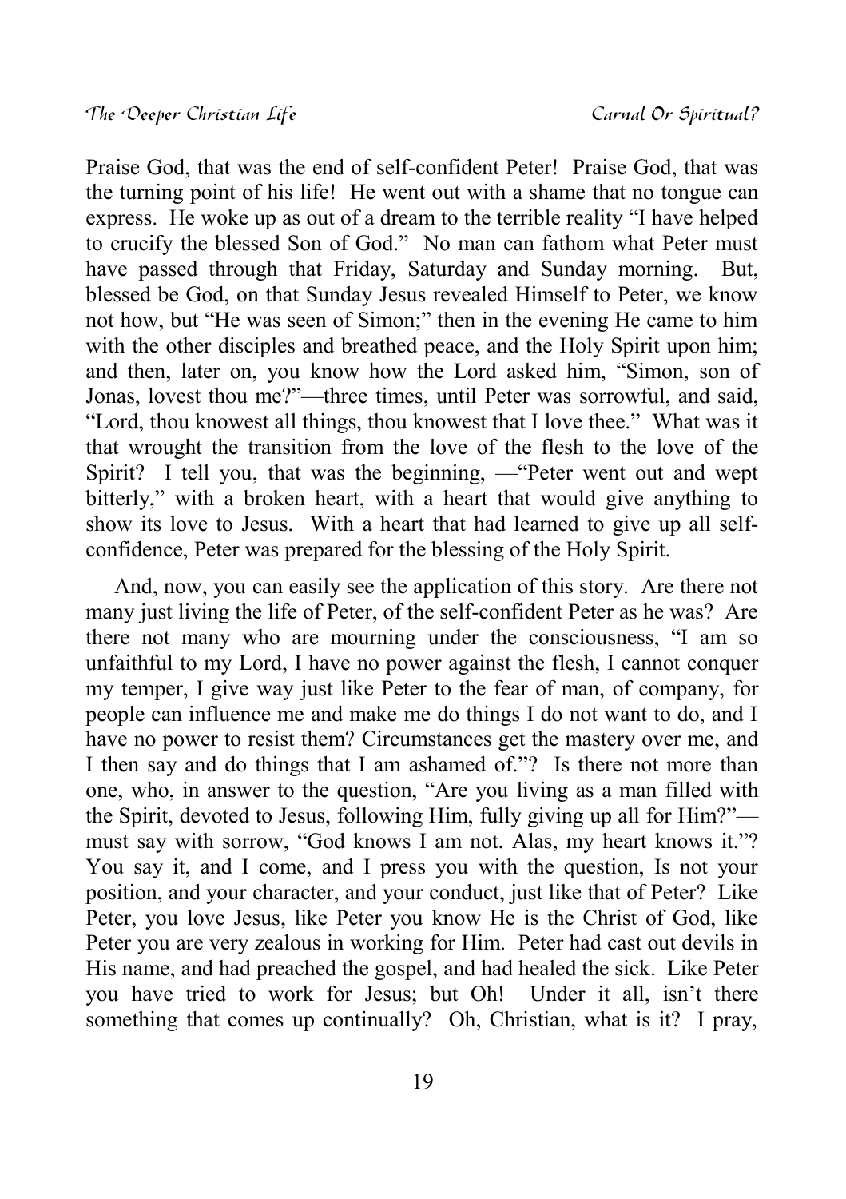Praise God, that was the end of self-confident Peter! Praise God, that was the turning point of his life! He went out with a shame that no tongue can express. He woke up as out of a dream to the terrible reality "I have helped to crucify the blessed Son of God." No man can fathom what Peter must have passed through that Friday, Saturday and Sunday morning. But, blessed be God, on that Sunday Jesus revealed Himself to Peter, we know not how, but "He was seen of Simon;" then in the evening He came to him with the other disciples and breathed peace, and the Holy Spirit upon him; and then, later on, you know how the Lord asked him, "Simon, son of Jonas, lovest thou me?"—three times, until Peter was sorrowful, and said, "Lord, thou knowest all things, thou knowest that I love thee." What was it that wrought the transition from the love of the flesh to the love of the Spirit? I tell you, that was the beginning, —"Peter went out and wept bitterly," with a broken heart, with a heart that would give anything to show its love to Jesus. With a heart that had learned to give up all self-confidence, Peter was prepared for the blessing of the Holy Spirit.

And, now, you can easily see the application of this story. Are there not many just living the life of Peter, of the self-confident Peter as he was? Are there not many who are mourning under the consciousness, "I am so unfaithful to my Lord, I have no power against the flesh, I cannot conquer my temper, I give way just like Peter to the fear of man, of company, for people can influence me and make me do things I do not want to do, and I have no power to resist them? Circumstances get the mastery over me, and I then say and do things that I am ashamed of."? Is there not more than one, who, in answer to the question, "Are you living as a man filled with the Spirit, devoted to Jesus, following Him, fully giving up all for Him?"—must say with sorrow, "God knows I am not. Alas, my heart knows it."? You say it, and I come, and I press you with the question, Is not your position, and your character, and your conduct, just like that of Peter? Like Peter, you love Jesus, like Peter you know He is the Christ of God, like Peter you are very zealous in working for Him. Peter had cast out devils in His name, and had preached the gospel, and had healed the sick. Like Peter you have tried to work for Jesus; but Oh! Under it all, isn't there something that comes up continually? Oh, Christian, what is it? I pray,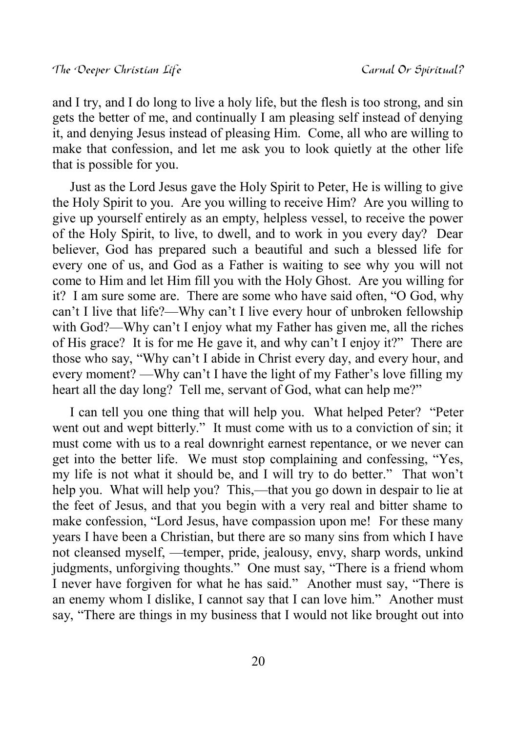and I try, and I do long to live a holy life, but the flesh is too strong, and sin gets the better of me, and continually I am pleasing self instead of denying it, and denying Jesus instead of pleasing Him. Come, all who are willing to make that confession, and let me ask you to look quietly at the other life that is possible for you.

Just as the Lord Jesus gave the Holy Spirit to Peter, He is willing to give the Holy Spirit to you. Are you willing to receive Him? Are you willing to give up yourself entirely as an empty, helpless vessel, to receive the power of the Holy Spirit, to live, to dwell, and to work in you every day? Dear believer, God has prepared such a beautiful and such a blessed life for every one of us, and God as a Father is waiting to see why you will not come to Him and let Him fill you with the Holy Ghost. Are you willing for it? I am sure some are. There are some who have said often, "O God, why can't I live that life?—Why can't I live every hour of unbroken fellowship with God?—Why can't I enjoy what my Father has given me, all the riches of His grace? It is for me He gave it, and why can't I enjoy it?" There are those who say, "Why can't I abide in Christ every day, and every hour, and every moment? —Why can't I have the light of my Father's love filling my heart all the day long? Tell me, servant of God, what can help me?"

I can tell you one thing that will help you. What helped Peter? "Peter went out and wept bitterly." It must come with us to a conviction of sin; it must come with us to a real downright earnest repentance, or we never can get into the better life. We must stop complaining and confessing, "Yes, my life is not what it should be, and I will try to do better." That won't help you. What will help you? This,—that you go down in despair to lie at the feet of Jesus, and that you begin with a very real and bitter shame to make confession, "Lord Jesus, have compassion upon me! For these many years I have been a Christian, but there are so many sins from which I have not cleansed myself, —temper, pride, jealousy, envy, sharp words, unkind judgments, unforgiving thoughts." One must say, "There is a friend whom I never have forgiven for what he has said." Another must say, "There is an enemy whom I dislike, I cannot say that I can love him." Another must say, "There are things in my business that I would not like brought out into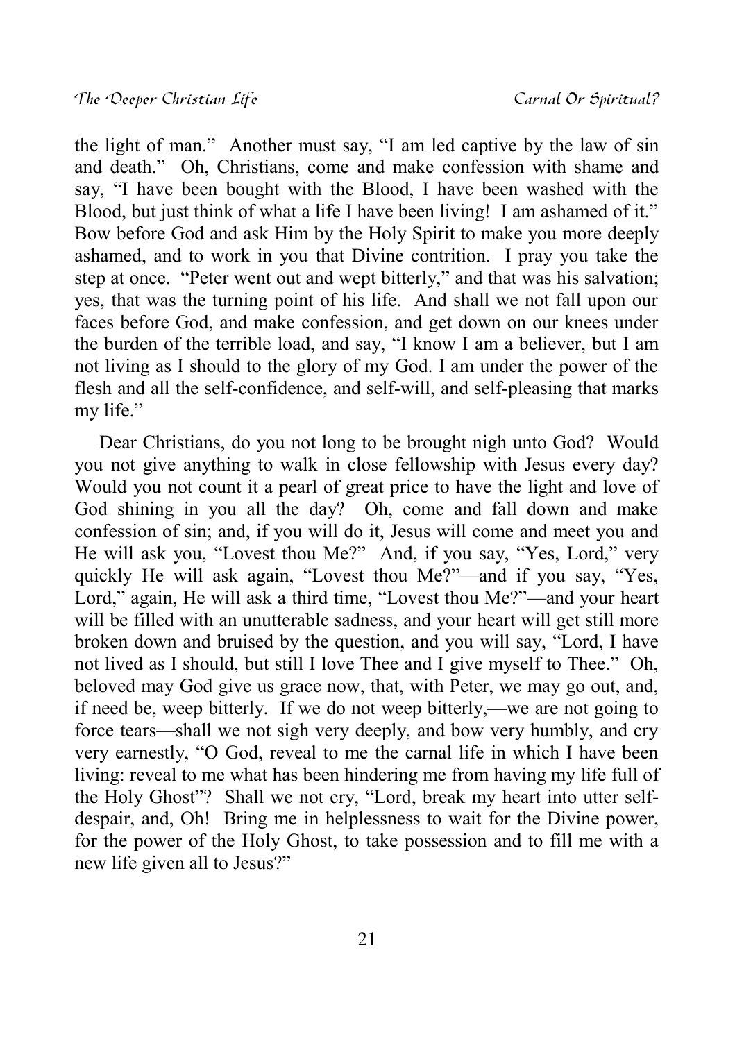the light of man." Another must say, "I am led captive by the law of sin and death." Oh, Christians, come and make confession with shame and say, "I have been bought with the Blood, I have been washed with the Blood, but just think of what a life I have been living! I am ashamed of it." Bow before God and ask Him by the Holy Spirit to make you more deeply ashamed, and to work in you that Divine contrition. I pray you take the step at once. "Peter went out and wept bitterly," and that was his salvation; yes, that was the turning point of his life. And shall we not fall upon our faces before God, and make confession, and get down on our knees under the burden of the terrible load, and say, "I know I am a believer, but I am not living as I should to the glory of my God. I am under the power of the flesh and all the self-confidence, and self-will, and self-pleasing that marks my life."

Dear Christians, do you not long to be brought nigh unto God? Would you not give anything to walk in close fellowship with Jesus every day? Would you not count it a pearl of great price to have the light and love of God shining in you all the day? Oh, come and fall down and make confession of sin; and, if you will do it, Jesus will come and meet you and He will ask you, "Lovest thou Me?" And, if you say, "Yes, Lord," very quickly He will ask again, "Lovest thou Me?"—and if you say, "Yes, Lord," again, He will ask a third time, "Lovest thou Me?"—and your heart will be filled with an unutterable sadness, and your heart will get still more broken down and bruised by the question, and you will say, "Lord, I have not lived as I should, but still I love Thee and I give myself to Thee." Oh, beloved may God give us grace now, that, with Peter, we may go out, and, if need be, weep bitterly. If we do not weep bitterly,—we are not going to force tears—shall we not sigh very deeply, and bow very humbly, and cry very earnestly, "O God, reveal to me the carnal life in which I have been living: reveal to me what has been hindering me from having my life full of the Holy Ghost"? Shall we not cry, "Lord, break my heart into utter self-despair, and, Oh! Bring me in helplessness to wait for the Divine power, for the power of the Holy Ghost, to take possession and to fill me with a new life given all to Jesus?"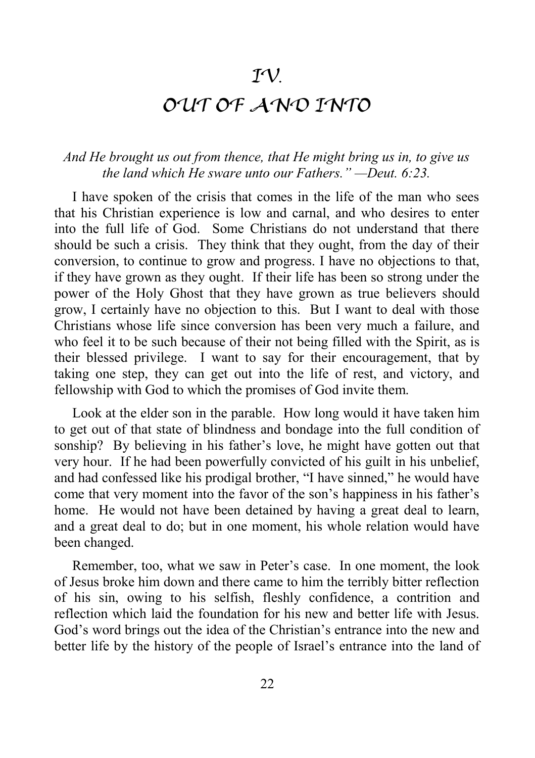# IV.
# OUT OF AND INTO

*And He brought us out from thence, that He might bring us in, to give us the land which He sware unto our Fathers." —Deut. 6:23.*

I have spoken of the crisis that comes in the life of the man who sees that his Christian experience is low and carnal, and who desires to enter into the full life of God. Some Christians do not understand that there should be such a crisis. They think that they ought, from the day of their conversion, to continue to grow and progress. I have no objections to that, if they have grown as they ought. If their life has been so strong under the power of the Holy Ghost that they have grown as true believers should grow, I certainly have no objection to this. But I want to deal with those Christians whose life since conversion has been very much a failure, and who feel it to be such because of their not being filled with the Spirit, as is their blessed privilege. I want to say for their encouragement, that by taking one step, they can get out into the life of rest, and victory, and fellowship with God to which the promises of God invite them.

Look at the elder son in the parable. How long would it have taken him to get out of that state of blindness and bondage into the full condition of sonship? By believing in his father's love, he might have gotten out that very hour. If he had been powerfully convicted of his guilt in his unbelief, and had confessed like his prodigal brother, "I have sinned," he would have come that very moment into the favor of the son's happiness in his father's home. He would not have been detained by having a great deal to learn, and a great deal to do; but in one moment, his whole relation would have been changed.

Remember, too, what we saw in Peter's case. In one moment, the look of Jesus broke him down and there came to him the terribly bitter reflection of his sin, owing to his selfish, fleshly confidence, a contrition and reflection which laid the foundation for his new and better life with Jesus. God's word brings out the idea of the Christian's entrance into the new and better life by the history of the people of Israel's entrance into the land of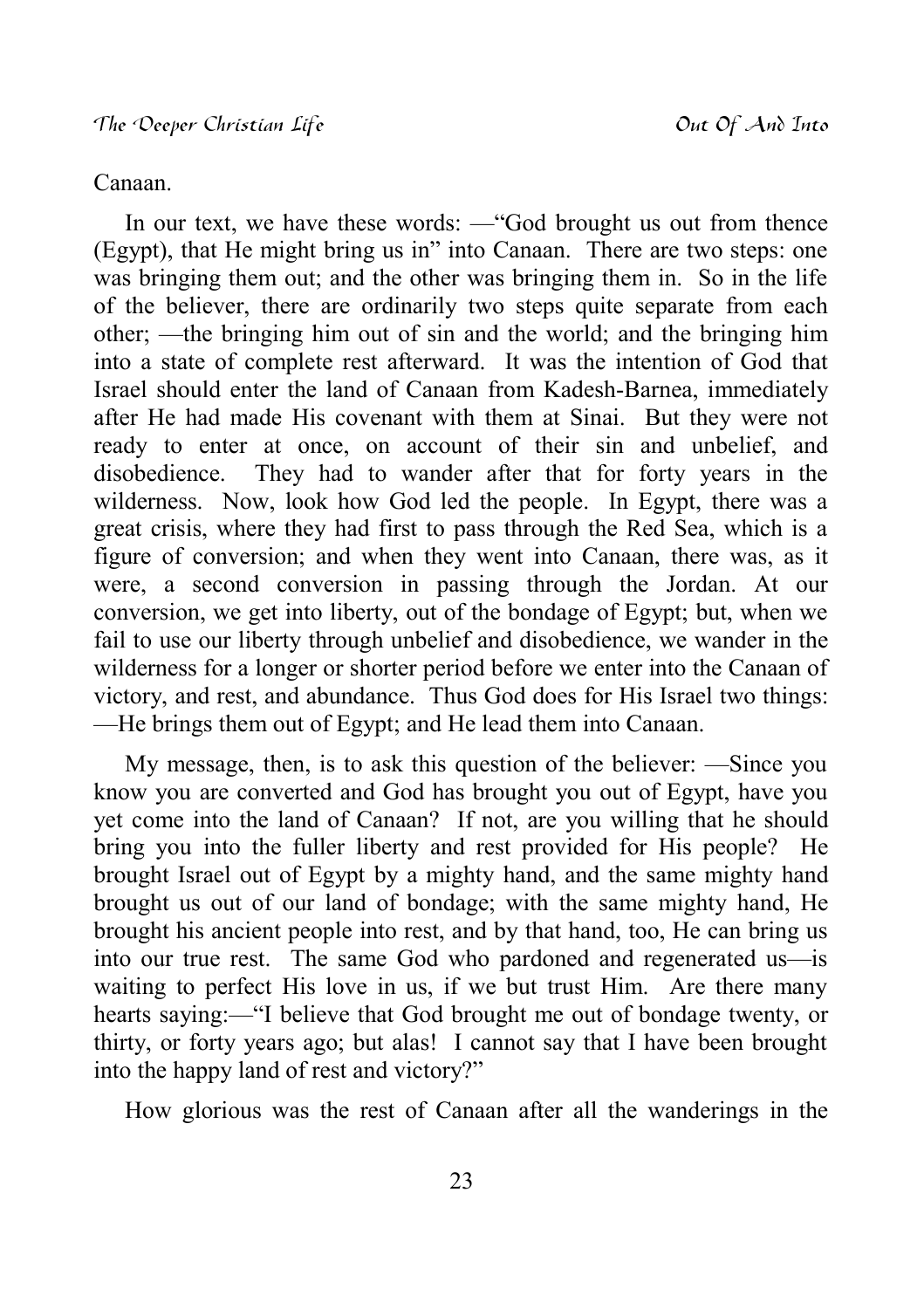Canaan.

In our text, we have these words: —"God brought us out from thence (Egypt), that He might bring us in" into Canaan. There are two steps: one was bringing them out; and the other was bringing them in. So in the life of the believer, there are ordinarily two steps quite separate from each other; —the bringing him out of sin and the world; and the bringing him into a state of complete rest afterward. It was the intention of God that Israel should enter the land of Canaan from Kadesh-Barnea, immediately after He had made His covenant with them at Sinai. But they were not ready to enter at once, on account of their sin and unbelief, and disobedience. They had to wander after that for forty years in the wilderness. Now, look how God led the people. In Egypt, there was a great crisis, where they had first to pass through the Red Sea, which is a figure of conversion; and when they went into Canaan, there was, as it were, a second conversion in passing through the Jordan. At our conversion, we get into liberty, out of the bondage of Egypt; but, when we fail to use our liberty through unbelief and disobedience, we wander in the wilderness for a longer or shorter period before we enter into the Canaan of victory, and rest, and abundance. Thus God does for His Israel two things: —He brings them out of Egypt; and He lead them into Canaan.

My message, then, is to ask this question of the believer: —Since you know you are converted and God has brought you out of Egypt, have you yet come into the land of Canaan? If not, are you willing that he should bring you into the fuller liberty and rest provided for His people? He brought Israel out of Egypt by a mighty hand, and the same mighty hand brought us out of our land of bondage; with the same mighty hand, He brought his ancient people into rest, and by that hand, too, He can bring us into our true rest. The same God who pardoned and regenerated us—is waiting to perfect His love in us, if we but trust Him. Are there many hearts saying:—"I believe that God brought me out of bondage twenty, or thirty, or forty years ago; but alas! I cannot say that I have been brought into the happy land of rest and victory?"

How glorious was the rest of Canaan after all the wanderings in the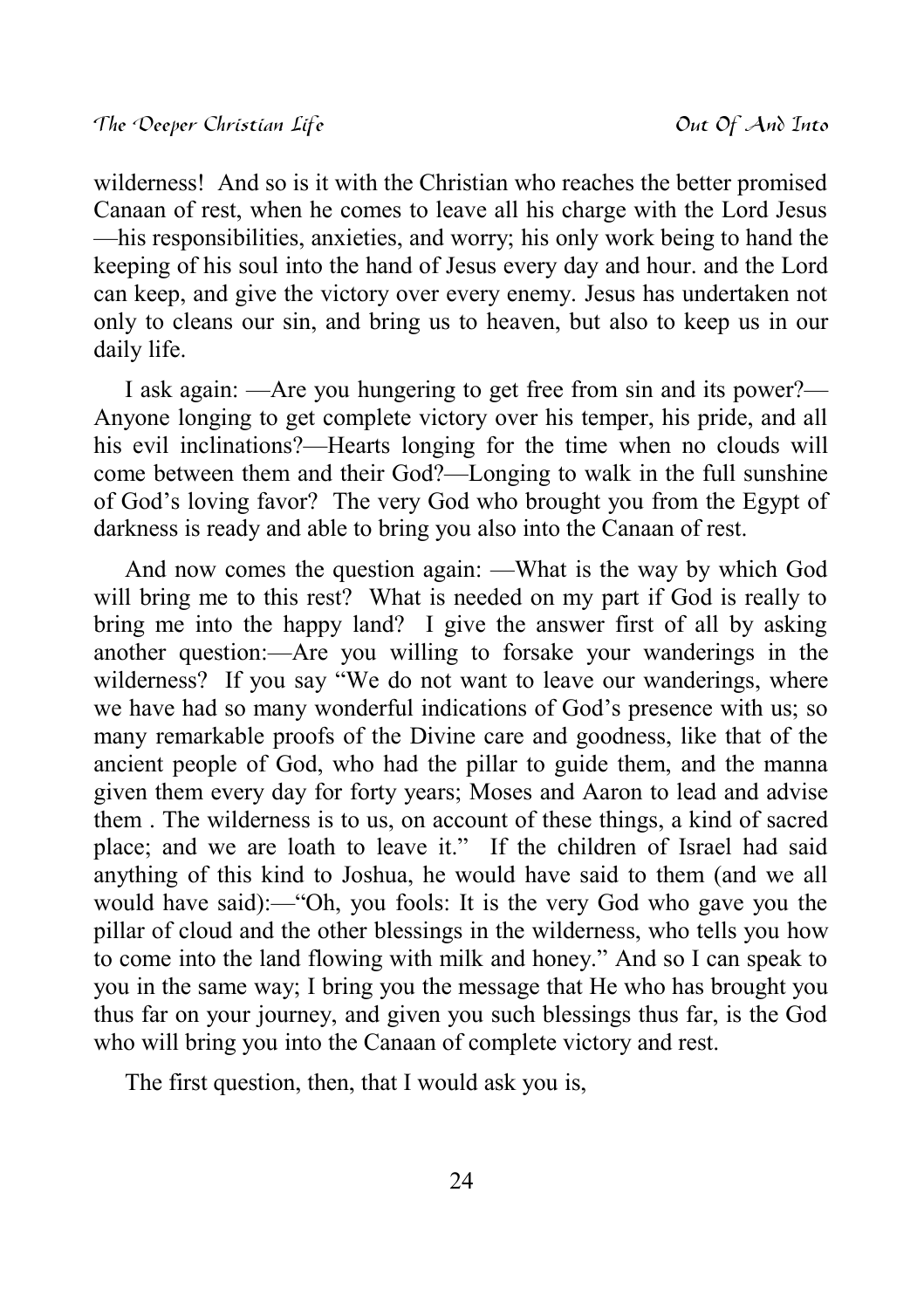wilderness! And so is it with the Christian who reaches the better promised Canaan of rest, when he comes to leave all his charge with the Lord Jesus —his responsibilities, anxieties, and worry; his only work being to hand the keeping of his soul into the hand of Jesus every day and hour. and the Lord can keep, and give the victory over every enemy. Jesus has undertaken not only to cleans our sin, and bring us to heaven, but also to keep us in our daily life.

I ask again: —Are you hungering to get free from sin and its power?— Anyone longing to get complete victory over his temper, his pride, and all his evil inclinations?—Hearts longing for the time when no clouds will come between them and their God?—Longing to walk in the full sunshine of God's loving favor? The very God who brought you from the Egypt of darkness is ready and able to bring you also into the Canaan of rest.

And now comes the question again: —What is the way by which God will bring me to this rest? What is needed on my part if God is really to bring me into the happy land? I give the answer first of all by asking another question:—Are you willing to forsake your wanderings in the wilderness? If you say "We do not want to leave our wanderings, where we have had so many wonderful indications of God's presence with us; so many remarkable proofs of the Divine care and goodness, like that of the ancient people of God, who had the pillar to guide them, and the manna given them every day for forty years; Moses and Aaron to lead and advise them . The wilderness is to us, on account of these things, a kind of sacred place; and we are loath to leave it." If the children of Israel had said anything of this kind to Joshua, he would have said to them (and we all would have said):—"Oh, you fools: It is the very God who gave you the pillar of cloud and the other blessings in the wilderness, who tells you how to come into the land flowing with milk and honey." And so I can speak to you in the same way; I bring you the message that He who has brought you thus far on your journey, and given you such blessings thus far, is the God who will bring you into the Canaan of complete victory and rest.

The first question, then, that I would ask you is,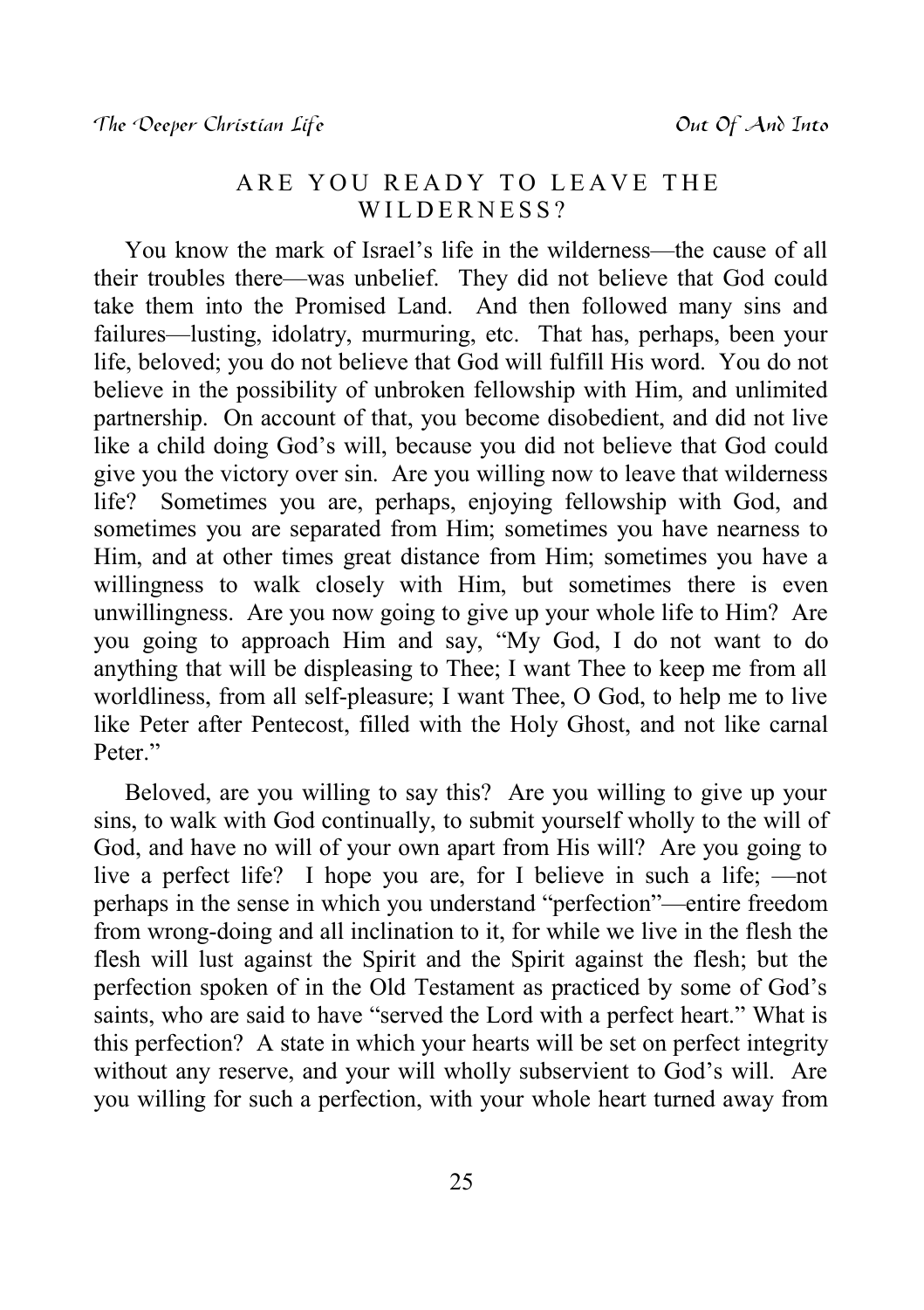## ARE YOU READY TO LEAVE THE WILDERNESS?

You know the mark of Israel's life in the wilderness—the cause of all their troubles there—was unbelief. They did not believe that God could take them into the Promised Land. And then followed many sins and failures—lusting, idolatry, murmuring, etc. That has, perhaps, been your life, beloved; you do not believe that God will fulfill His word. You do not believe in the possibility of unbroken fellowship with Him, and unlimited partnership. On account of that, you become disobedient, and did not live like a child doing God's will, because you did not believe that God could give you the victory over sin. Are you willing now to leave that wilderness life? Sometimes you are, perhaps, enjoying fellowship with God, and sometimes you are separated from Him; sometimes you have nearness to Him, and at other times great distance from Him; sometimes you have a willingness to walk closely with Him, but sometimes there is even unwillingness. Are you now going to give up your whole life to Him? Are you going to approach Him and say, "My God, I do not want to do anything that will be displeasing to Thee; I want Thee to keep me from all worldliness, from all self-pleasure; I want Thee, O God, to help me to live like Peter after Pentecost, filled with the Holy Ghost, and not like carnal Peter."

Beloved, are you willing to say this? Are you willing to give up your sins, to walk with God continually, to submit yourself wholly to the will of God, and have no will of your own apart from His will? Are you going to live a perfect life? I hope you are, for I believe in such a life; —not perhaps in the sense in which you understand "perfection"—entire freedom from wrong-doing and all inclination to it, for while we live in the flesh the flesh will lust against the Spirit and the Spirit against the flesh; but the perfection spoken of in the Old Testament as practiced by some of God's saints, who are said to have "served the Lord with a perfect heart." What is this perfection? A state in which your hearts will be set on perfect integrity without any reserve, and your will wholly subservient to God's will. Are you willing for such a perfection, with your whole heart turned away from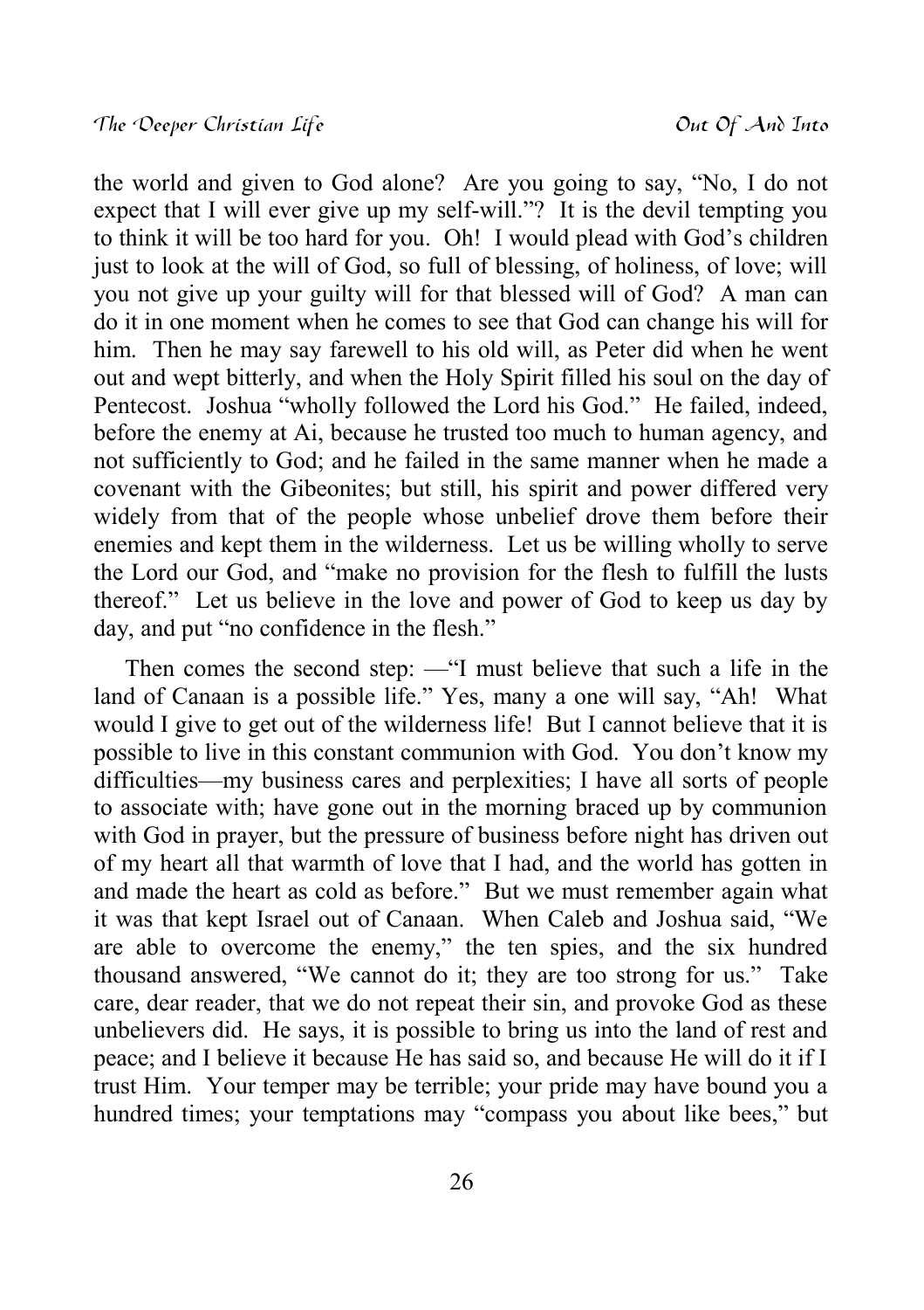the world and given to God alone? Are you going to say, "No, I do not expect that I will ever give up my self-will."? It is the devil tempting you to think it will be too hard for you. Oh! I would plead with God's children just to look at the will of God, so full of blessing, of holiness, of love; will you not give up your guilty will for that blessed will of God? A man can do it in one moment when he comes to see that God can change his will for him. Then he may say farewell to his old will, as Peter did when he went out and wept bitterly, and when the Holy Spirit filled his soul on the day of Pentecost. Joshua "wholly followed the Lord his God." He failed, indeed, before the enemy at Ai, because he trusted too much to human agency, and not sufficiently to God; and he failed in the same manner when he made a covenant with the Gibeonites; but still, his spirit and power differed very widely from that of the people whose unbelief drove them before their enemies and kept them in the wilderness. Let us be willing wholly to serve the Lord our God, and "make no provision for the flesh to fulfill the lusts thereof." Let us believe in the love and power of God to keep us day by day, and put "no confidence in the flesh."

Then comes the second step: —"I must believe that such a life in the land of Canaan is a possible life." Yes, many a one will say, "Ah! What would I give to get out of the wilderness life! But I cannot believe that it is possible to live in this constant communion with God. You don't know my difficulties—my business cares and perplexities; I have all sorts of people to associate with; have gone out in the morning braced up by communion with God in prayer, but the pressure of business before night has driven out of my heart all that warmth of love that I had, and the world has gotten in and made the heart as cold as before." But we must remember again what it was that kept Israel out of Canaan. When Caleb and Joshua said, "We are able to overcome the enemy," the ten spies, and the six hundred thousand answered, "We cannot do it; they are too strong for us." Take care, dear reader, that we do not repeat their sin, and provoke God as these unbelievers did. He says, it is possible to bring us into the land of rest and peace; and I believe it because He has said so, and because He will do it if I trust Him. Your temper may be terrible; your pride may have bound you a hundred times; your temptations may "compass you about like bees," but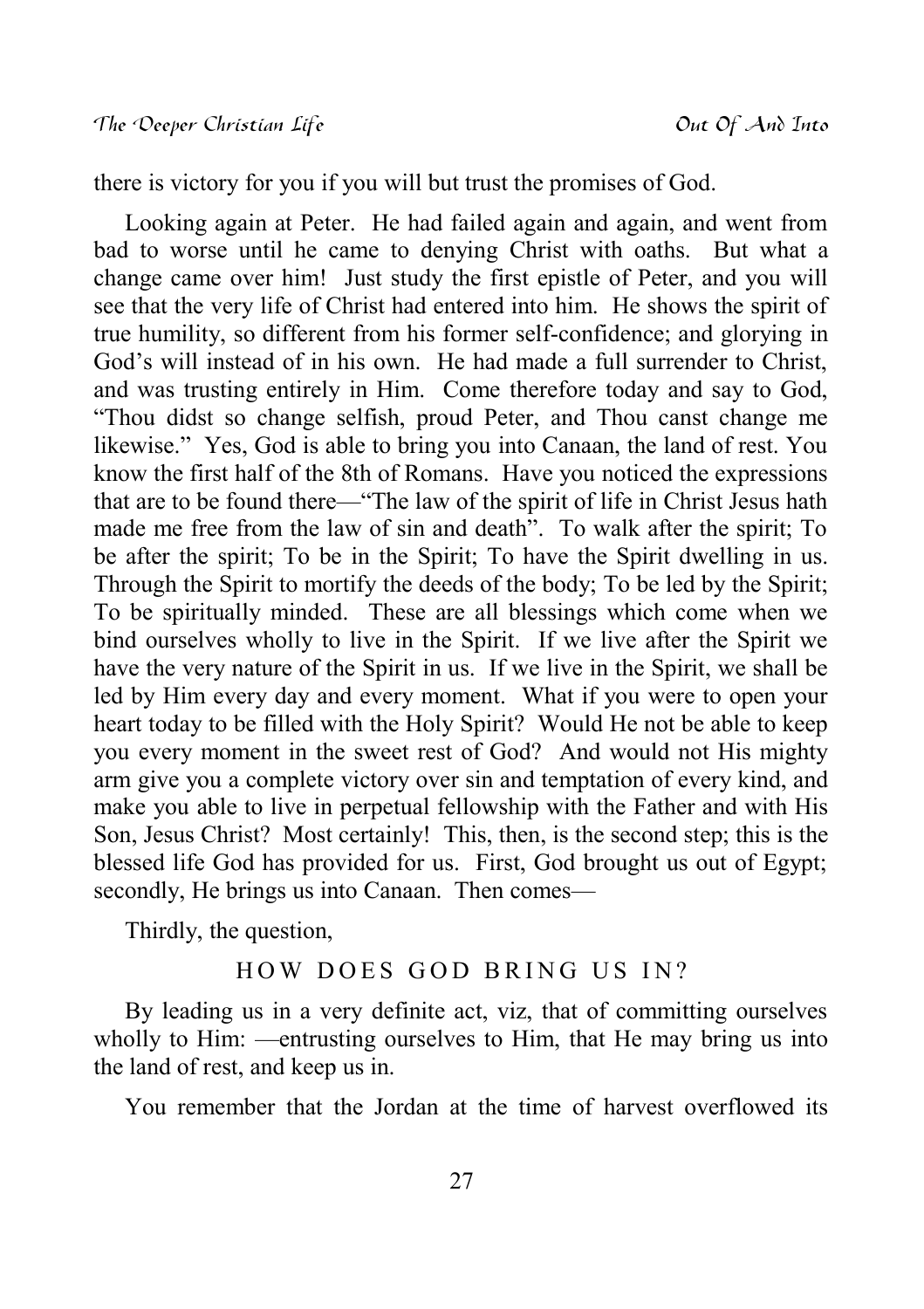there is victory for you if you will but trust the promises of God.

Looking again at Peter. He had failed again and again, and went from bad to worse until he came to denying Christ with oaths. But what a change came over him! Just study the first epistle of Peter, and you will see that the very life of Christ had entered into him. He shows the spirit of true humility, so different from his former self-confidence; and glorying in God's will instead of in his own. He had made a full surrender to Christ, and was trusting entirely in Him. Come therefore today and say to God, "Thou didst so change selfish, proud Peter, and Thou canst change me likewise." Yes, God is able to bring you into Canaan, the land of rest. You know the first half of the 8th of Romans. Have you noticed the expressions that are to be found there—"The law of the spirit of life in Christ Jesus hath made me free from the law of sin and death". To walk after the spirit; To be after the spirit; To be in the Spirit; To have the Spirit dwelling in us. Through the Spirit to mortify the deeds of the body; To be led by the Spirit; To be spiritually minded. These are all blessings which come when we bind ourselves wholly to live in the Spirit. If we live after the Spirit we have the very nature of the Spirit in us. If we live in the Spirit, we shall be led by Him every day and every moment. What if you were to open your heart today to be filled with the Holy Spirit? Would He not be able to keep you every moment in the sweet rest of God? And would not His mighty arm give you a complete victory over sin and temptation of every kind, and make you able to live in perpetual fellowship with the Father and with His Son, Jesus Christ? Most certainly! This, then, is the second step; this is the blessed life God has provided for us. First, God brought us out of Egypt; secondly, He brings us into Canaan. Then comes—

Thirdly, the question,

## HOW DOES GOD BRING US IN?

By leading us in a very definite act, viz, that of committing ourselves wholly to Him: —entrusting ourselves to Him, that He may bring us into the land of rest, and keep us in.

You remember that the Jordan at the time of harvest overflowed its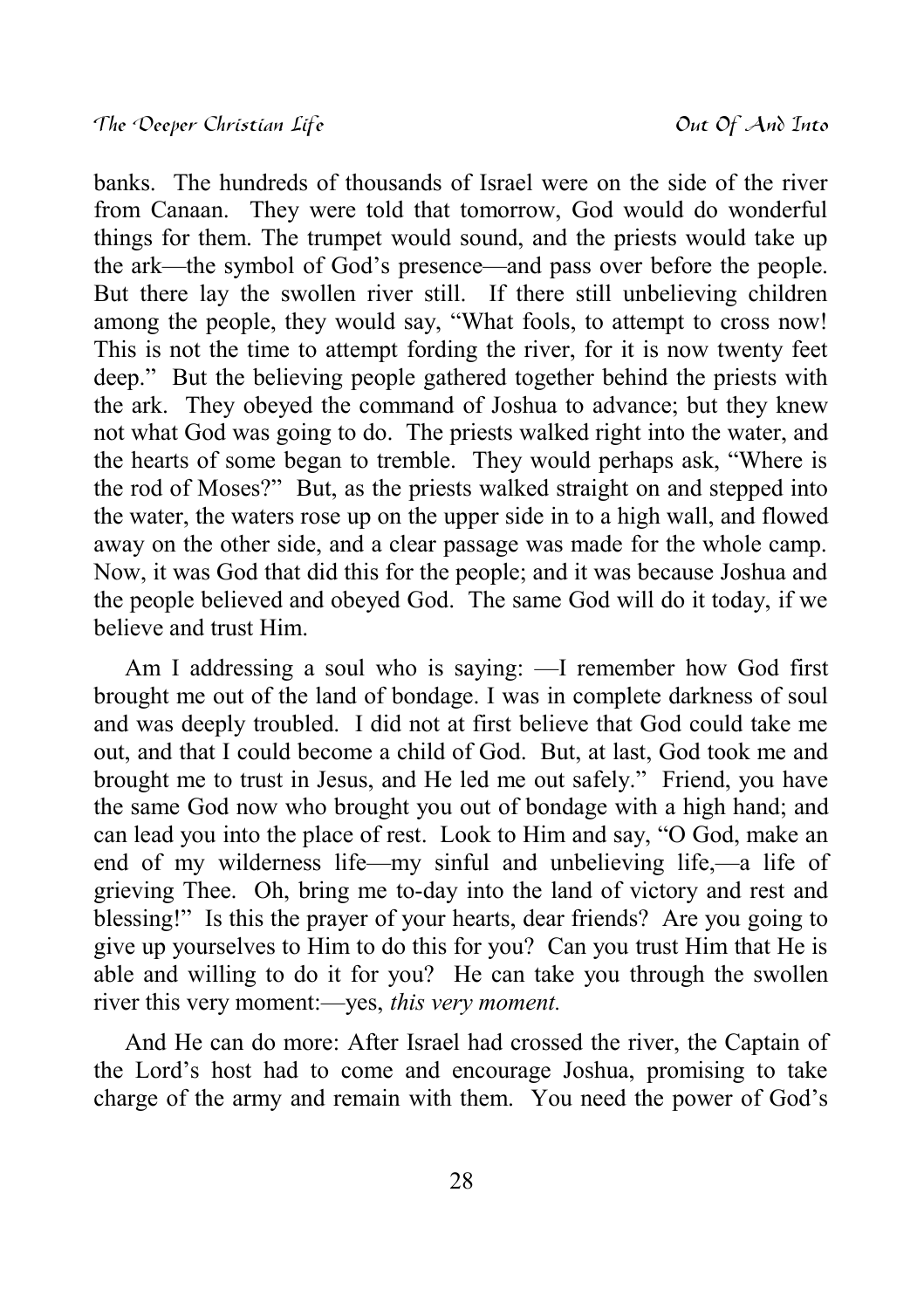banks. The hundreds of thousands of Israel were on the side of the river from Canaan. They were told that tomorrow, God would do wonderful things for them. The trumpet would sound, and the priests would take up the ark—the symbol of God's presence—and pass over before the people. But there lay the swollen river still. If there still unbelieving children among the people, they would say, "What fools, to attempt to cross now! This is not the time to attempt fording the river, for it is now twenty feet deep." But the believing people gathered together behind the priests with the ark. They obeyed the command of Joshua to advance; but they knew not what God was going to do. The priests walked right into the water, and the hearts of some began to tremble. They would perhaps ask, "Where is the rod of Moses?" But, as the priests walked straight on and stepped into the water, the waters rose up on the upper side in to a high wall, and flowed away on the other side, and a clear passage was made for the whole camp. Now, it was God that did this for the people; and it was because Joshua and the people believed and obeyed God. The same God will do it today, if we believe and trust Him.

Am I addressing a soul who is saying: —I remember how God first brought me out of the land of bondage. I was in complete darkness of soul and was deeply troubled. I did not at first believe that God could take me out, and that I could become a child of God. But, at last, God took me and brought me to trust in Jesus, and He led me out safely." Friend, you have the same God now who brought you out of bondage with a high hand; and can lead you into the place of rest. Look to Him and say, "O God, make an end of my wilderness life—my sinful and unbelieving life,—a life of grieving Thee. Oh, bring me to-day into the land of victory and rest and blessing!" Is this the prayer of your hearts, dear friends? Are you going to give up yourselves to Him to do this for you? Can you trust Him that He is able and willing to do it for you? He can take you through the swollen river this very moment:—yes, *this very moment.*

And He can do more: After Israel had crossed the river, the Captain of the Lord's host had to come and encourage Joshua, promising to take charge of the army and remain with them. You need the power of God's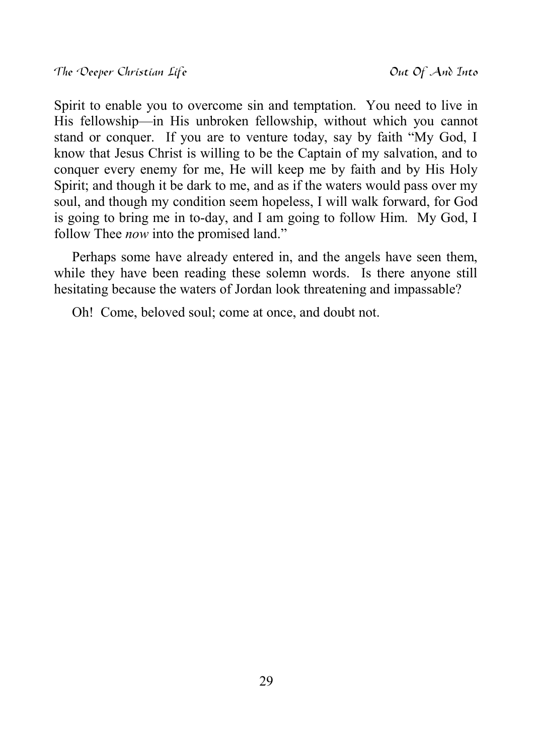Spirit to enable you to overcome sin and temptation. You need to live in His fellowship—in His unbroken fellowship, without which you cannot stand or conquer. If you are to venture today, say by faith "My God, I know that Jesus Christ is willing to be the Captain of my salvation, and to conquer every enemy for me, He will keep me by faith and by His Holy Spirit; and though it be dark to me, and as if the waters would pass over my soul, and though my condition seem hopeless, I will walk forward, for God is going to bring me in to-day, and I am going to follow Him. My God, I follow Thee *now* into the promised land."

Perhaps some have already entered in, and the angels have seen them, while they have been reading these solemn words. Is there anyone still hesitating because the waters of Jordan look threatening and impassable?

Oh! Come, beloved soul; come at once, and doubt not.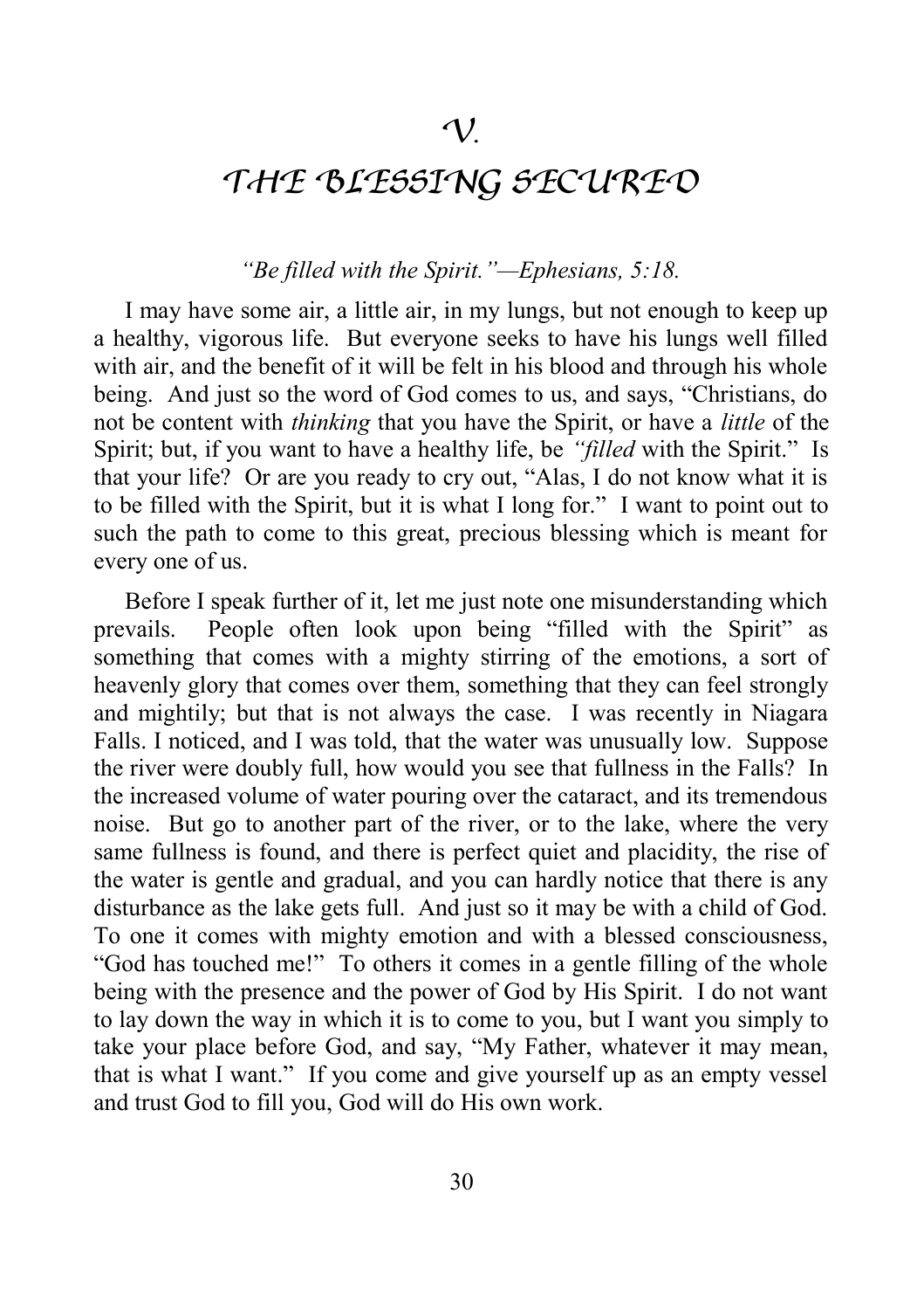# V.

# THE BLESSING SECURED

*"Be filled with the Spirit."—Ephesians, 5:18.*

I may have some air, a little air, in my lungs, but not enough to keep up a healthy, vigorous life. But everyone seeks to have his lungs well filled with air, and the benefit of it will be felt in his blood and through his whole being. And just so the word of God comes to us, and says, "Christians, do not be content with *thinking* that you have the Spirit, or have a *little* of the Spirit; but, if you want to have a healthy life, be *"filled* with the Spirit." Is that your life? Or are you ready to cry out, "Alas, I do not know what it is to be filled with the Spirit, but it is what I long for." I want to point out to such the path to come to this great, precious blessing which is meant for every one of us.

Before I speak further of it, let me just note one misunderstanding which prevails. People often look upon being "filled with the Spirit" as something that comes with a mighty stirring of the emotions, a sort of heavenly glory that comes over them, something that they can feel strongly and mightily; but that is not always the case. I was recently in Niagara Falls. I noticed, and I was told, that the water was unusually low. Suppose the river were doubly full, how would you see that fullness in the Falls? In the increased volume of water pouring over the cataract, and its tremendous noise. But go to another part of the river, or to the lake, where the very same fullness is found, and there is perfect quiet and placidity, the rise of the water is gentle and gradual, and you can hardly notice that there is any disturbance as the lake gets full. And just so it may be with a child of God. To one it comes with mighty emotion and with a blessed consciousness, "God has touched me!" To others it comes in a gentle filling of the whole being with the presence and the power of God by His Spirit. I do not want to lay down the way in which it is to come to you, but I want you simply to take your place before God, and say, "My Father, whatever it may mean, that is what I want." If you come and give yourself up as an empty vessel and trust God to fill you, God will do His own work.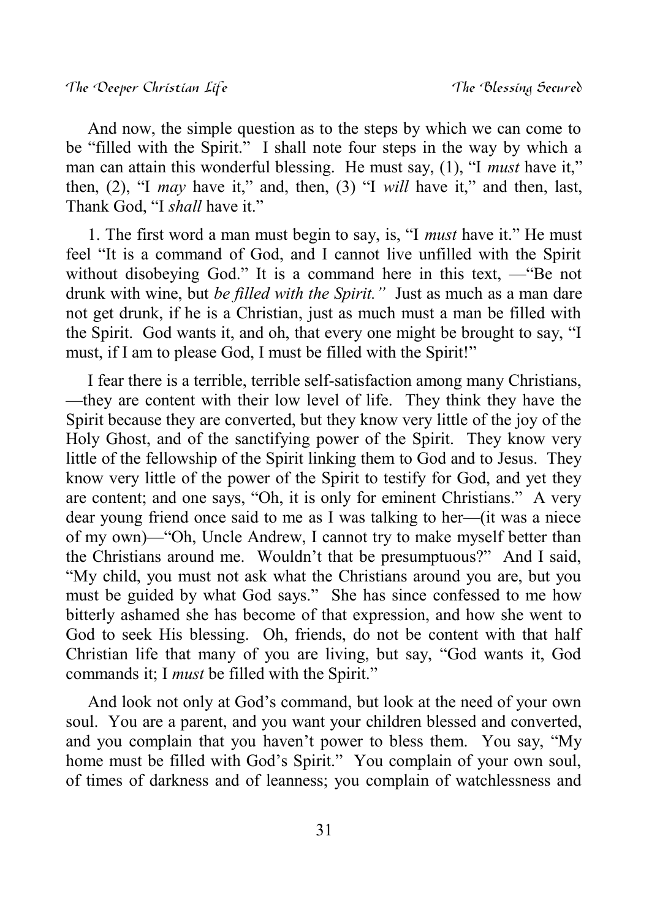And now, the simple question as to the steps by which we can come to be "filled with the Spirit." I shall note four steps in the way by which a man can attain this wonderful blessing. He must say, (1), "I *must* have it," then, (2), "I *may* have it," and, then, (3) "I *will* have it," and then, last, Thank God, "I *shall* have it."

1. The first word a man must begin to say, is, "I *must* have it." He must feel "It is a command of God, and I cannot live unfilled with the Spirit without disobeying God." It is a command here in this text, —"Be not drunk with wine, but *be filled with the Spirit."* Just as much as a man dare not get drunk, if he is a Christian, just as much must a man be filled with the Spirit. God wants it, and oh, that every one might be brought to say, "I must, if I am to please God, I must be filled with the Spirit!"

I fear there is a terrible, terrible self-satisfaction among many Christians, —they are content with their low level of life. They think they have the Spirit because they are converted, but they know very little of the joy of the Holy Ghost, and of the sanctifying power of the Spirit. They know very little of the fellowship of the Spirit linking them to God and to Jesus. They know very little of the power of the Spirit to testify for God, and yet they are content; and one says, "Oh, it is only for eminent Christians." A very dear young friend once said to me as I was talking to her—(it was a niece of my own)—"Oh, Uncle Andrew, I cannot try to make myself better than the Christians around me. Wouldn't that be presumptuous?" And I said, "My child, you must not ask what the Christians around you are, but you must be guided by what God says." She has since confessed to me how bitterly ashamed she has become of that expression, and how she went to God to seek His blessing. Oh, friends, do not be content with that half Christian life that many of you are living, but say, "God wants it, God commands it; I *must* be filled with the Spirit."

And look not only at God's command, but look at the need of your own soul. You are a parent, and you want your children blessed and converted, and you complain that you haven't power to bless them. You say, "My home must be filled with God's Spirit." You complain of your own soul, of times of darkness and of leanness; you complain of watchlessness and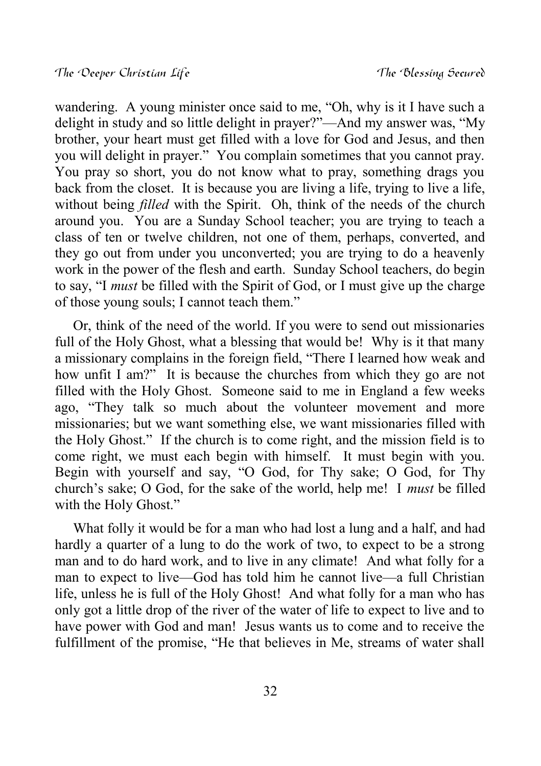wandering. A young minister once said to me, "Oh, why is it I have such a delight in study and so little delight in prayer?"—And my answer was, "My brother, your heart must get filled with a love for God and Jesus, and then you will delight in prayer." You complain sometimes that you cannot pray. You pray so short, you do not know what to pray, something drags you back from the closet. It is because you are living a life, trying to live a life, without being *filled* with the Spirit. Oh, think of the needs of the church around you. You are a Sunday School teacher; you are trying to teach a class of ten or twelve children, not one of them, perhaps, converted, and they go out from under you unconverted; you are trying to do a heavenly work in the power of the flesh and earth. Sunday School teachers, do begin to say, "I *must* be filled with the Spirit of God, or I must give up the charge of those young souls; I cannot teach them."

Or, think of the need of the world. If you were to send out missionaries full of the Holy Ghost, what a blessing that would be! Why is it that many a missionary complains in the foreign field, "There I learned how weak and how unfit I am?" It is because the churches from which they go are not filled with the Holy Ghost. Someone said to me in England a few weeks ago, "They talk so much about the volunteer movement and more missionaries; but we want something else, we want missionaries filled with the Holy Ghost." If the church is to come right, and the mission field is to come right, we must each begin with himself. It must begin with you. Begin with yourself and say, "O God, for Thy sake; O God, for Thy church's sake; O God, for the sake of the world, help me! I *must* be filled with the Holy Ghost."

What folly it would be for a man who had lost a lung and a half, and had hardly a quarter of a lung to do the work of two, to expect to be a strong man and to do hard work, and to live in any climate! And what folly for a man to expect to live—God has told him he cannot live—a full Christian life, unless he is full of the Holy Ghost! And what folly for a man who has only got a little drop of the river of the water of life to expect to live and to have power with God and man! Jesus wants us to come and to receive the fulfillment of the promise, "He that believes in Me, streams of water shall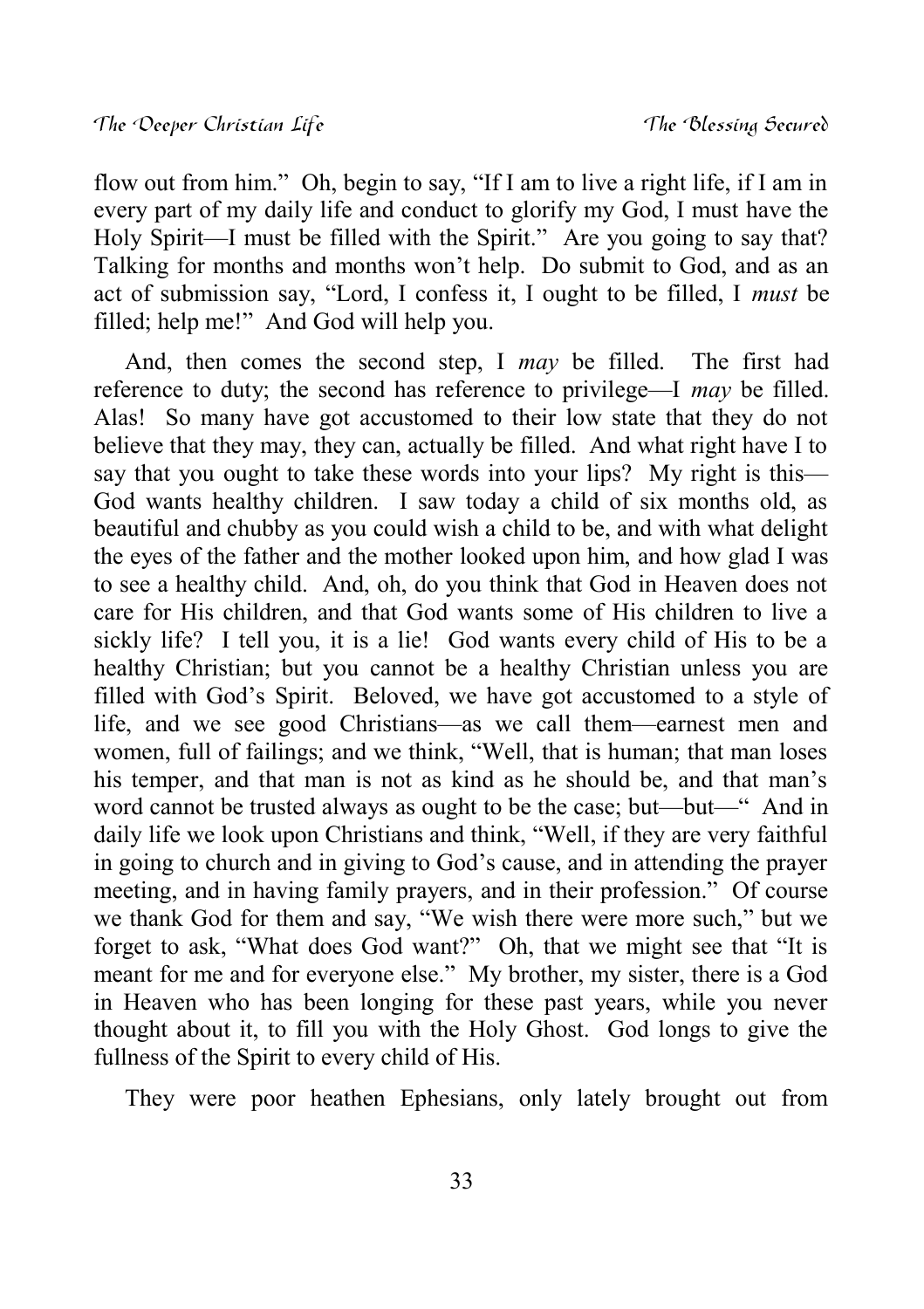flow out from him." Oh, begin to say, "If I am to live a right life, if I am in every part of my daily life and conduct to glorify my God, I must have the Holy Spirit—I must be filled with the Spirit." Are you going to say that? Talking for months and months won't help. Do submit to God, and as an act of submission say, "Lord, I confess it, I ought to be filled, I *must* be filled; help me!" And God will help you.

And, then comes the second step, I *may* be filled. The first had reference to duty; the second has reference to privilege—I *may* be filled. Alas! So many have got accustomed to their low state that they do not believe that they may, they can, actually be filled. And what right have I to say that you ought to take these words into your lips? My right is this—God wants healthy children. I saw today a child of six months old, as beautiful and chubby as you could wish a child to be, and with what delight the eyes of the father and the mother looked upon him, and how glad I was to see a healthy child. And, oh, do you think that God in Heaven does not care for His children, and that God wants some of His children to live a sickly life? I tell you, it is a lie! God wants every child of His to be a healthy Christian; but you cannot be a healthy Christian unless you are filled with God's Spirit. Beloved, we have got accustomed to a style of life, and we see good Christians—as we call them—earnest men and women, full of failings; and we think, "Well, that is human; that man loses his temper, and that man is not as kind as he should be, and that man's word cannot be trusted always as ought to be the case; but—but—" And in daily life we look upon Christians and think, "Well, if they are very faithful in going to church and in giving to God's cause, and in attending the prayer meeting, and in having family prayers, and in their profession." Of course we thank God for them and say, "We wish there were more such," but we forget to ask, "What does God want?" Oh, that we might see that "It is meant for me and for everyone else." My brother, my sister, there is a God in Heaven who has been longing for these past years, while you never thought about it, to fill you with the Holy Ghost. God longs to give the fullness of the Spirit to every child of His.

They were poor heathen Ephesians, only lately brought out from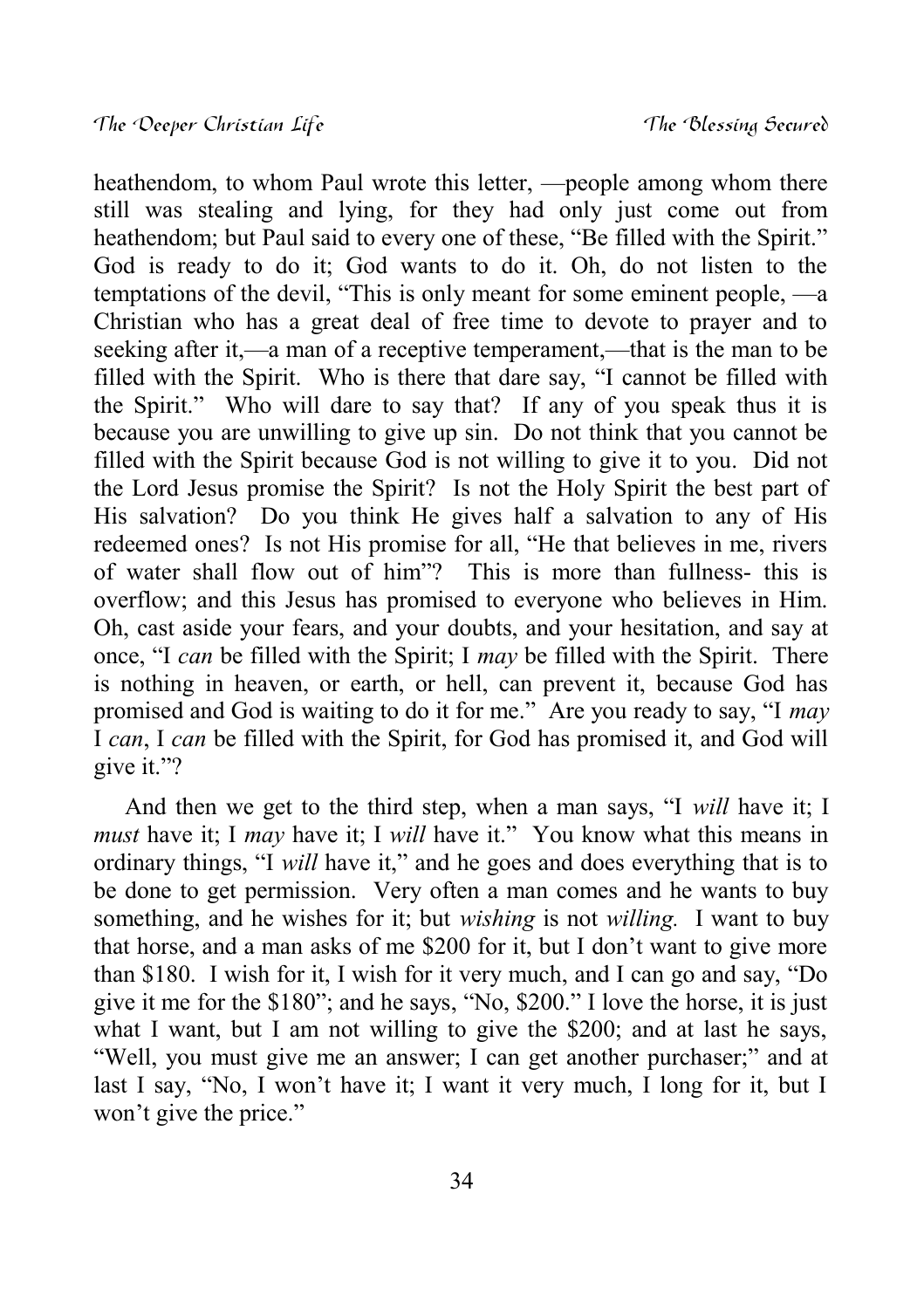heathendom, to whom Paul wrote this letter, —people among whom there still was stealing and lying, for they had only just come out from heathendom; but Paul said to every one of these, "Be filled with the Spirit." God is ready to do it; God wants to do it. Oh, do not listen to the temptations of the devil, "This is only meant for some eminent people, —a Christian who has a great deal of free time to devote to prayer and to seeking after it,—a man of a receptive temperament,—that is the man to be filled with the Spirit. Who is there that dare say, "I cannot be filled with the Spirit." Who will dare to say that? If any of you speak thus it is because you are unwilling to give up sin. Do not think that you cannot be filled with the Spirit because God is not willing to give it to you. Did not the Lord Jesus promise the Spirit? Is not the Holy Spirit the best part of His salvation? Do you think He gives half a salvation to any of His redeemed ones? Is not His promise for all, "He that believes in me, rivers of water shall flow out of him"? This is more than fullness- this is overflow; and this Jesus has promised to everyone who believes in Him. Oh, cast aside your fears, and your doubts, and your hesitation, and say at once, "I *can* be filled with the Spirit; I *may* be filled with the Spirit. There is nothing in heaven, or earth, or hell, can prevent it, because God has promised and God is waiting to do it for me." Are you ready to say, "I *may* I *can*, I *can* be filled with the Spirit, for God has promised it, and God will give it."?

And then we get to the third step, when a man says, "I *will* have it; I *must* have it; I *may* have it; I *will* have it." You know what this means in ordinary things, "I *will* have it," and he goes and does everything that is to be done to get permission. Very often a man comes and he wants to buy something, and he wishes for it; but *wishing* is not *willing.* I want to buy that horse, and a man asks of me $200 for it, but I don't want to give more than $180. I wish for it, I wish for it very much, and I can go and say, "Do give it me for the $180"; and he says, "No, $200." I love the horse, it is just what I want, but I am not willing to give the $200; and at last he says, "Well, you must give me an answer; I can get another purchaser;" and at last I say, "No, I won't have it; I want it very much, I long for it, but I won't give the price."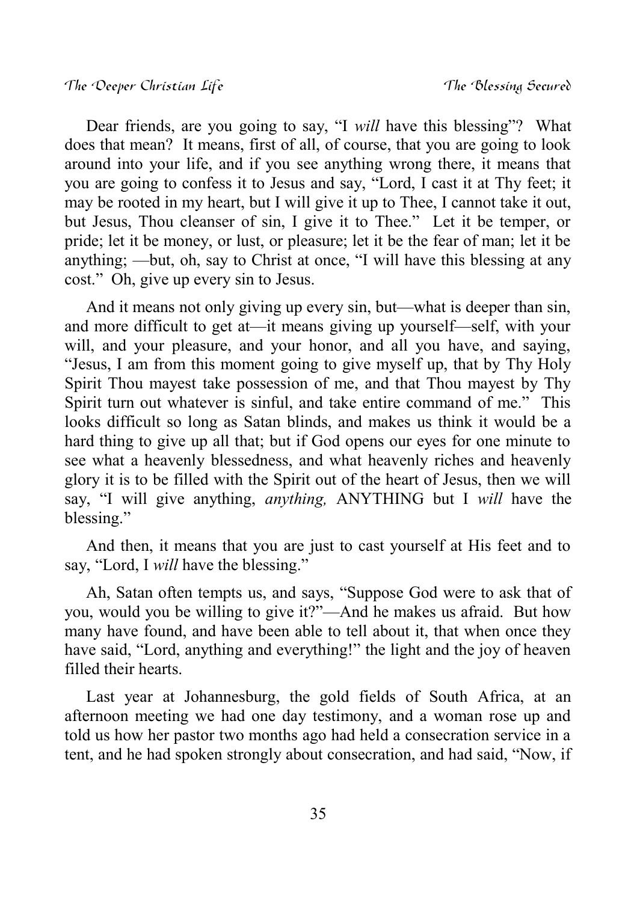Dear friends, are you going to say, "I *will* have this blessing"? What does that mean? It means, first of all, of course, that you are going to look around into your life, and if you see anything wrong there, it means that you are going to confess it to Jesus and say, "Lord, I cast it at Thy feet; it may be rooted in my heart, but I will give it up to Thee, I cannot take it out, but Jesus, Thou cleanser of sin, I give it to Thee." Let it be temper, or pride; let it be money, or lust, or pleasure; let it be the fear of man; let it be anything; —but, oh, say to Christ at once, "I will have this blessing at any cost." Oh, give up every sin to Jesus.

And it means not only giving up every sin, but—what is deeper than sin, and more difficult to get at—it means giving up yourself—self, with your will, and your pleasure, and your honor, and all you have, and saying, "Jesus, I am from this moment going to give myself up, that by Thy Holy Spirit Thou mayest take possession of me, and that Thou mayest by Thy Spirit turn out whatever is sinful, and take entire command of me." This looks difficult so long as Satan blinds, and makes us think it would be a hard thing to give up all that; but if God opens our eyes for one minute to see what a heavenly blessedness, and what heavenly riches and heavenly glory it is to be filled with the Spirit out of the heart of Jesus, then we will say, "I will give anything, *anything,* ANYTHING but I *will* have the blessing."

And then, it means that you are just to cast yourself at His feet and to say, "Lord, I *will* have the blessing."

Ah, Satan often tempts us, and says, "Suppose God were to ask that of you, would you be willing to give it?"—And he makes us afraid. But how many have found, and have been able to tell about it, that when once they have said, "Lord, anything and everything!" the light and the joy of heaven filled their hearts.

Last year at Johannesburg, the gold fields of South Africa, at an afternoon meeting we had one day testimony, and a woman rose up and told us how her pastor two months ago had held a consecration service in a tent, and he had spoken strongly about consecration, and had said, "Now, if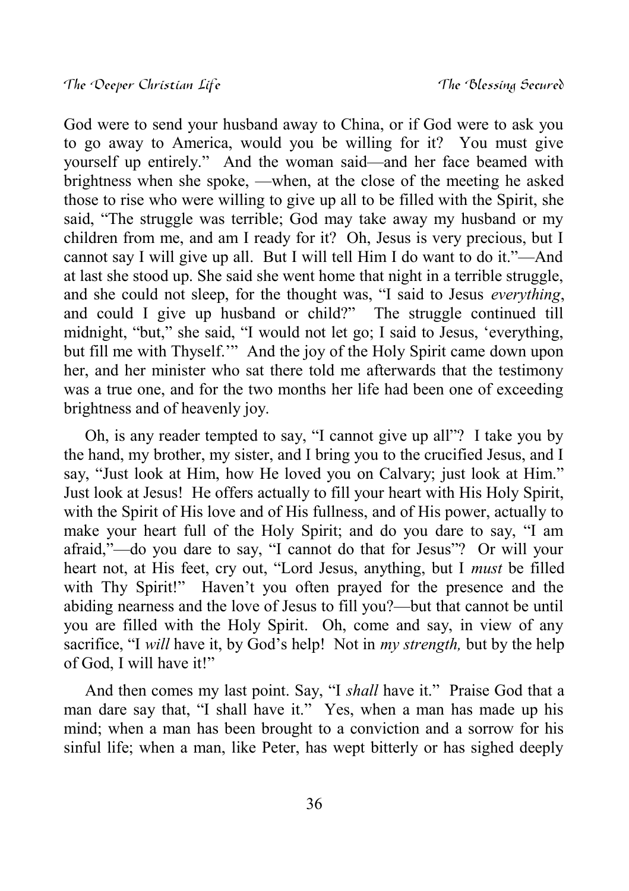God were to send your husband away to China, or if God were to ask you to go away to America, would you be willing for it? You must give yourself up entirely." And the woman said—and her face beamed with brightness when she spoke, —when, at the close of the meeting he asked those to rise who were willing to give up all to be filled with the Spirit, she said, "The struggle was terrible; God may take away my husband or my children from me, and am I ready for it? Oh, Jesus is very precious, but I cannot say I will give up all. But I will tell Him I do want to do it."—And at last she stood up. She said she went home that night in a terrible struggle, and she could not sleep, for the thought was, "I said to Jesus *everything*, and could I give up husband or child?" The struggle continued till midnight, "but," she said, "I would not let go; I said to Jesus, 'everything, but fill me with Thyself.'" And the joy of the Holy Spirit came down upon her, and her minister who sat there told me afterwards that the testimony was a true one, and for the two months her life had been one of exceeding brightness and of heavenly joy.

Oh, is any reader tempted to say, "I cannot give up all"? I take you by the hand, my brother, my sister, and I bring you to the crucified Jesus, and I say, "Just look at Him, how He loved you on Calvary; just look at Him." Just look at Jesus! He offers actually to fill your heart with His Holy Spirit, with the Spirit of His love and of His fullness, and of His power, actually to make your heart full of the Holy Spirit; and do you dare to say, "I am afraid,"—do you dare to say, "I cannot do that for Jesus"? Or will your heart not, at His feet, cry out, "Lord Jesus, anything, but I *must* be filled with Thy Spirit!" Haven't you often prayed for the presence and the abiding nearness and the love of Jesus to fill you?—but that cannot be until you are filled with the Holy Spirit. Oh, come and say, in view of any sacrifice, "I *will* have it, by God's help! Not in *my strength,* but by the help of God, I will have it!"

And then comes my last point. Say, "I *shall* have it." Praise God that a man dare say that, "I shall have it." Yes, when a man has made up his mind; when a man has been brought to a conviction and a sorrow for his sinful life; when a man, like Peter, has wept bitterly or has sighed deeply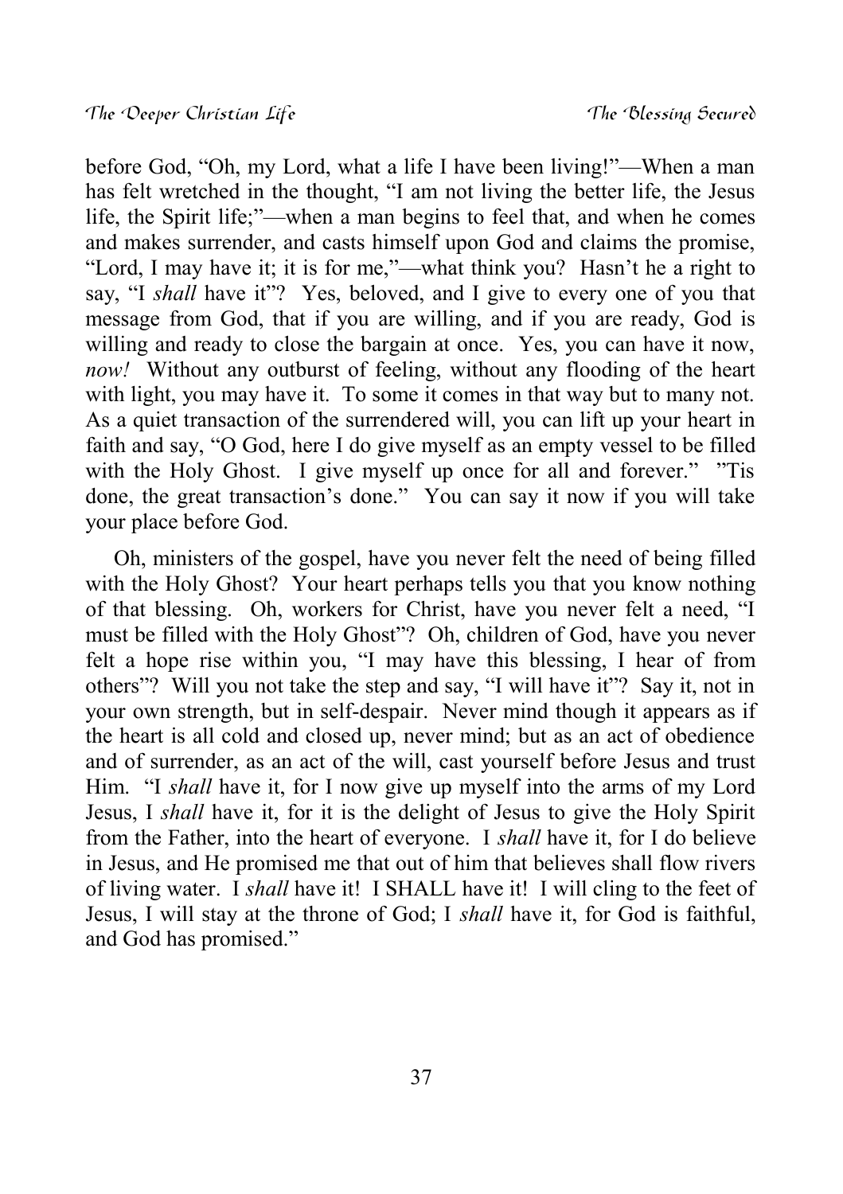before God, "Oh, my Lord, what a life I have been living!"—When a man has felt wretched in the thought, "I am not living the better life, the Jesus life, the Spirit life;"—when a man begins to feel that, and when he comes and makes surrender, and casts himself upon God and claims the promise, "Lord, I may have it; it is for me,"—what think you? Hasn't he a right to say, "I *shall* have it"? Yes, beloved, and I give to every one of you that message from God, that if you are willing, and if you are ready, God is willing and ready to close the bargain at once. Yes, you can have it now, *now!* Without any outburst of feeling, without any flooding of the heart with light, you may have it. To some it comes in that way but to many not. As a quiet transaction of the surrendered will, you can lift up your heart in faith and say, "O God, here I do give myself as an empty vessel to be filled with the Holy Ghost. I give myself up once for all and forever." "'Tis done, the great transaction's done." You can say it now if you will take your place before God.

Oh, ministers of the gospel, have you never felt the need of being filled with the Holy Ghost? Your heart perhaps tells you that you know nothing of that blessing. Oh, workers for Christ, have you never felt a need, "I must be filled with the Holy Ghost"? Oh, children of God, have you never felt a hope rise within you, "I may have this blessing, I hear of from others"? Will you not take the step and say, "I will have it"? Say it, not in your own strength, but in self-despair. Never mind though it appears as if the heart is all cold and closed up, never mind; but as an act of obedience and of surrender, as an act of the will, cast yourself before Jesus and trust Him. "I *shall* have it, for I now give up myself into the arms of my Lord Jesus, I *shall* have it, for it is the delight of Jesus to give the Holy Spirit from the Father, into the heart of everyone. I *shall* have it, for I do believe in Jesus, and He promised me that out of him that believes shall flow rivers of living water. I *shall* have it! I SHALL have it! I will cling to the feet of Jesus, I will stay at the throne of God; I *shall* have it, for God is faithful, and God has promised."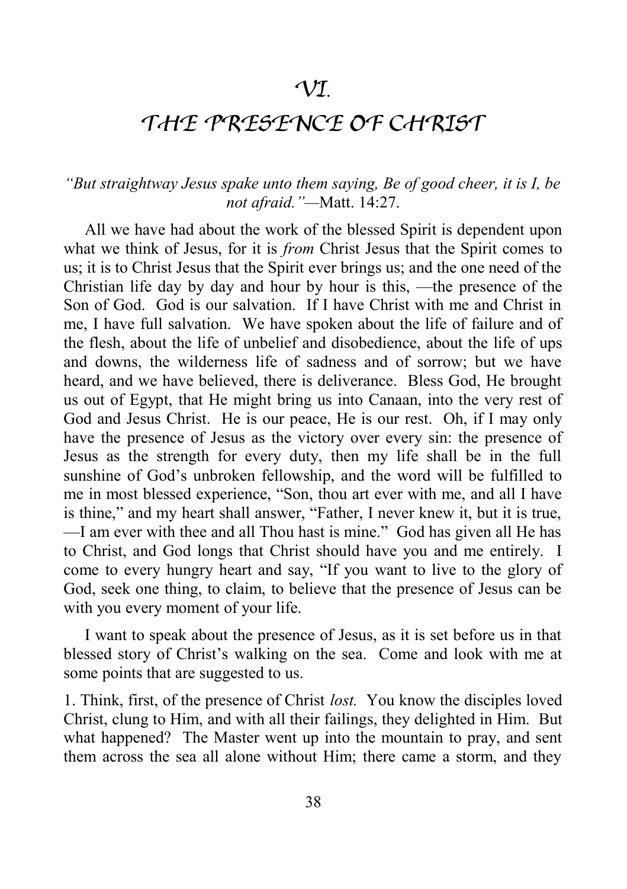# VI.

# THE PRESENCE OF CHRIST

*"But straightway Jesus spake unto them saying, Be of good cheer, it is I, be not afraid."*—Matt. 14:27.

All we have had about the work of the blessed Spirit is dependent upon what we think of Jesus, for it is *from* Christ Jesus that the Spirit comes to us; it is to Christ Jesus that the Spirit ever brings us; and the one need of the Christian life day by day and hour by hour is this, —the presence of the Son of God. God is our salvation. If I have Christ with me and Christ in me, I have full salvation. We have spoken about the life of failure and of the flesh, about the life of unbelief and disobedience, about the life of ups and downs, the wilderness life of sadness and of sorrow; but we have heard, and we have believed, there is deliverance. Bless God, He brought us out of Egypt, that He might bring us into Canaan, into the very rest of God and Jesus Christ. He is our peace, He is our rest. Oh, if I may only have the presence of Jesus as the victory over every sin: the presence of Jesus as the strength for every duty, then my life shall be in the full sunshine of God's unbroken fellowship, and the word will be fulfilled to me in most blessed experience, "Son, thou art ever with me, and all I have is thine," and my heart shall answer, "Father, I never knew it, but it is true, —I am ever with thee and all Thou hast is mine." God has given all He has to Christ, and God longs that Christ should have you and me entirely. I come to every hungry heart and say, "If you want to live to the glory of God, seek one thing, to claim, to believe that the presence of Jesus can be with you every moment of your life.

I want to speak about the presence of Jesus, as it is set before us in that blessed story of Christ's walking on the sea. Come and look with me at some points that are suggested to us.

1. Think, first, of the presence of Christ *lost.* You know the disciples loved Christ, clung to Him, and with all their failings, they delighted in Him. But what happened? The Master went up into the mountain to pray, and sent them across the sea all alone without Him; there came a storm, and they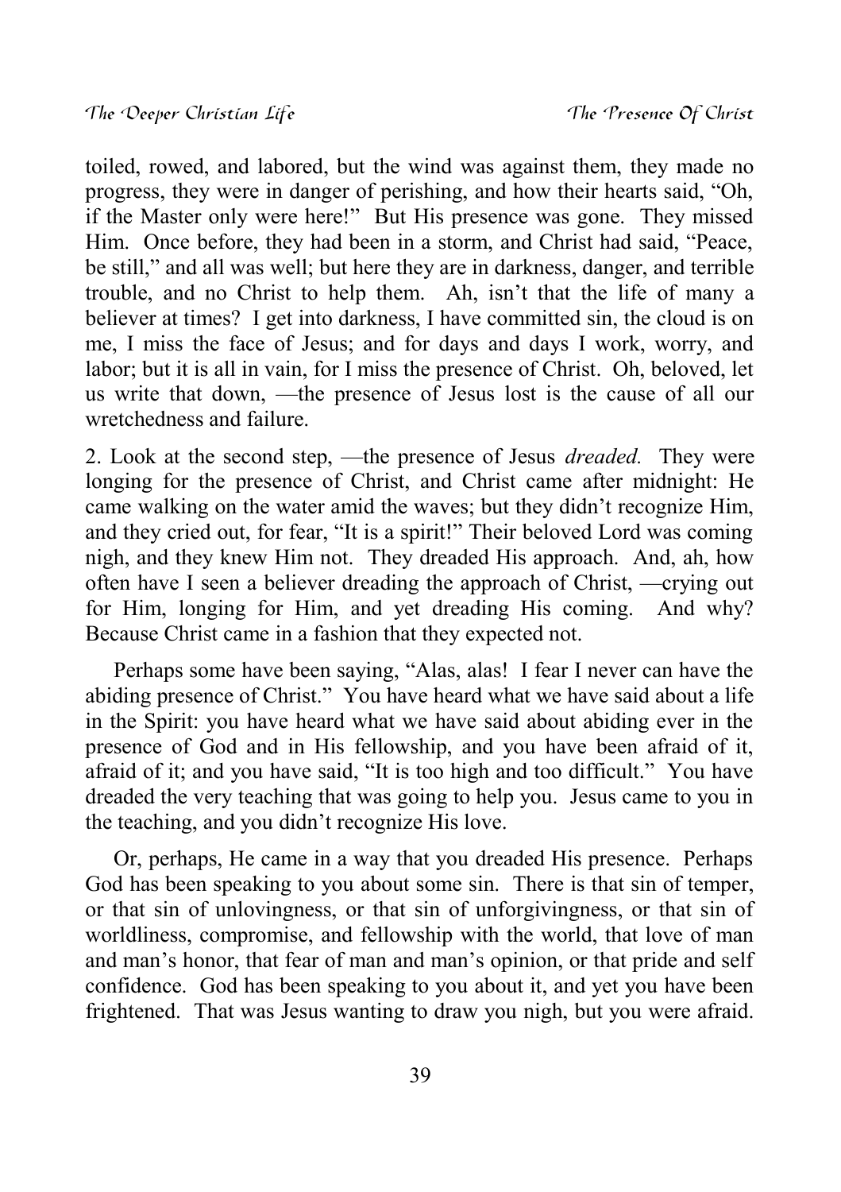toiled, rowed, and labored, but the wind was against them, they made no progress, they were in danger of perishing, and how their hearts said, "Oh, if the Master only were here!" But His presence was gone. They missed Him. Once before, they had been in a storm, and Christ had said, "Peace, be still," and all was well; but here they are in darkness, danger, and terrible trouble, and no Christ to help them. Ah, isn't that the life of many a believer at times? I get into darkness, I have committed sin, the cloud is on me, I miss the face of Jesus; and for days and days I work, worry, and labor; but it is all in vain, for I miss the presence of Christ. Oh, beloved, let us write that down, —the presence of Jesus lost is the cause of all our wretchedness and failure.

2. Look at the second step, —the presence of Jesus *dreaded.* They were longing for the presence of Christ, and Christ came after midnight: He came walking on the water amid the waves; but they didn't recognize Him, and they cried out, for fear, "It is a spirit!" Their beloved Lord was coming nigh, and they knew Him not. They dreaded His approach. And, ah, how often have I seen a believer dreading the approach of Christ, —crying out for Him, longing for Him, and yet dreading His coming. And why? Because Christ came in a fashion that they expected not.

Perhaps some have been saying, "Alas, alas! I fear I never can have the abiding presence of Christ." You have heard what we have said about a life in the Spirit: you have heard what we have said about abiding ever in the presence of God and in His fellowship, and you have been afraid of it, afraid of it; and you have said, "It is too high and too difficult." You have dreaded the very teaching that was going to help you. Jesus came to you in the teaching, and you didn't recognize His love.

Or, perhaps, He came in a way that you dreaded His presence. Perhaps God has been speaking to you about some sin. There is that sin of temper, or that sin of unlovingness, or that sin of unforgivingness, or that sin of worldliness, compromise, and fellowship with the world, that love of man and man's honor, that fear of man and man's opinion, or that pride and self confidence. God has been speaking to you about it, and yet you have been frightened. That was Jesus wanting to draw you nigh, but you were afraid.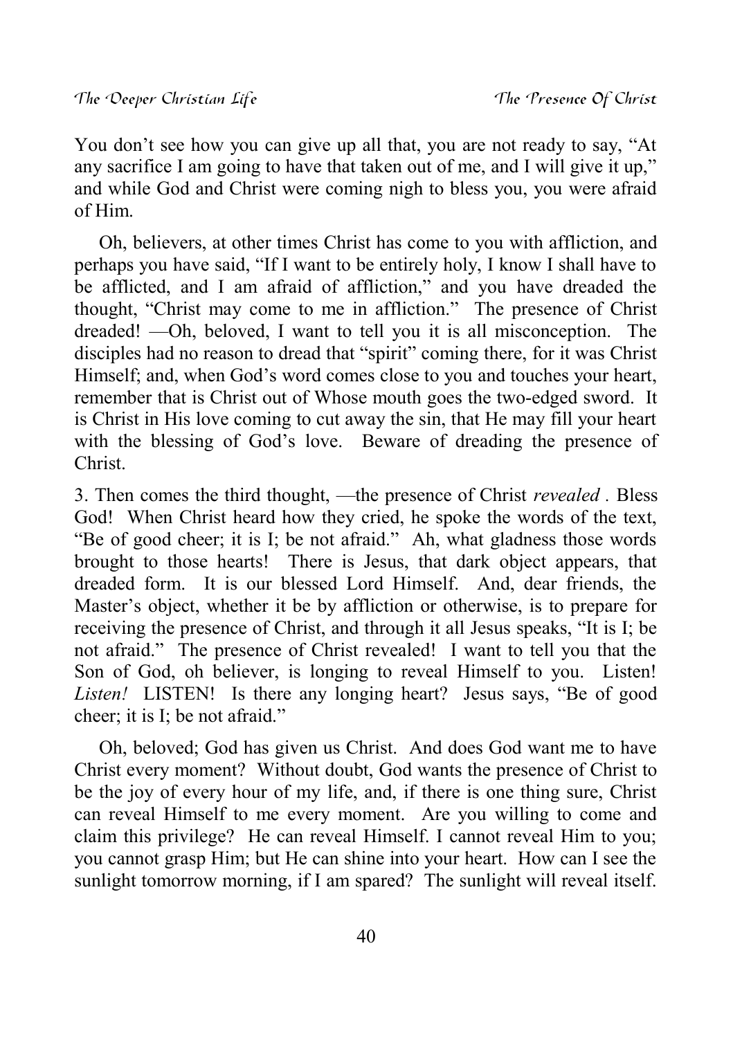You don't see how you can give up all that, you are not ready to say, "At any sacrifice I am going to have that taken out of me, and I will give it up," and while God and Christ were coming nigh to bless you, you were afraid of Him.

Oh, believers, at other times Christ has come to you with affliction, and perhaps you have said, "If I want to be entirely holy, I know I shall have to be afflicted, and I am afraid of affliction," and you have dreaded the thought, "Christ may come to me in affliction." The presence of Christ dreaded! —Oh, beloved, I want to tell you it is all misconception. The disciples had no reason to dread that "spirit" coming there, for it was Christ Himself; and, when God's word comes close to you and touches your heart, remember that is Christ out of Whose mouth goes the two-edged sword. It is Christ in His love coming to cut away the sin, that He may fill your heart with the blessing of God's love. Beware of dreading the presence of Christ.

3. Then comes the third thought, —the presence of Christ *revealed* . Bless God! When Christ heard how they cried, he spoke the words of the text, "Be of good cheer; it is I; be not afraid." Ah, what gladness those words brought to those hearts! There is Jesus, that dark object appears, that dreaded form. It is our blessed Lord Himself. And, dear friends, the Master's object, whether it be by affliction or otherwise, is to prepare for receiving the presence of Christ, and through it all Jesus speaks, "It is I; be not afraid." The presence of Christ revealed! I want to tell you that the Son of God, oh believer, is longing to reveal Himself to you. Listen! *Listen!* LISTEN! Is there any longing heart? Jesus says, "Be of good cheer; it is I; be not afraid."

Oh, beloved; God has given us Christ. And does God want me to have Christ every moment? Without doubt, God wants the presence of Christ to be the joy of every hour of my life, and, if there is one thing sure, Christ can reveal Himself to me every moment. Are you willing to come and claim this privilege? He can reveal Himself. I cannot reveal Him to you; you cannot grasp Him; but He can shine into your heart. How can I see the sunlight tomorrow morning, if I am spared? The sunlight will reveal itself.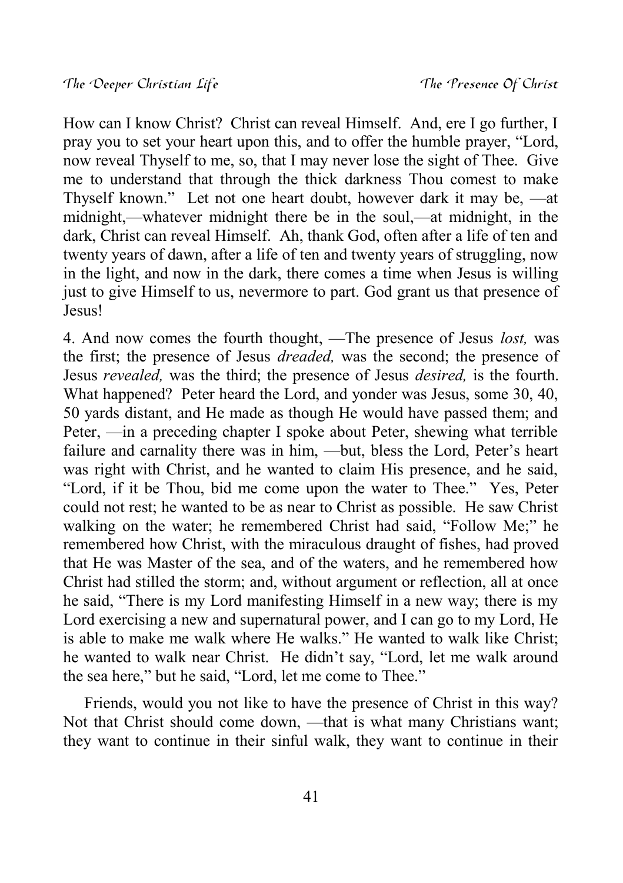How can I know Christ? Christ can reveal Himself. And, ere I go further, I pray you to set your heart upon this, and to offer the humble prayer, "Lord, now reveal Thyself to me, so, that I may never lose the sight of Thee. Give me to understand that through the thick darkness Thou comest to make Thyself known." Let not one heart doubt, however dark it may be, —at midnight,—whatever midnight there be in the soul,—at midnight, in the dark, Christ can reveal Himself. Ah, thank God, often after a life of ten and twenty years of dawn, after a life of ten and twenty years of struggling, now in the light, and now in the dark, there comes a time when Jesus is willing just to give Himself to us, nevermore to part. God grant us that presence of Jesus!

4. And now comes the fourth thought, —The presence of Jesus *lost,* was the first; the presence of Jesus *dreaded,* was the second; the presence of Jesus *revealed,* was the third; the presence of Jesus *desired,* is the fourth. What happened? Peter heard the Lord, and yonder was Jesus, some 30, 40, 50 yards distant, and He made as though He would have passed them; and Peter, —in a preceding chapter I spoke about Peter, shewing what terrible failure and carnality there was in him, —but, bless the Lord, Peter's heart was right with Christ, and he wanted to claim His presence, and he said, "Lord, if it be Thou, bid me come upon the water to Thee." Yes, Peter could not rest; he wanted to be as near to Christ as possible. He saw Christ walking on the water; he remembered Christ had said, "Follow Me;" he remembered how Christ, with the miraculous draught of fishes, had proved that He was Master of the sea, and of the waters, and he remembered how Christ had stilled the storm; and, without argument or reflection, all at once he said, "There is my Lord manifesting Himself in a new way; there is my Lord exercising a new and supernatural power, and I can go to my Lord, He is able to make me walk where He walks." He wanted to walk like Christ; he wanted to walk near Christ. He didn't say, "Lord, let me walk around the sea here," but he said, "Lord, let me come to Thee."

Friends, would you not like to have the presence of Christ in this way? Not that Christ should come down, —that is what many Christians want; they want to continue in their sinful walk, they want to continue in their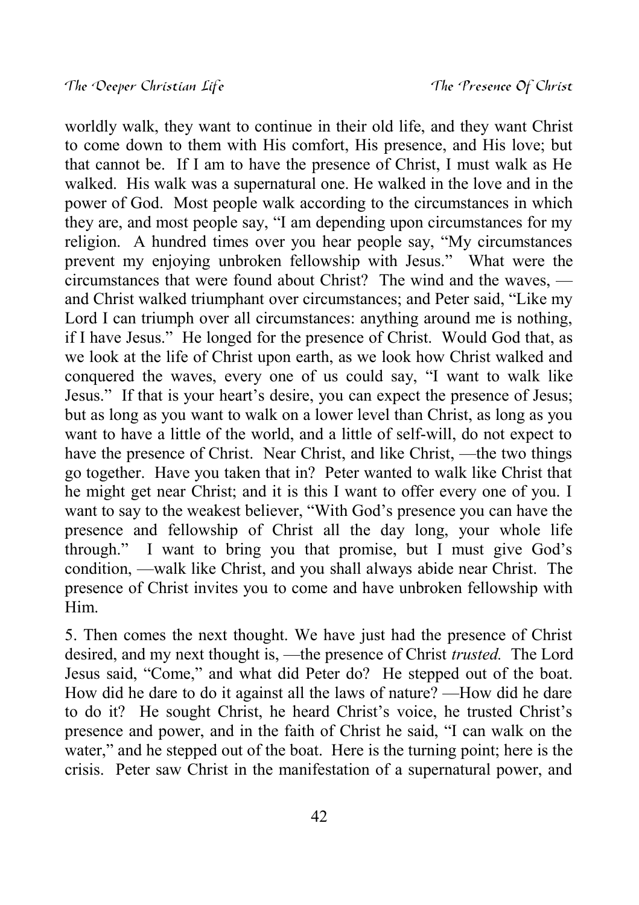worldly walk, they want to continue in their old life, and they want Christ to come down to them with His comfort, His presence, and His love; but that cannot be. If I am to have the presence of Christ, I must walk as He walked. His walk was a supernatural one. He walked in the love and in the power of God. Most people walk according to the circumstances in which they are, and most people say, "I am depending upon circumstances for my religion. A hundred times over you hear people say, "My circumstances prevent my enjoying unbroken fellowship with Jesus." What were the circumstances that were found about Christ? The wind and the waves, —and Christ walked triumphant over circumstances; and Peter said, "Like my Lord I can triumph over all circumstances: anything around me is nothing, if I have Jesus." He longed for the presence of Christ. Would God that, as we look at the life of Christ upon earth, as we look how Christ walked and conquered the waves, every one of us could say, "I want to walk like Jesus." If that is your heart's desire, you can expect the presence of Jesus; but as long as you want to walk on a lower level than Christ, as long as you want to have a little of the world, and a little of self-will, do not expect to have the presence of Christ. Near Christ, and like Christ, —the two things go together. Have you taken that in? Peter wanted to walk like Christ that he might get near Christ; and it is this I want to offer every one of you. I want to say to the weakest believer, "With God's presence you can have the presence and fellowship of Christ all the day long, your whole life through." I want to bring you that promise, but I must give God's condition, —walk like Christ, and you shall always abide near Christ. The presence of Christ invites you to come and have unbroken fellowship with Him.

5. Then comes the next thought. We have just had the presence of Christ desired, and my next thought is, —the presence of Christ *trusted.* The Lord Jesus said, "Come," and what did Peter do? He stepped out of the boat. How did he dare to do it against all the laws of nature? —How did he dare to do it? He sought Christ, he heard Christ's voice, he trusted Christ's presence and power, and in the faith of Christ he said, "I can walk on the water," and he stepped out of the boat. Here is the turning point; here is the crisis. Peter saw Christ in the manifestation of a supernatural power, and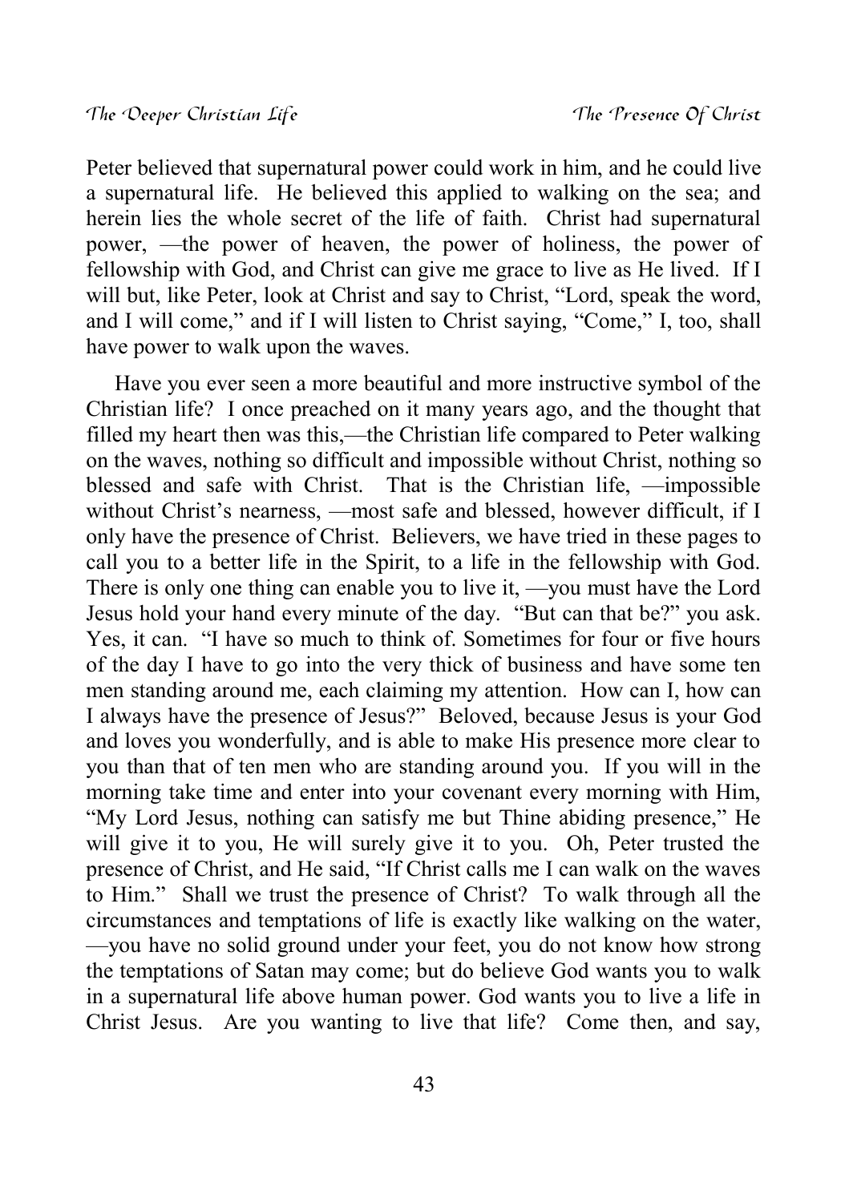Peter believed that supernatural power could work in him, and he could live a supernatural life. He believed this applied to walking on the sea; and herein lies the whole secret of the life of faith. Christ had supernatural power, —the power of heaven, the power of holiness, the power of fellowship with God, and Christ can give me grace to live as He lived. If I will but, like Peter, look at Christ and say to Christ, "Lord, speak the word, and I will come," and if I will listen to Christ saying, "Come," I, too, shall have power to walk upon the waves.

Have you ever seen a more beautiful and more instructive symbol of the Christian life? I once preached on it many years ago, and the thought that filled my heart then was this,—the Christian life compared to Peter walking on the waves, nothing so difficult and impossible without Christ, nothing so blessed and safe with Christ. That is the Christian life, —impossible without Christ's nearness, —most safe and blessed, however difficult, if I only have the presence of Christ. Believers, we have tried in these pages to call you to a better life in the Spirit, to a life in the fellowship with God. There is only one thing can enable you to live it, —you must have the Lord Jesus hold your hand every minute of the day. "But can that be?" you ask. Yes, it can. "I have so much to think of. Sometimes for four or five hours of the day I have to go into the very thick of business and have some ten men standing around me, each claiming my attention. How can I, how can I always have the presence of Jesus?" Beloved, because Jesus is your God and loves you wonderfully, and is able to make His presence more clear to you than that of ten men who are standing around you. If you will in the morning take time and enter into your covenant every morning with Him, "My Lord Jesus, nothing can satisfy me but Thine abiding presence," He will give it to you, He will surely give it to you. Oh, Peter trusted the presence of Christ, and He said, "If Christ calls me I can walk on the waves to Him." Shall we trust the presence of Christ? To walk through all the circumstances and temptations of life is exactly like walking on the water, —you have no solid ground under your feet, you do not know how strong the temptations of Satan may come; but do believe God wants you to walk in a supernatural life above human power. God wants you to live a life in Christ Jesus. Are you wanting to live that life? Come then, and say,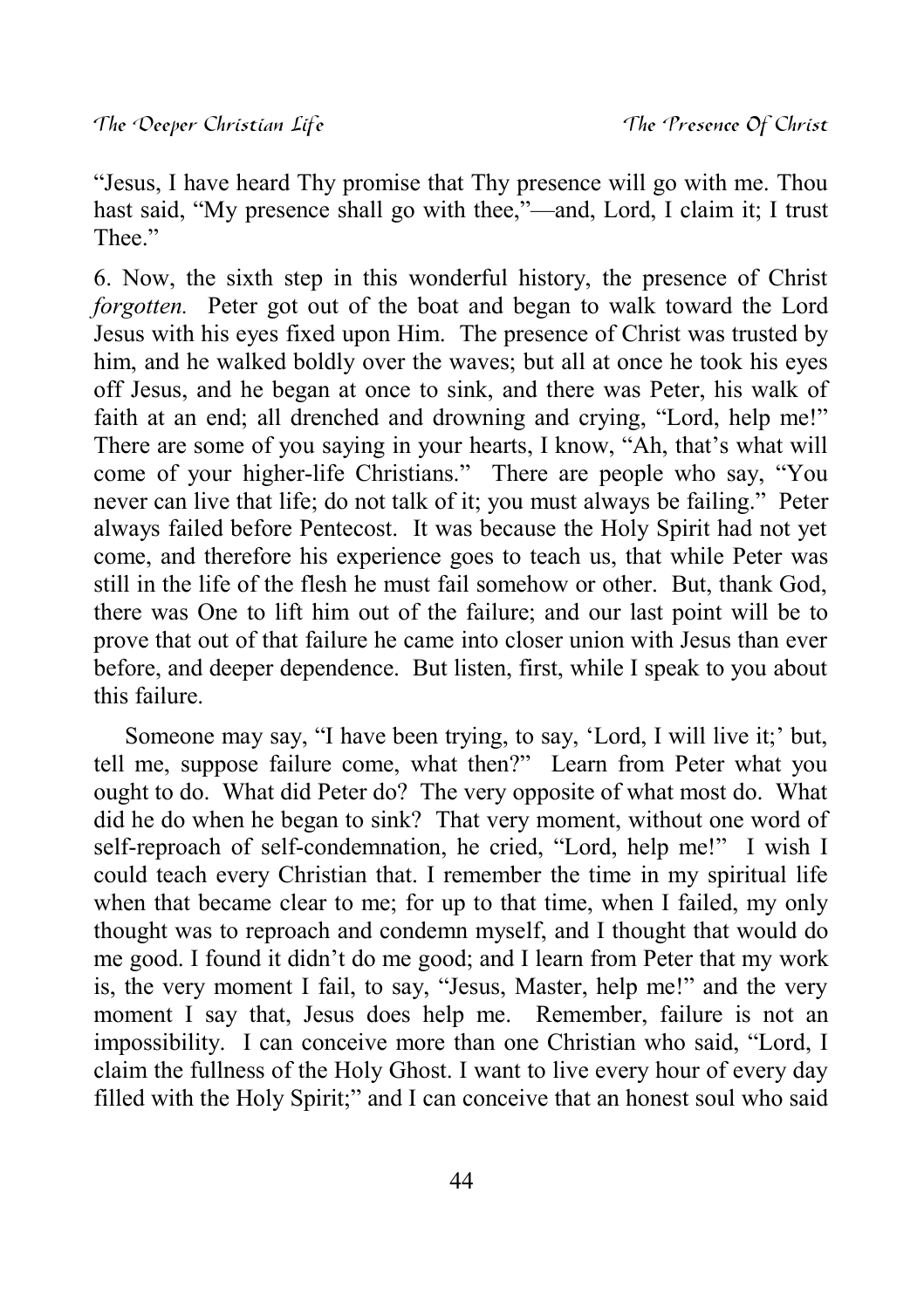"Jesus, I have heard Thy promise that Thy presence will go with me. Thou hast said, "My presence shall go with thee,"—and, Lord, I claim it; I trust Thee."

6. Now, the sixth step in this wonderful history, the presence of Christ *forgotten.* Peter got out of the boat and began to walk toward the Lord Jesus with his eyes fixed upon Him. The presence of Christ was trusted by him, and he walked boldly over the waves; but all at once he took his eyes off Jesus, and he began at once to sink, and there was Peter, his walk of faith at an end; all drenched and drowning and crying, "Lord, help me!" There are some of you saying in your hearts, I know, "Ah, that's what will come of your higher-life Christians." There are people who say, "You never can live that life; do not talk of it; you must always be failing." Peter always failed before Pentecost. It was because the Holy Spirit had not yet come, and therefore his experience goes to teach us, that while Peter was still in the life of the flesh he must fail somehow or other. But, thank God, there was One to lift him out of the failure; and our last point will be to prove that out of that failure he came into closer union with Jesus than ever before, and deeper dependence. But listen, first, while I speak to you about this failure.

Someone may say, "I have been trying, to say, 'Lord, I will live it;' but, tell me, suppose failure come, what then?" Learn from Peter what you ought to do. What did Peter do? The very opposite of what most do. What did he do when he began to sink? That very moment, without one word of self-reproach of self-condemnation, he cried, "Lord, help me!" I wish I could teach every Christian that. I remember the time in my spiritual life when that became clear to me; for up to that time, when I failed, my only thought was to reproach and condemn myself, and I thought that would do me good. I found it didn't do me good; and I learn from Peter that my work is, the very moment I fail, to say, "Jesus, Master, help me!" and the very moment I say that, Jesus does help me. Remember, failure is not an impossibility. I can conceive more than one Christian who said, "Lord, I claim the fullness of the Holy Ghost. I want to live every hour of every day filled with the Holy Spirit;" and I can conceive that an honest soul who said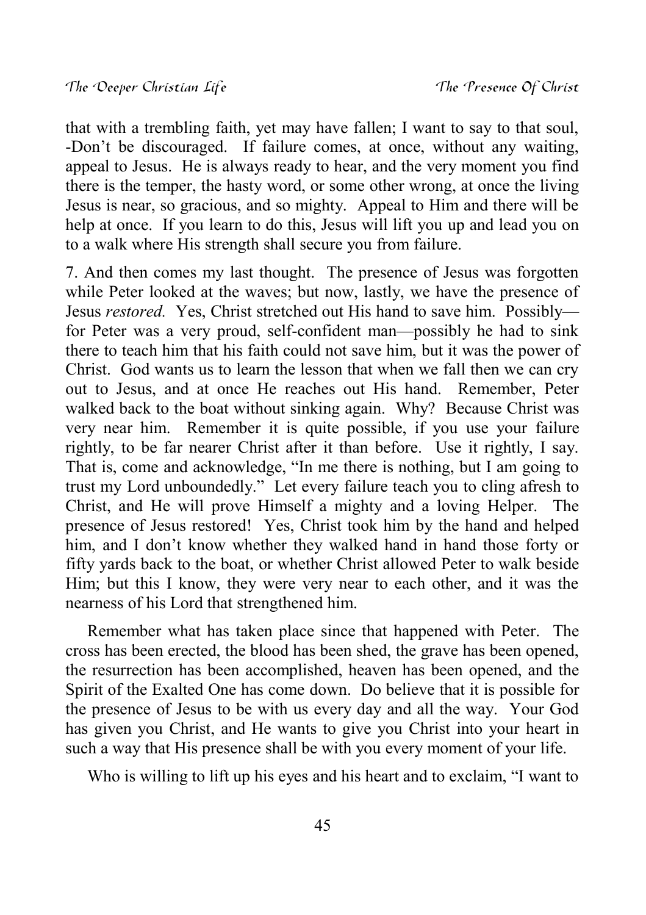that with a trembling faith, yet may have fallen; I want to say to that soul, -Don't be discouraged. If failure comes, at once, without any waiting, appeal to Jesus. He is always ready to hear, and the very moment you find there is the temper, the hasty word, or some other wrong, at once the living Jesus is near, so gracious, and so mighty. Appeal to Him and there will be help at once. If you learn to do this, Jesus will lift you up and lead you on to a walk where His strength shall secure you from failure.

7. And then comes my last thought. The presence of Jesus was forgotten while Peter looked at the waves; but now, lastly, we have the presence of Jesus *restored*. Yes, Christ stretched out His hand to save him. Possibly—for Peter was a very proud, self-confident man—possibly he had to sink there to teach him that his faith could not save him, but it was the power of Christ. God wants us to learn the lesson that when we fall then we can cry out to Jesus, and at once He reaches out His hand. Remember, Peter walked back to the boat without sinking again. Why? Because Christ was very near him. Remember it is quite possible, if you use your failure rightly, to be far nearer Christ after it than before. Use it rightly, I say. That is, come and acknowledge, "In me there is nothing, but I am going to trust my Lord unboundedly." Let every failure teach you to cling afresh to Christ, and He will prove Himself a mighty and a loving Helper. The presence of Jesus restored! Yes, Christ took him by the hand and helped him, and I don't know whether they walked hand in hand those forty or fifty yards back to the boat, or whether Christ allowed Peter to walk beside Him; but this I know, they were very near to each other, and it was the nearness of his Lord that strengthened him.

Remember what has taken place since that happened with Peter. The cross has been erected, the blood has been shed, the grave has been opened, the resurrection has been accomplished, heaven has been opened, and the Spirit of the Exalted One has come down. Do believe that it is possible for the presence of Jesus to be with us every day and all the way. Your God has given you Christ, and He wants to give you Christ into your heart in such a way that His presence shall be with you every moment of your life.

Who is willing to lift up his eyes and his heart and to exclaim, "I want to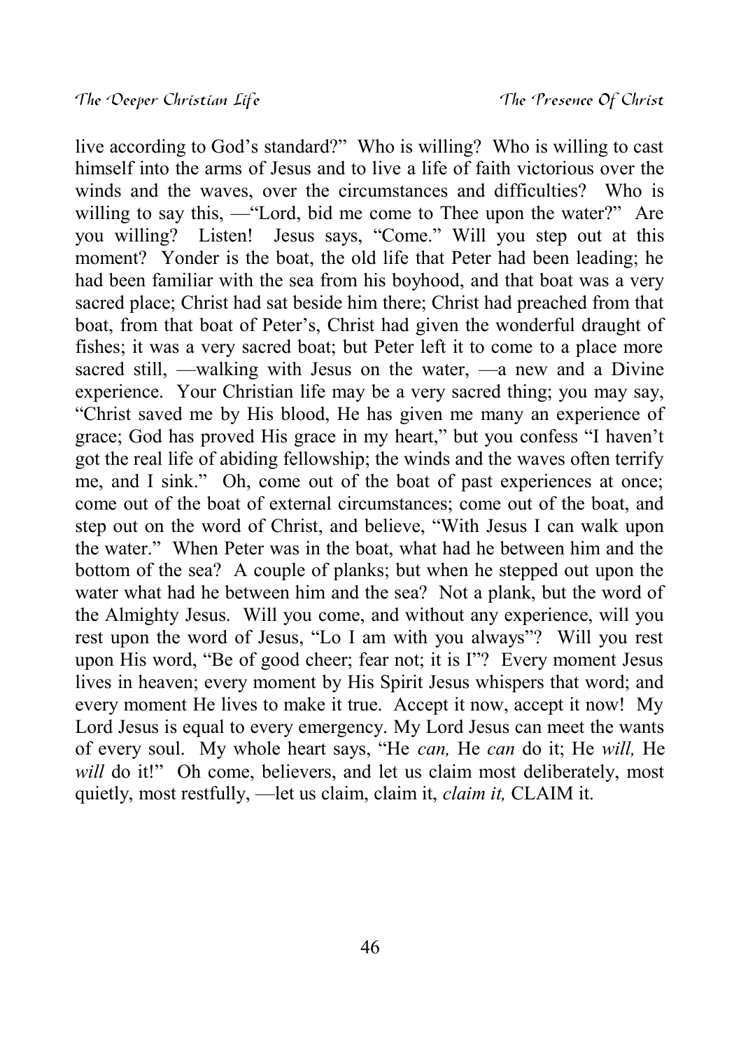live according to God's standard?" Who is willing? Who is willing to cast himself into the arms of Jesus and to live a life of faith victorious over the winds and the waves, over the circumstances and difficulties? Who is willing to say this, —"Lord, bid me come to Thee upon the water?" Are you willing? Listen! Jesus says, "Come." Will you step out at this moment? Yonder is the boat, the old life that Peter had been leading; he had been familiar with the sea from his boyhood, and that boat was a very sacred place; Christ had sat beside him there; Christ had preached from that boat, from that boat of Peter's, Christ had given the wonderful draught of fishes; it was a very sacred boat; but Peter left it to come to a place more sacred still, —walking with Jesus on the water, —a new and a Divine experience. Your Christian life may be a very sacred thing; you may say, "Christ saved me by His blood, He has given me many an experience of grace; God has proved His grace in my heart," but you confess "I haven't got the real life of abiding fellowship; the winds and the waves often terrify me, and I sink." Oh, come out of the boat of past experiences at once; come out of the boat of external circumstances; come out of the boat, and step out on the word of Christ, and believe, "With Jesus I can walk upon the water." When Peter was in the boat, what had he between him and the bottom of the sea? A couple of planks; but when he stepped out upon the water what had he between him and the sea? Not a plank, but the word of the Almighty Jesus. Will you come, and without any experience, will you rest upon the word of Jesus, "Lo I am with you always"? Will you rest upon His word, "Be of good cheer; fear not; it is I"? Every moment Jesus lives in heaven; every moment by His Spirit Jesus whispers that word; and every moment He lives to make it true. Accept it now, accept it now! My Lord Jesus is equal to every emergency. My Lord Jesus can meet the wants of every soul. My whole heart says, "He *can,* He *can* do it; He *will,* He *will* do it!" Oh come, believers, and let us claim most deliberately, most quietly, most restfully, —let us claim, claim it, *claim it,* CLAIM it.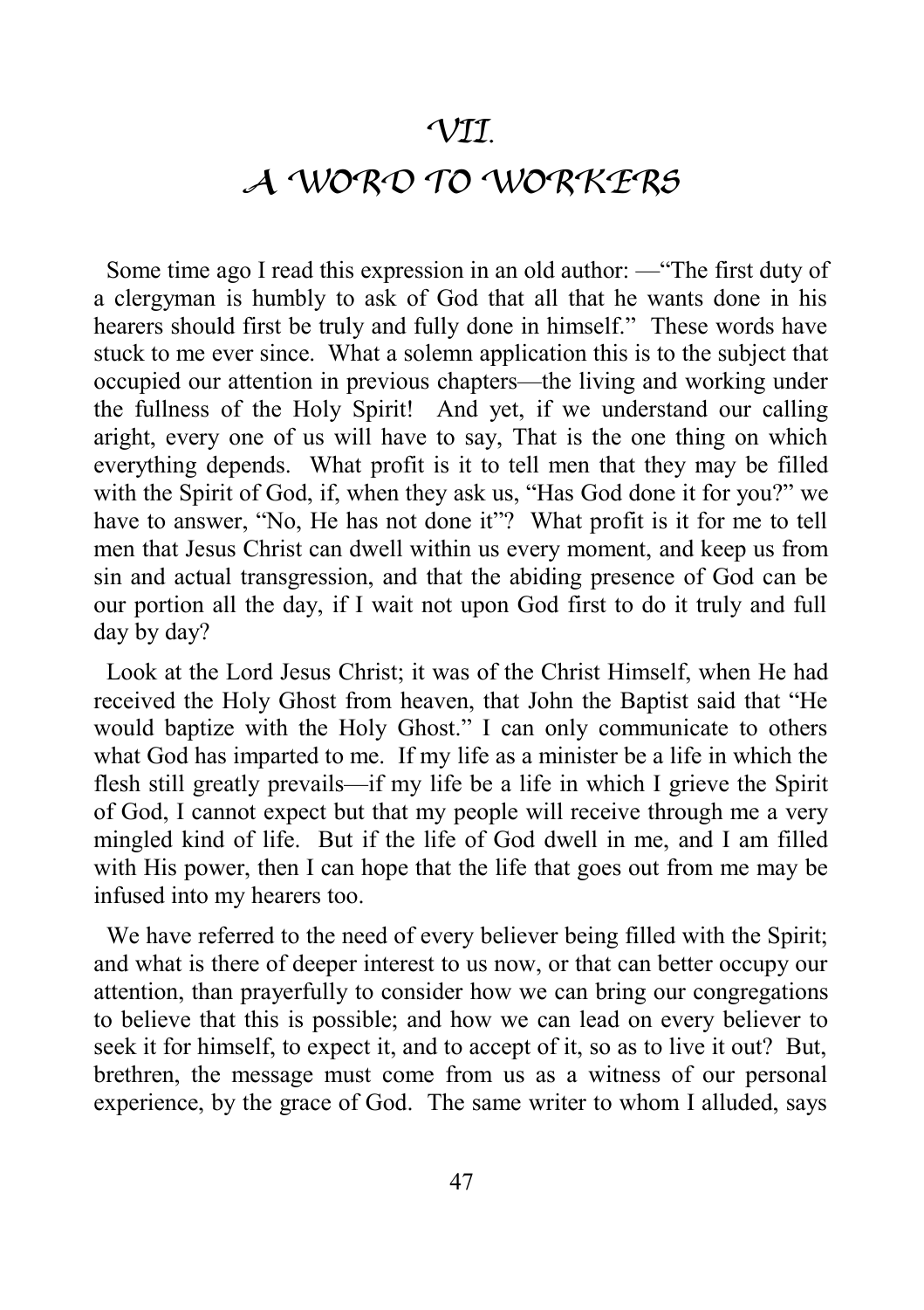# VII.

# A WORD TO WORKERS

Some time ago I read this expression in an old author: —"The first duty of a clergyman is humbly to ask of God that all that he wants done in his hearers should first be truly and fully done in himself." These words have stuck to me ever since. What a solemn application this is to the subject that occupied our attention in previous chapters—the living and working under the fullness of the Holy Spirit! And yet, if we understand our calling aright, every one of us will have to say, That is the one thing on which everything depends. What profit is it to tell men that they may be filled with the Spirit of God, if, when they ask us, "Has God done it for you?" we have to answer, "No, He has not done it"? What profit is it for me to tell men that Jesus Christ can dwell within us every moment, and keep us from sin and actual transgression, and that the abiding presence of God can be our portion all the day, if I wait not upon God first to do it truly and full day by day?

Look at the Lord Jesus Christ; it was of the Christ Himself, when He had received the Holy Ghost from heaven, that John the Baptist said that "He would baptize with the Holy Ghost." I can only communicate to others what God has imparted to me. If my life as a minister be a life in which the flesh still greatly prevails—if my life be a life in which I grieve the Spirit of God, I cannot expect but that my people will receive through me a very mingled kind of life. But if the life of God dwell in me, and I am filled with His power, then I can hope that the life that goes out from me may be infused into my hearers too.

We have referred to the need of every believer being filled with the Spirit; and what is there of deeper interest to us now, or that can better occupy our attention, than prayerfully to consider how we can bring our congregations to believe that this is possible; and how we can lead on every believer to seek it for himself, to expect it, and to accept of it, so as to live it out? But, brethren, the message must come from us as a witness of our personal experience, by the grace of God. The same writer to whom I alluded, says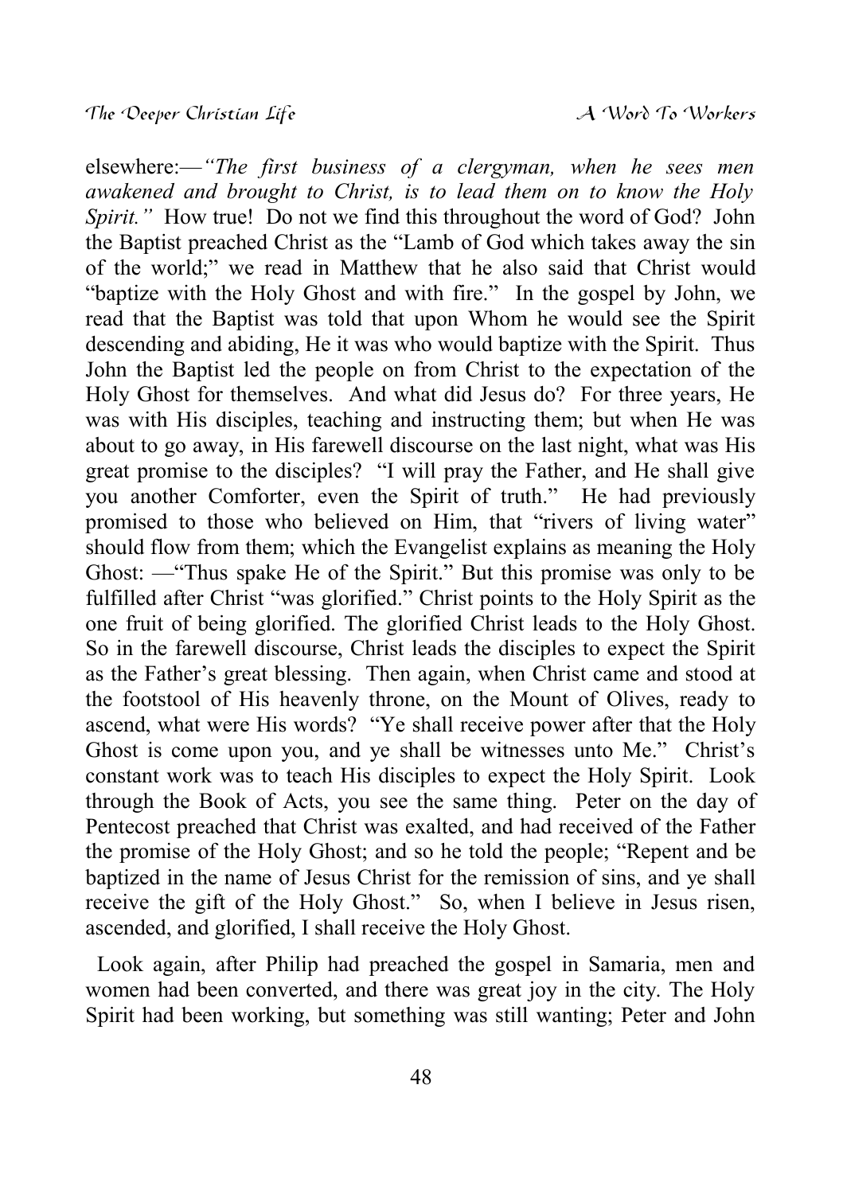elsewhere:—*"The first business of a clergyman, when he sees men awakened and brought to Christ, is to lead them on to know the Holy Spirit."* How true! Do not we find this throughout the word of God? John the Baptist preached Christ as the "Lamb of God which takes away the sin of the world;" we read in Matthew that he also said that Christ would "baptize with the Holy Ghost and with fire." In the gospel by John, we read that the Baptist was told that upon Whom he would see the Spirit descending and abiding, He it was who would baptize with the Spirit. Thus John the Baptist led the people on from Christ to the expectation of the Holy Ghost for themselves. And what did Jesus do? For three years, He was with His disciples, teaching and instructing them; but when He was about to go away, in His farewell discourse on the last night, what was His great promise to the disciples? "I will pray the Father, and He shall give you another Comforter, even the Spirit of truth." He had previously promised to those who believed on Him, that "rivers of living water" should flow from them; which the Evangelist explains as meaning the Holy Ghost: —"Thus spake He of the Spirit." But this promise was only to be fulfilled after Christ "was glorified." Christ points to the Holy Spirit as the one fruit of being glorified. The glorified Christ leads to the Holy Ghost. So in the farewell discourse, Christ leads the disciples to expect the Spirit as the Father's great blessing. Then again, when Christ came and stood at the footstool of His heavenly throne, on the Mount of Olives, ready to ascend, what were His words? "Ye shall receive power after that the Holy Ghost is come upon you, and ye shall be witnesses unto Me." Christ's constant work was to teach His disciples to expect the Holy Spirit. Look through the Book of Acts, you see the same thing. Peter on the day of Pentecost preached that Christ was exalted, and had received of the Father the promise of the Holy Ghost; and so he told the people; "Repent and be baptized in the name of Jesus Christ for the remission of sins, and ye shall receive the gift of the Holy Ghost." So, when I believe in Jesus risen, ascended, and glorified, I shall receive the Holy Ghost.

Look again, after Philip had preached the gospel in Samaria, men and women had been converted, and there was great joy in the city. The Holy Spirit had been working, but something was still wanting; Peter and John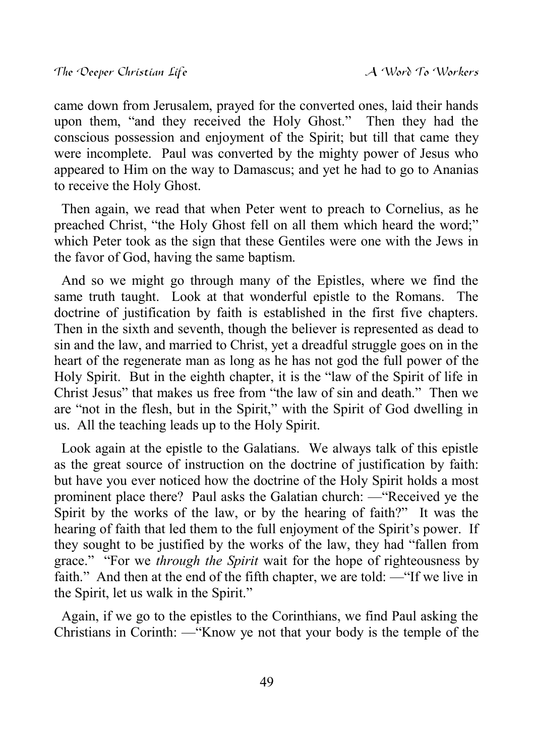came down from Jerusalem, prayed for the converted ones, laid their hands upon them, "and they received the Holy Ghost." Then they had the conscious possession and enjoyment of the Spirit; but till that came they were incomplete. Paul was converted by the mighty power of Jesus who appeared to Him on the way to Damascus; and yet he had to go to Ananias to receive the Holy Ghost.

Then again, we read that when Peter went to preach to Cornelius, as he preached Christ, "the Holy Ghost fell on all them which heard the word;" which Peter took as the sign that these Gentiles were one with the Jews in the favor of God, having the same baptism.

And so we might go through many of the Epistles, where we find the same truth taught. Look at that wonderful epistle to the Romans. The doctrine of justification by faith is established in the first five chapters. Then in the sixth and seventh, though the believer is represented as dead to sin and the law, and married to Christ, yet a dreadful struggle goes on in the heart of the regenerate man as long as he has not god the full power of the Holy Spirit. But in the eighth chapter, it is the "law of the Spirit of life in Christ Jesus" that makes us free from "the law of sin and death." Then we are "not in the flesh, but in the Spirit," with the Spirit of God dwelling in us. All the teaching leads up to the Holy Spirit.

Look again at the epistle to the Galatians. We always talk of this epistle as the great source of instruction on the doctrine of justification by faith: but have you ever noticed how the doctrine of the Holy Spirit holds a most prominent place there? Paul asks the Galatian church: —"Received ye the Spirit by the works of the law, or by the hearing of faith?" It was the hearing of faith that led them to the full enjoyment of the Spirit's power. If they sought to be justified by the works of the law, they had "fallen from grace." "For we *through the Spirit* wait for the hope of righteousness by faith." And then at the end of the fifth chapter, we are told: —"If we live in the Spirit, let us walk in the Spirit."

Again, if we go to the epistles to the Corinthians, we find Paul asking the Christians in Corinth: —"Know ye not that your body is the temple of the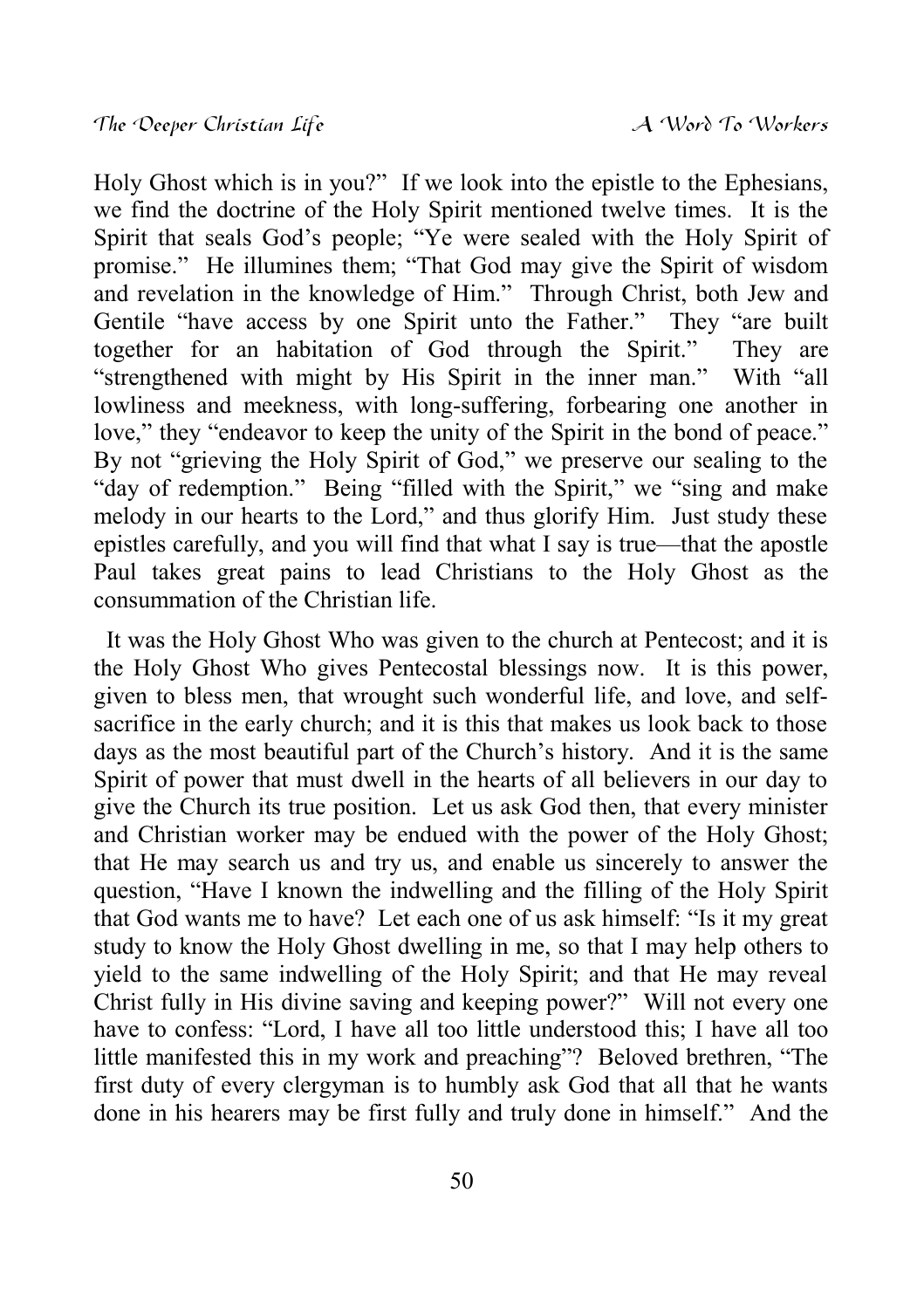Holy Ghost which is in you?" If we look into the epistle to the Ephesians, we find the doctrine of the Holy Spirit mentioned twelve times. It is the Spirit that seals God's people; "Ye were sealed with the Holy Spirit of promise." He illumines them; "That God may give the Spirit of wisdom and revelation in the knowledge of Him." Through Christ, both Jew and Gentile "have access by one Spirit unto the Father." They "are built together for an habitation of God through the Spirit." They are "strengthened with might by His Spirit in the inner man." With "all lowliness and meekness, with long-suffering, forbearing one another in love," they "endeavor to keep the unity of the Spirit in the bond of peace." By not "grieving the Holy Spirit of God," we preserve our sealing to the "day of redemption." Being "filled with the Spirit," we "sing and make melody in our hearts to the Lord," and thus glorify Him. Just study these epistles carefully, and you will find that what I say is true—that the apostle Paul takes great pains to lead Christians to the Holy Ghost as the consummation of the Christian life.

It was the Holy Ghost Who was given to the church at Pentecost; and it is the Holy Ghost Who gives Pentecostal blessings now. It is this power, given to bless men, that wrought such wonderful life, and love, and self-sacrifice in the early church; and it is this that makes us look back to those days as the most beautiful part of the Church's history. And it is the same Spirit of power that must dwell in the hearts of all believers in our day to give the Church its true position. Let us ask God then, that every minister and Christian worker may be endued with the power of the Holy Ghost; that He may search us and try us, and enable us sincerely to answer the question, "Have I known the indwelling and the filling of the Holy Spirit that God wants me to have? Let each one of us ask himself: "Is it my great study to know the Holy Ghost dwelling in me, so that I may help others to yield to the same indwelling of the Holy Spirit; and that He may reveal Christ fully in His divine saving and keeping power?" Will not every one have to confess: "Lord, I have all too little understood this; I have all too little manifested this in my work and preaching"? Beloved brethren, "The first duty of every clergyman is to humbly ask God that all that he wants done in his hearers may be first fully and truly done in himself." And the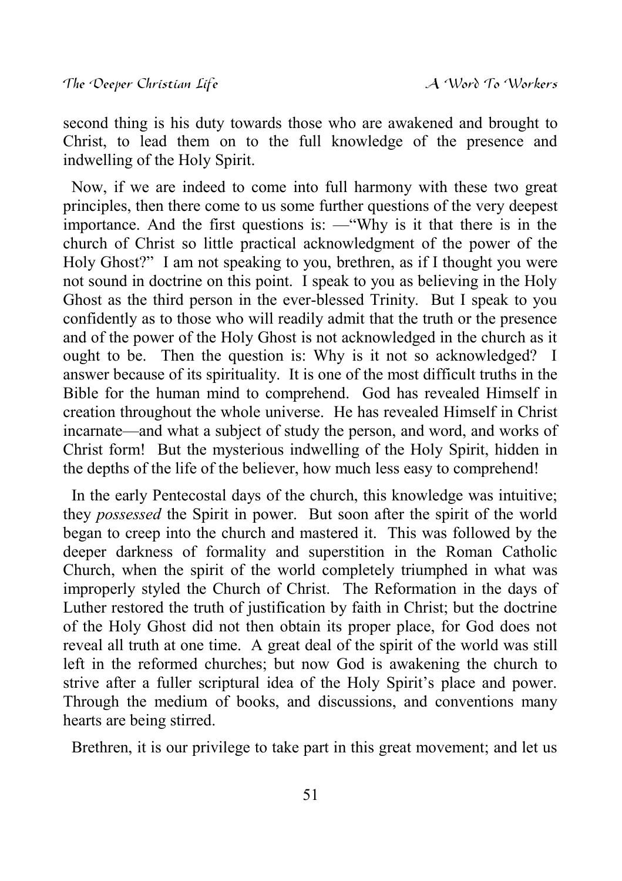second thing is his duty towards those who are awakened and brought to Christ, to lead them on to the full knowledge of the presence and indwelling of the Holy Spirit.

Now, if we are indeed to come into full harmony with these two great principles, then there come to us some further questions of the very deepest importance. And the first questions is: —"Why is it that there is in the church of Christ so little practical acknowledgment of the power of the Holy Ghost?" I am not speaking to you, brethren, as if I thought you were not sound in doctrine on this point. I speak to you as believing in the Holy Ghost as the third person in the ever-blessed Trinity. But I speak to you confidently as to those who will readily admit that the truth or the presence and of the power of the Holy Ghost is not acknowledged in the church as it ought to be. Then the question is: Why is it not so acknowledged? I answer because of its spirituality. It is one of the most difficult truths in the Bible for the human mind to comprehend. God has revealed Himself in creation throughout the whole universe. He has revealed Himself in Christ incarnate—and what a subject of study the person, and word, and works of Christ form! But the mysterious indwelling of the Holy Spirit, hidden in the depths of the life of the believer, how much less easy to comprehend!

In the early Pentecostal days of the church, this knowledge was intuitive; they *possessed* the Spirit in power. But soon after the spirit of the world began to creep into the church and mastered it. This was followed by the deeper darkness of formality and superstition in the Roman Catholic Church, when the spirit of the world completely triumphed in what was improperly styled the Church of Christ. The Reformation in the days of Luther restored the truth of justification by faith in Christ; but the doctrine of the Holy Ghost did not then obtain its proper place, for God does not reveal all truth at one time. A great deal of the spirit of the world was still left in the reformed churches; but now God is awakening the church to strive after a fuller scriptural idea of the Holy Spirit's place and power. Through the medium of books, and discussions, and conventions many hearts are being stirred.

Brethren, it is our privilege to take part in this great movement; and let us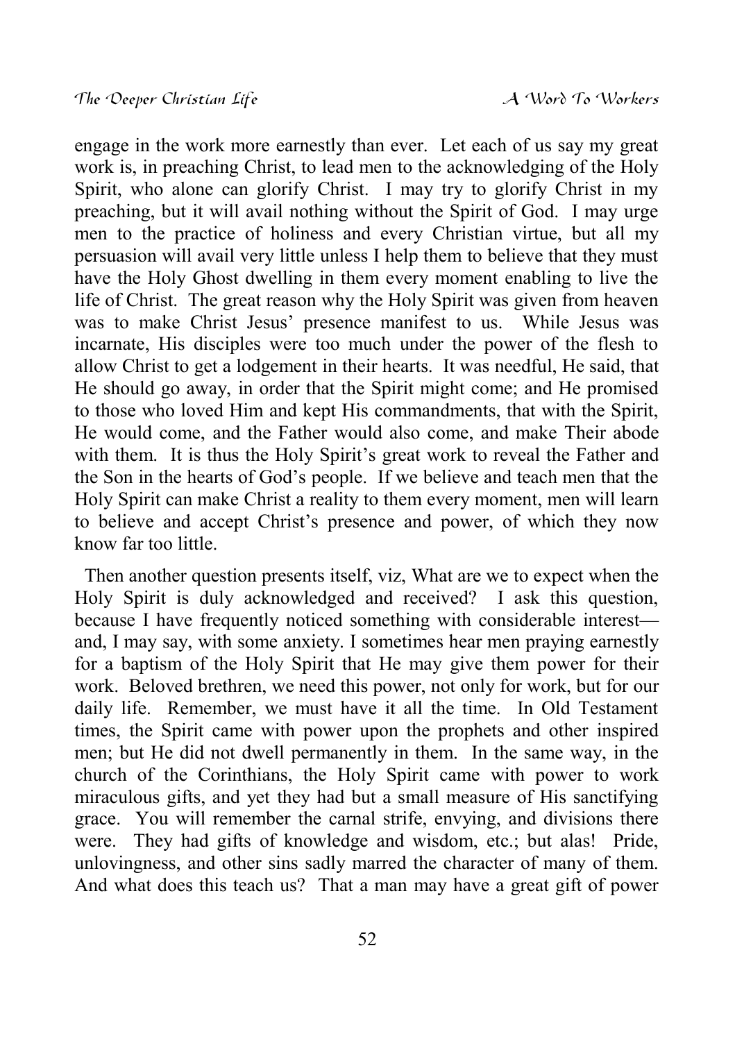engage in the work more earnestly than ever. Let each of us say my great work is, in preaching Christ, to lead men to the acknowledging of the Holy Spirit, who alone can glorify Christ. I may try to glorify Christ in my preaching, but it will avail nothing without the Spirit of God. I may urge men to the practice of holiness and every Christian virtue, but all my persuasion will avail very little unless I help them to believe that they must have the Holy Ghost dwelling in them every moment enabling to live the life of Christ. The great reason why the Holy Spirit was given from heaven was to make Christ Jesus' presence manifest to us. While Jesus was incarnate, His disciples were too much under the power of the flesh to allow Christ to get a lodgement in their hearts. It was needful, He said, that He should go away, in order that the Spirit might come; and He promised to those who loved Him and kept His commandments, that with the Spirit, He would come, and the Father would also come, and make Their abode with them. It is thus the Holy Spirit's great work to reveal the Father and the Son in the hearts of God's people. If we believe and teach men that the Holy Spirit can make Christ a reality to them every moment, men will learn to believe and accept Christ's presence and power, of which they now know far too little.

Then another question presents itself, viz, What are we to expect when the Holy Spirit is duly acknowledged and received? I ask this question, because I have frequently noticed something with considerable interest—and, I may say, with some anxiety. I sometimes hear men praying earnestly for a baptism of the Holy Spirit that He may give them power for their work. Beloved brethren, we need this power, not only for work, but for our daily life. Remember, we must have it all the time. In Old Testament times, the Spirit came with power upon the prophets and other inspired men; but He did not dwell permanently in them. In the same way, in the church of the Corinthians, the Holy Spirit came with power to work miraculous gifts, and yet they had but a small measure of His sanctifying grace. You will remember the carnal strife, envying, and divisions there were. They had gifts of knowledge and wisdom, etc.; but alas! Pride, unlovingness, and other sins sadly marred the character of many of them. And what does this teach us? That a man may have a great gift of power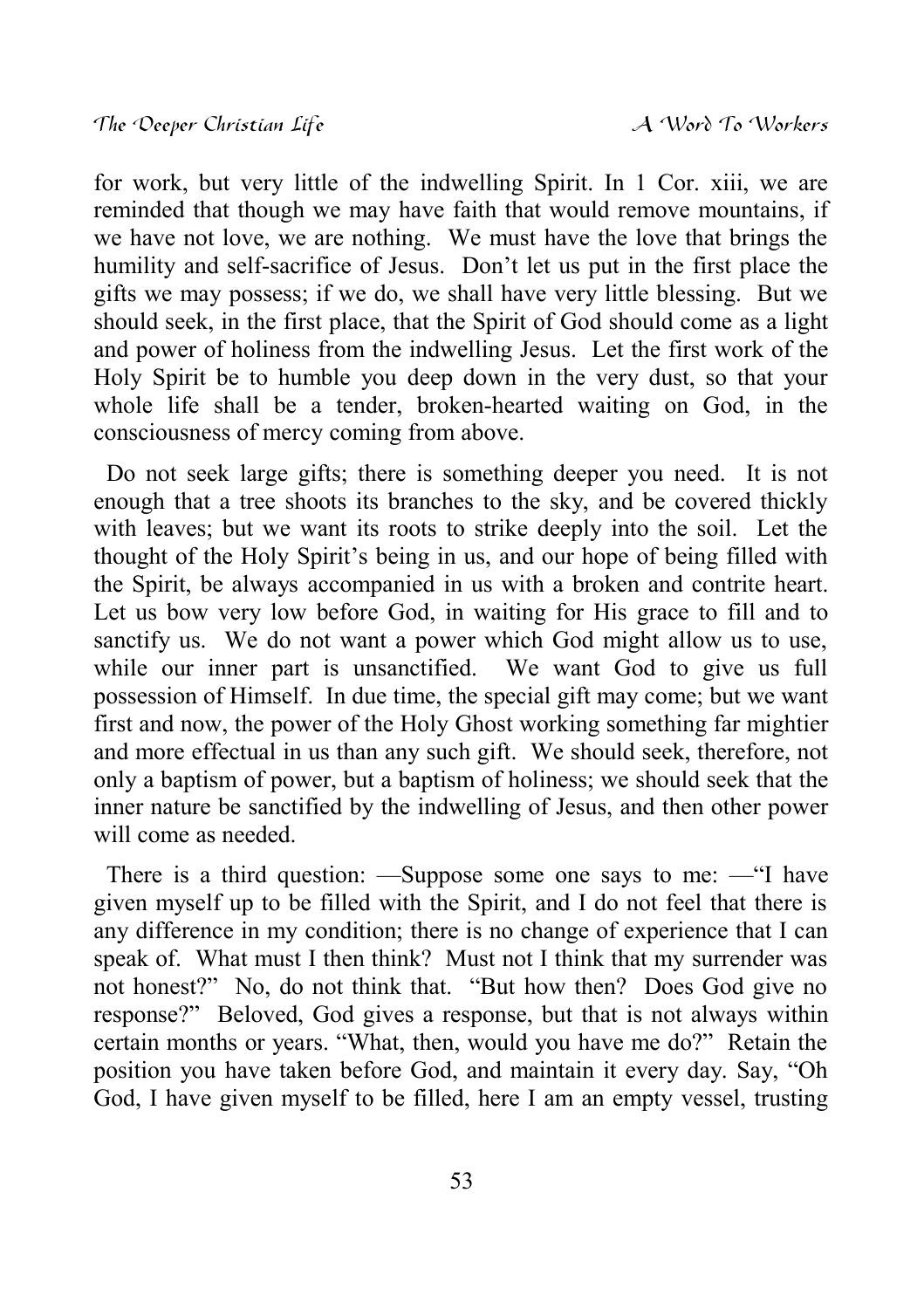for work, but very little of the indwelling Spirit. In 1 Cor. xiii, we are reminded that though we may have faith that would remove mountains, if we have not love, we are nothing. We must have the love that brings the humility and self-sacrifice of Jesus. Don't let us put in the first place the gifts we may possess; if we do, we shall have very little blessing. But we should seek, in the first place, that the Spirit of God should come as a light and power of holiness from the indwelling Jesus. Let the first work of the Holy Spirit be to humble you deep down in the very dust, so that your whole life shall be a tender, broken-hearted waiting on God, in the consciousness of mercy coming from above.

Do not seek large gifts; there is something deeper you need. It is not enough that a tree shoots its branches to the sky, and be covered thickly with leaves; but we want its roots to strike deeply into the soil. Let the thought of the Holy Spirit's being in us, and our hope of being filled with the Spirit, be always accompanied in us with a broken and contrite heart. Let us bow very low before God, in waiting for His grace to fill and to sanctify us. We do not want a power which God might allow us to use, while our inner part is unsanctified. We want God to give us full possession of Himself. In due time, the special gift may come; but we want first and now, the power of the Holy Ghost working something far mightier and more effectual in us than any such gift. We should seek, therefore, not only a baptism of power, but a baptism of holiness; we should seek that the inner nature be sanctified by the indwelling of Jesus, and then other power will come as needed.

There is a third question: —Suppose some one says to me: —"I have given myself up to be filled with the Spirit, and I do not feel that there is any difference in my condition; there is no change of experience that I can speak of. What must I then think? Must not I think that my surrender was not honest?" No, do not think that. "But how then? Does God give no response?" Beloved, God gives a response, but that is not always within certain months or years. "What, then, would you have me do?" Retain the position you have taken before God, and maintain it every day. Say, "Oh God, I have given myself to be filled, here I am an empty vessel, trusting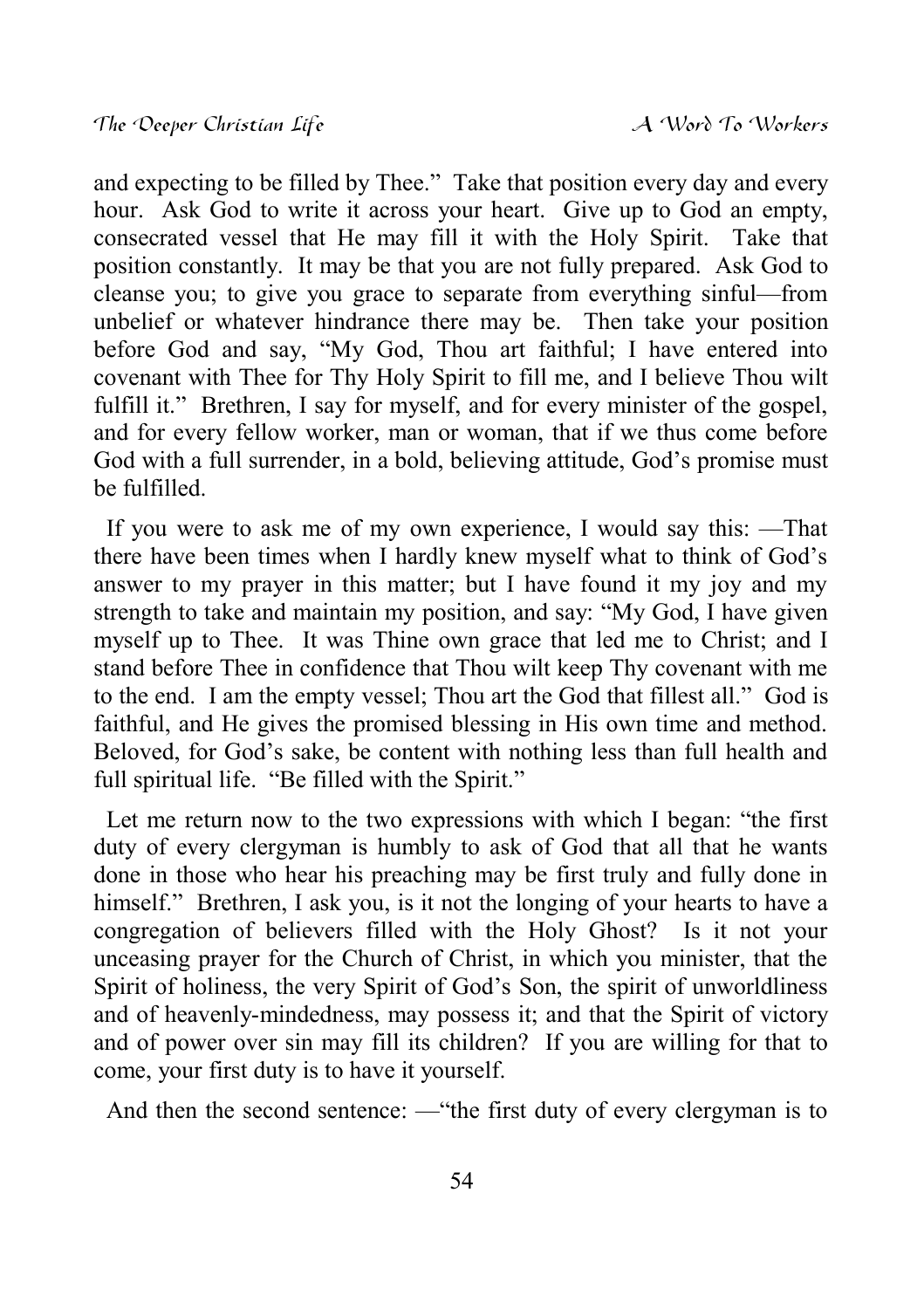and expecting to be filled by Thee." Take that position every day and every hour. Ask God to write it across your heart. Give up to God an empty, consecrated vessel that He may fill it with the Holy Spirit. Take that position constantly. It may be that you are not fully prepared. Ask God to cleanse you; to give you grace to separate from everything sinful—from unbelief or whatever hindrance there may be. Then take your position before God and say, "My God, Thou art faithful; I have entered into covenant with Thee for Thy Holy Spirit to fill me, and I believe Thou wilt fulfill it." Brethren, I say for myself, and for every minister of the gospel, and for every fellow worker, man or woman, that if we thus come before God with a full surrender, in a bold, believing attitude, God's promise must be fulfilled.

If you were to ask me of my own experience, I would say this: —That there have been times when I hardly knew myself what to think of God's answer to my prayer in this matter; but I have found it my joy and my strength to take and maintain my position, and say: "My God, I have given myself up to Thee. It was Thine own grace that led me to Christ; and I stand before Thee in confidence that Thou wilt keep Thy covenant with me to the end. I am the empty vessel; Thou art the God that fillest all." God is faithful, and He gives the promised blessing in His own time and method. Beloved, for God's sake, be content with nothing less than full health and full spiritual life. "Be filled with the Spirit."

Let me return now to the two expressions with which I began: "the first duty of every clergyman is humbly to ask of God that all that he wants done in those who hear his preaching may be first truly and fully done in himself." Brethren, I ask you, is it not the longing of your hearts to have a congregation of believers filled with the Holy Ghost? Is it not your unceasing prayer for the Church of Christ, in which you minister, that the Spirit of holiness, the very Spirit of God's Son, the spirit of unworldliness and of heavenly-mindedness, may possess it; and that the Spirit of victory and of power over sin may fill its children? If you are willing for that to come, your first duty is to have it yourself.

And then the second sentence: —"the first duty of every clergyman is to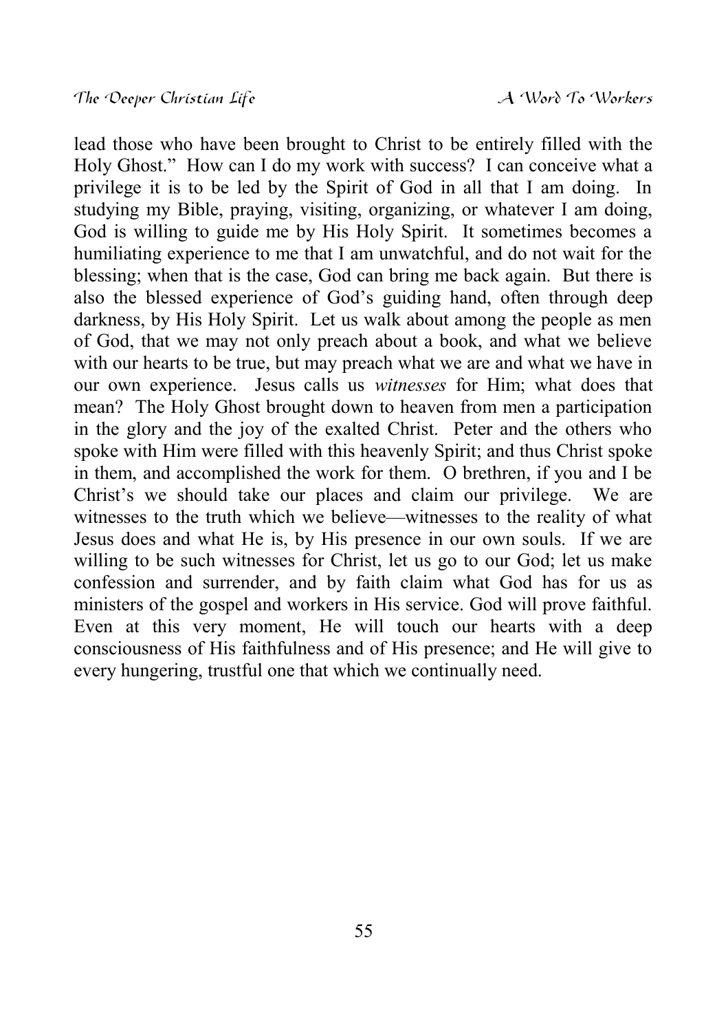lead those who have been brought to Christ to be entirely filled with the Holy Ghost." How can I do my work with success? I can conceive what a privilege it is to be led by the Spirit of God in all that I am doing. In studying my Bible, praying, visiting, organizing, or whatever I am doing, God is willing to guide me by His Holy Spirit. It sometimes becomes a humiliating experience to me that I am unwatchful, and do not wait for the blessing; when that is the case, God can bring me back again. But there is also the blessed experience of God's guiding hand, often through deep darkness, by His Holy Spirit. Let us walk about among the people as men of God, that we may not only preach about a book, and what we believe with our hearts to be true, but may preach what we are and what we have in our own experience. Jesus calls us *witnesses* for Him; what does that mean? The Holy Ghost brought down to heaven from men a participation in the glory and the joy of the exalted Christ. Peter and the others who spoke with Him were filled with this heavenly Spirit; and thus Christ spoke in them, and accomplished the work for them. O brethren, if you and I be Christ's we should take our places and claim our privilege. We are witnesses to the truth which we believe—witnesses to the reality of what Jesus does and what He is, by His presence in our own souls. If we are willing to be such witnesses for Christ, let us go to our God; let us make confession and surrender, and by faith claim what God has for us as ministers of the gospel and workers in His service. God will prove faithful. Even at this very moment, He will touch our hearts with a deep consciousness of His faithfulness and of His presence; and He will give to every hungering, trustful one that which we continually need.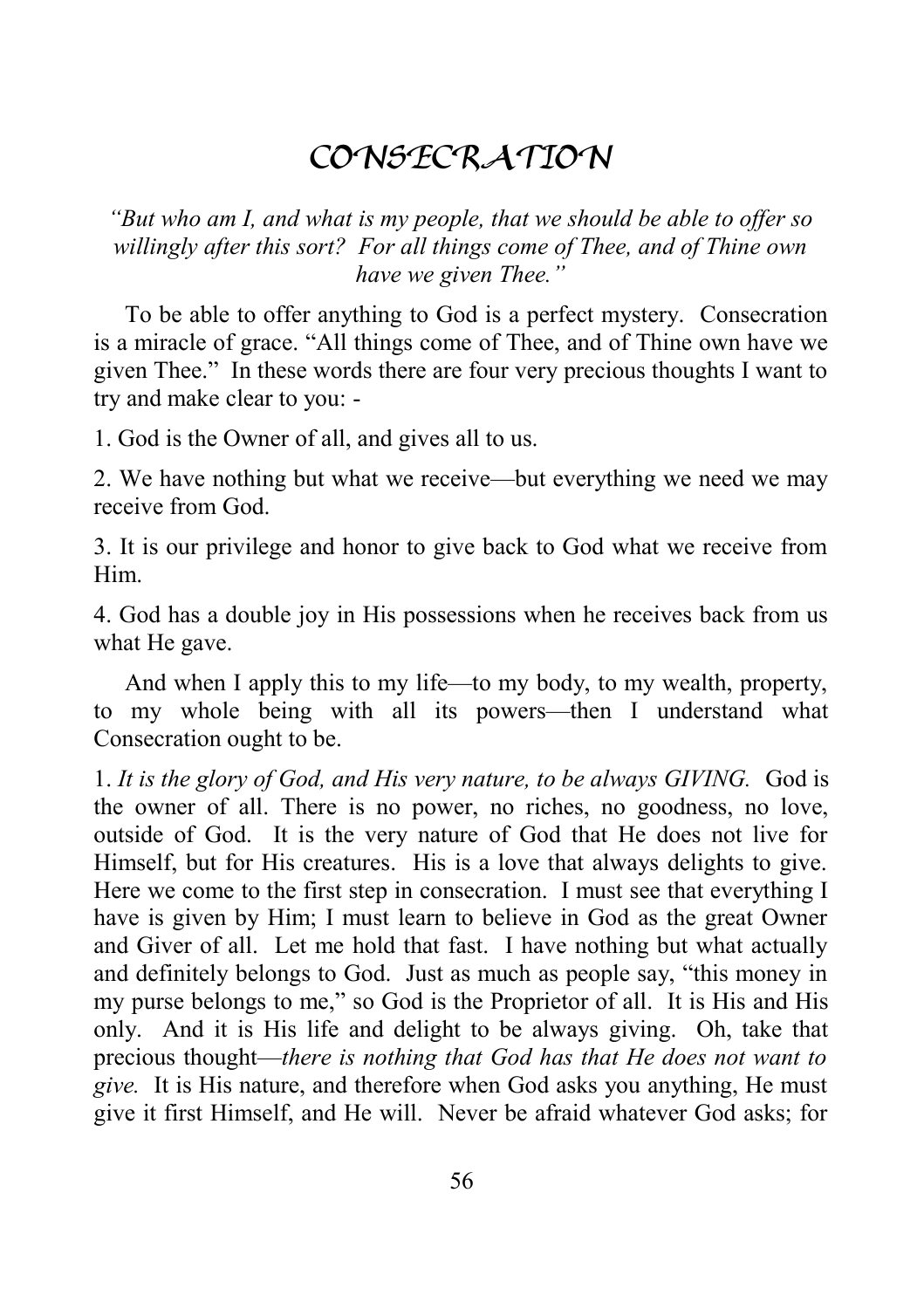# CONSECRATION

*"But who am I, and what is my people, that we should be able to offer so willingly after this sort? For all things come of Thee, and of Thine own have we given Thee."*

To be able to offer anything to God is a perfect mystery. Consecration is a miracle of grace. "All things come of Thee, and of Thine own have we given Thee." In these words there are four very precious thoughts I want to try and make clear to you: -

1. God is the Owner of all, and gives all to us.

2. We have nothing but what we receive—but everything we need we may receive from God.

3. It is our privilege and honor to give back to God what we receive from Him.

4. God has a double joy in His possessions when he receives back from us what He gave.

And when I apply this to my life—to my body, to my wealth, property, to my whole being with all its powers—then I understand what Consecration ought to be.

1. *It is the glory of God, and His very nature, to be always GIVING.* God is the owner of all. There is no power, no riches, no goodness, no love, outside of God. It is the very nature of God that He does not live for Himself, but for His creatures. His is a love that always delights to give. Here we come to the first step in consecration. I must see that everything I have is given by Him; I must learn to believe in God as the great Owner and Giver of all. Let me hold that fast. I have nothing but what actually and definitely belongs to God. Just as much as people say, "this money in my purse belongs to me," so God is the Proprietor of all. It is His and His only. And it is His life and delight to be always giving. Oh, take that precious thought—*there is nothing that God has that He does not want to give.* It is His nature, and therefore when God asks you anything, He must give it first Himself, and He will. Never be afraid whatever God asks; for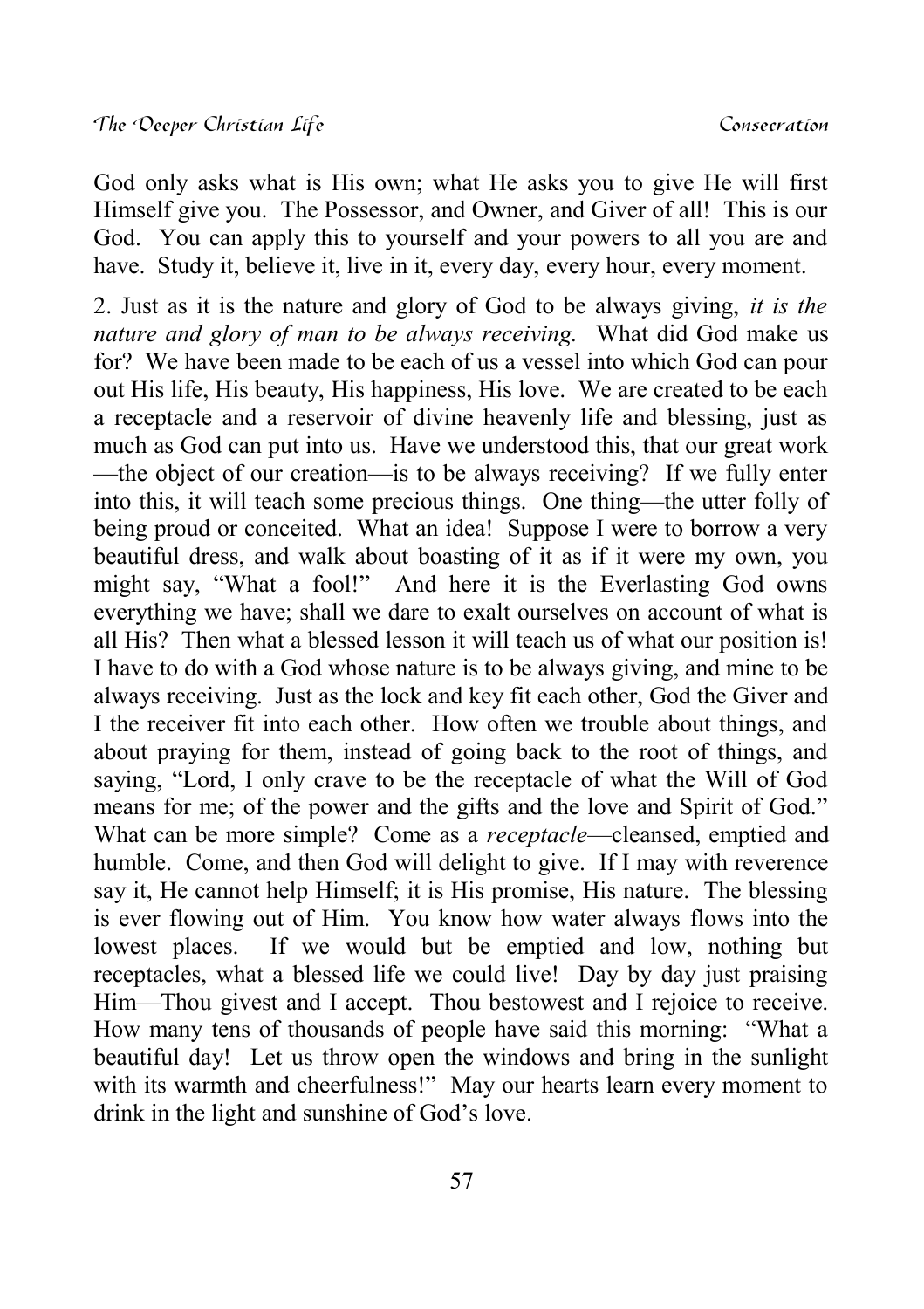God only asks what is His own; what He asks you to give He will first Himself give you. The Possessor, and Owner, and Giver of all! This is our God. You can apply this to yourself and your powers to all you are and have. Study it, believe it, live in it, every day, every hour, every moment.

2. Just as it is the nature and glory of God to be always giving, *it is the nature and glory of man to be always receiving.* What did God make us for? We have been made to be each of us a vessel into which God can pour out His life, His beauty, His happiness, His love. We are created to be each a receptacle and a reservoir of divine heavenly life and blessing, just as much as God can put into us. Have we understood this, that our great work —the object of our creation—is to be always receiving? If we fully enter into this, it will teach some precious things. One thing—the utter folly of being proud or conceited. What an idea! Suppose I were to borrow a very beautiful dress, and walk about boasting of it as if it were my own, you might say, "What a fool!" And here it is the Everlasting God owns everything we have; shall we dare to exalt ourselves on account of what is all His? Then what a blessed lesson it will teach us of what our position is! I have to do with a God whose nature is to be always giving, and mine to be always receiving. Just as the lock and key fit each other, God the Giver and I the receiver fit into each other. How often we trouble about things, and about praying for them, instead of going back to the root of things, and saying, "Lord, I only crave to be the receptacle of what the Will of God means for me; of the power and the gifts and the love and Spirit of God." What can be more simple? Come as a *receptacle*—cleansed, emptied and humble. Come, and then God will delight to give. If I may with reverence say it, He cannot help Himself; it is His promise, His nature. The blessing is ever flowing out of Him. You know how water always flows into the lowest places. If we would but be emptied and low, nothing but receptacles, what a blessed life we could live! Day by day just praising Him—Thou givest and I accept. Thou bestowest and I rejoice to receive. How many tens of thousands of people have said this morning: "What a beautiful day! Let us throw open the windows and bring in the sunlight with its warmth and cheerfulness!" May our hearts learn every moment to drink in the light and sunshine of God's love.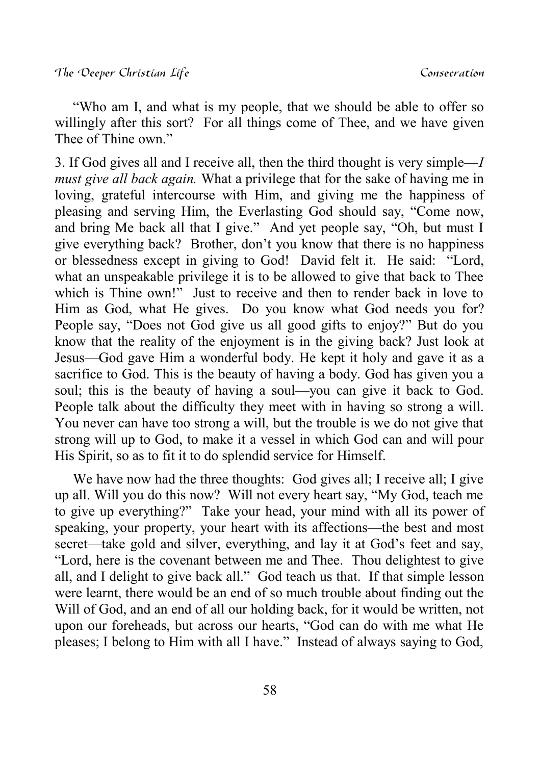"Who am I, and what is my people, that we should be able to offer so willingly after this sort? For all things come of Thee, and we have given Thee of Thine own."

3. If God gives all and I receive all, then the third thought is very simple—*I must give all back again.* What a privilege that for the sake of having me in loving, grateful intercourse with Him, and giving me the happiness of pleasing and serving Him, the Everlasting God should say, "Come now, and bring Me back all that I give." And yet people say, "Oh, but must I give everything back? Brother, don't you know that there is no happiness or blessedness except in giving to God! David felt it. He said: "Lord, what an unspeakable privilege it is to be allowed to give that back to Thee which is Thine own!" Just to receive and then to render back in love to Him as God, what He gives. Do you know what God needs you for? People say, "Does not God give us all good gifts to enjoy?" But do you know that the reality of the enjoyment is in the giving back? Just look at Jesus—God gave Him a wonderful body. He kept it holy and gave it as a sacrifice to God. This is the beauty of having a body. God has given you a soul; this is the beauty of having a soul—you can give it back to God. People talk about the difficulty they meet with in having so strong a will. You never can have too strong a will, but the trouble is we do not give that strong will up to God, to make it a vessel in which God can and will pour His Spirit, so as to fit it to do splendid service for Himself.

We have now had the three thoughts: God gives all; I receive all; I give up all. Will you do this now? Will not every heart say, "My God, teach me to give up everything?" Take your head, your mind with all its power of speaking, your property, your heart with its affections—the best and most secret—take gold and silver, everything, and lay it at God's feet and say, "Lord, here is the covenant between me and Thee. Thou delightest to give all, and I delight to give back all." God teach us that. If that simple lesson were learnt, there would be an end of so much trouble about finding out the Will of God, and an end of all our holding back, for it would be written, not upon our foreheads, but across our hearts, "God can do with me what He pleases; I belong to Him with all I have." Instead of always saying to God,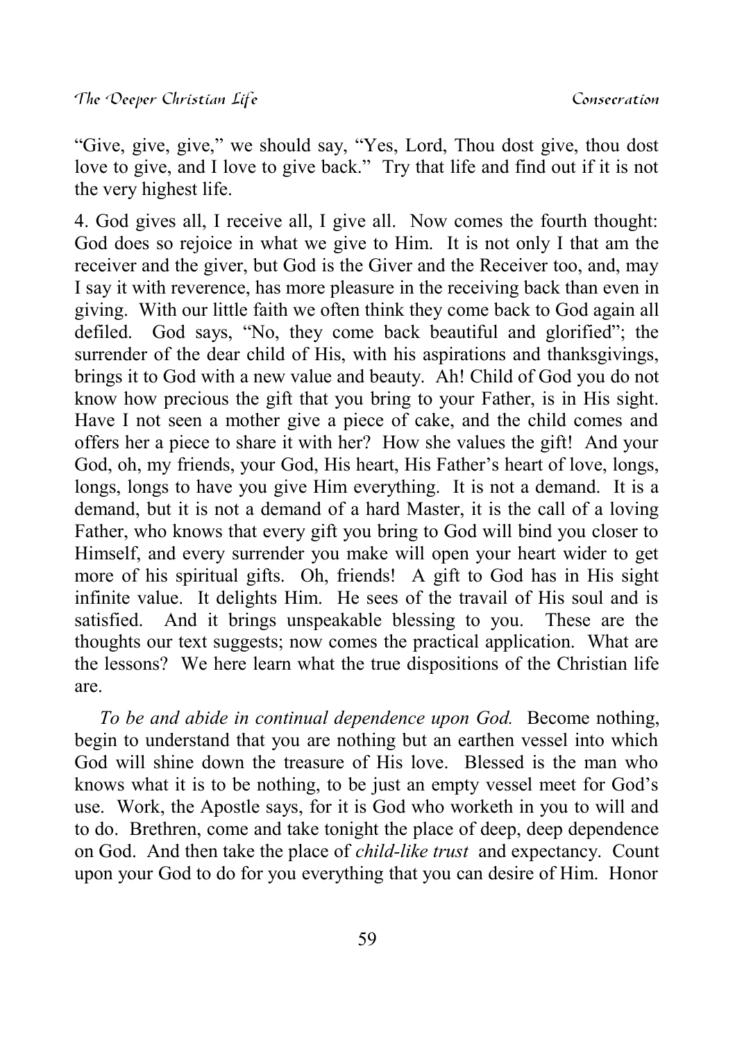"Give, give, give," we should say, "Yes, Lord, Thou dost give, thou dost love to give, and I love to give back." Try that life and find out if it is not the very highest life.

4. God gives all, I receive all, I give all. Now comes the fourth thought: God does so rejoice in what we give to Him. It is not only I that am the receiver and the giver, but God is the Giver and the Receiver too, and, may I say it with reverence, has more pleasure in the receiving back than even in giving. With our little faith we often think they come back to God again all defiled. God says, "No, they come back beautiful and glorified"; the surrender of the dear child of His, with his aspirations and thanksgivings, brings it to God with a new value and beauty. Ah! Child of God you do not know how precious the gift that you bring to your Father, is in His sight. Have I not seen a mother give a piece of cake, and the child comes and offers her a piece to share it with her? How she values the gift! And your God, oh, my friends, your God, His heart, His Father's heart of love, longs, longs, longs to have you give Him everything. It is not a demand. It is a demand, but it is not a demand of a hard Master, it is the call of a loving Father, who knows that every gift you bring to God will bind you closer to Himself, and every surrender you make will open your heart wider to get more of his spiritual gifts. Oh, friends! A gift to God has in His sight infinite value. It delights Him. He sees of the travail of His soul and is satisfied. And it brings unspeakable blessing to you. These are the thoughts our text suggests; now comes the practical application. What are the lessons? We here learn what the true dispositions of the Christian life are.

*To be and abide in continual dependence upon God.* Become nothing, begin to understand that you are nothing but an earthen vessel into which God will shine down the treasure of His love. Blessed is the man who knows what it is to be nothing, to be just an empty vessel meet for God's use. Work, the Apostle says, for it is God who worketh in you to will and to do. Brethren, come and take tonight the place of deep, deep dependence on God. And then take the place of *child-like trust* and expectancy. Count upon your God to do for you everything that you can desire of Him. Honor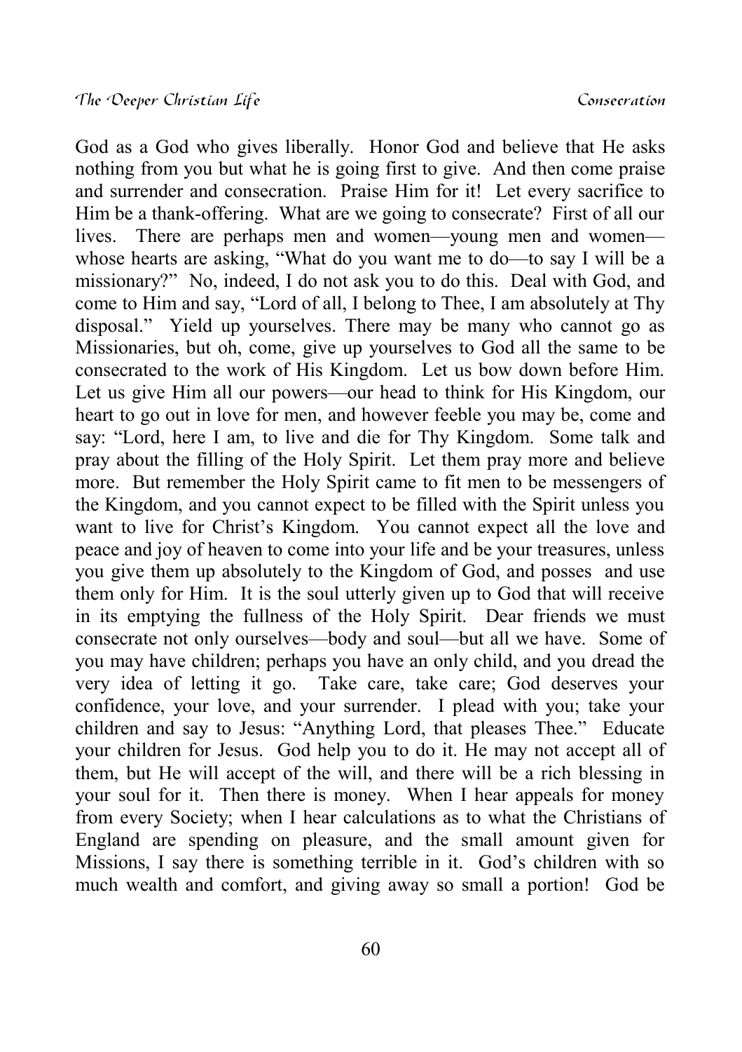God as a God who gives liberally. Honor God and believe that He asks nothing from you but what he is going first to give. And then come praise and surrender and consecration. Praise Him for it! Let every sacrifice to Him be a thank-offering. What are we going to consecrate? First of all our lives. There are perhaps men and women—young men and women—whose hearts are asking, "What do you want me to do—to say I will be a missionary?" No, indeed, I do not ask you to do this. Deal with God, and come to Him and say, "Lord of all, I belong to Thee, I am absolutely at Thy disposal." Yield up yourselves. There may be many who cannot go as Missionaries, but oh, come, give up yourselves to God all the same to be consecrated to the work of His Kingdom. Let us bow down before Him. Let us give Him all our powers—our head to think for His Kingdom, our heart to go out in love for men, and however feeble you may be, come and say: "Lord, here I am, to live and die for Thy Kingdom. Some talk and pray about the filling of the Holy Spirit. Let them pray more and believe more. But remember the Holy Spirit came to fit men to be messengers of the Kingdom, and you cannot expect to be filled with the Spirit unless you want to live for Christ's Kingdom. You cannot expect all the love and peace and joy of heaven to come into your life and be your treasures, unless you give them up absolutely to the Kingdom of God, and posses and use them only for Him. It is the soul utterly given up to God that will receive in its emptying the fullness of the Holy Spirit. Dear friends we must consecrate not only ourselves—body and soul—but all we have. Some of you may have children; perhaps you have an only child, and you dread the very idea of letting it go. Take care, take care; God deserves your confidence, your love, and your surrender. I plead with you; take your children and say to Jesus: "Anything Lord, that pleases Thee." Educate your children for Jesus. God help you to do it. He may not accept all of them, but He will accept of the will, and there will be a rich blessing in your soul for it. Then there is money. When I hear appeals for money from every Society; when I hear calculations as to what the Christians of England are spending on pleasure, and the small amount given for Missions, I say there is something terrible in it. God's children with so much wealth and comfort, and giving away so small a portion! God be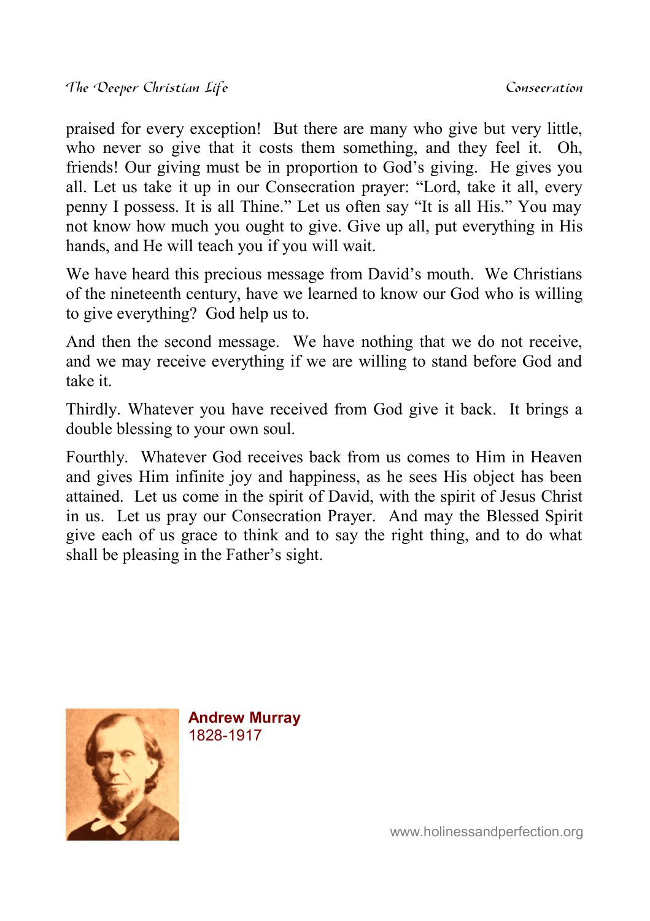praised for every exception! But there are many who give but very little, who never so give that it costs them something, and they feel it. Oh, friends! Our giving must be in proportion to God's giving. He gives you all. Let us take it up in our Consecration prayer: "Lord, take it all, every penny I possess. It is all Thine." Let us often say "It is all His." You may not know how much you ought to give. Give up all, put everything in His hands, and He will teach you if you will wait.

We have heard this precious message from David's mouth. We Christians of the nineteenth century, have we learned to know our God who is willing to give everything? God help us to.

And then the second message. We have nothing that we do not receive, and we may receive everything if we are willing to stand before God and take it.

Thirdly. Whatever you have received from God give it back. It brings a double blessing to your own soul.

Fourthly. Whatever God receives back from us comes to Him in Heaven and gives Him infinite joy and happiness, as he sees His object has been attained. Let us come in the spirit of David, with the spirit of Jesus Christ in us. Let us pray our Consecration Prayer. And may the Blessed Spirit give each of us grace to think and to say the right thing, and to do what shall be pleasing in the Father's sight.

**Andrew Murray**
1828-1917

www.holinessandperfection.org